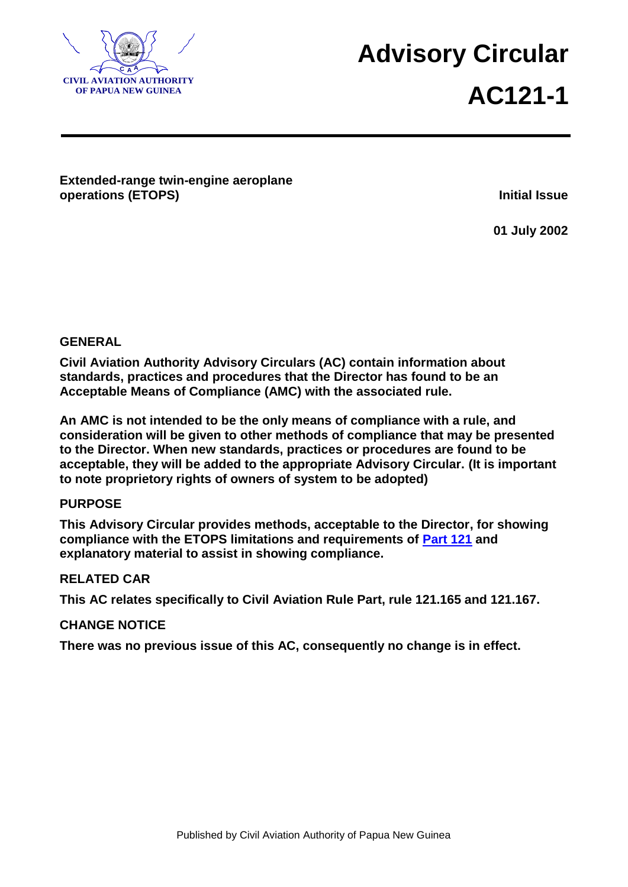CIVIL AVIATION AUTHORITY
OF PAPUA NEW GUINEA

# Advisory Circular
# AC121-1

**Extended-range twin-engine aeroplane operations (ETOPS)**

**Initial Issue**

**01 July 2002**

## GENERAL

**Civil Aviation Authority Advisory Circulars (AC) contain information about standards, practices and procedures that the Director has found to be an Acceptable Means of Compliance (AMC) with the associated rule.**

**An AMC is not intended to be the only means of compliance with a rule, and consideration will be given to other methods of compliance that may be presented to the Director. When new standards, practices or procedures are found to be acceptable, they will be added to the appropriate Advisory Circular. (It is important to note proprietory rights of owners of system to be adopted)**

## PURPOSE

**This Advisory Circular provides methods, acceptable to the Director, for showing compliance with the ETOPS limitations and requirements of Part 121 and explanatory material to assist in showing compliance.**

## RELATED CAR

**This AC relates specifically to Civil Aviation Rule Part, rule 121.165 and 121.167.**

## CHANGE NOTICE

**There was no previous issue of this AC, consequently no change is in effect.**

Published by Civil Aviation Authority of Papua New Guinea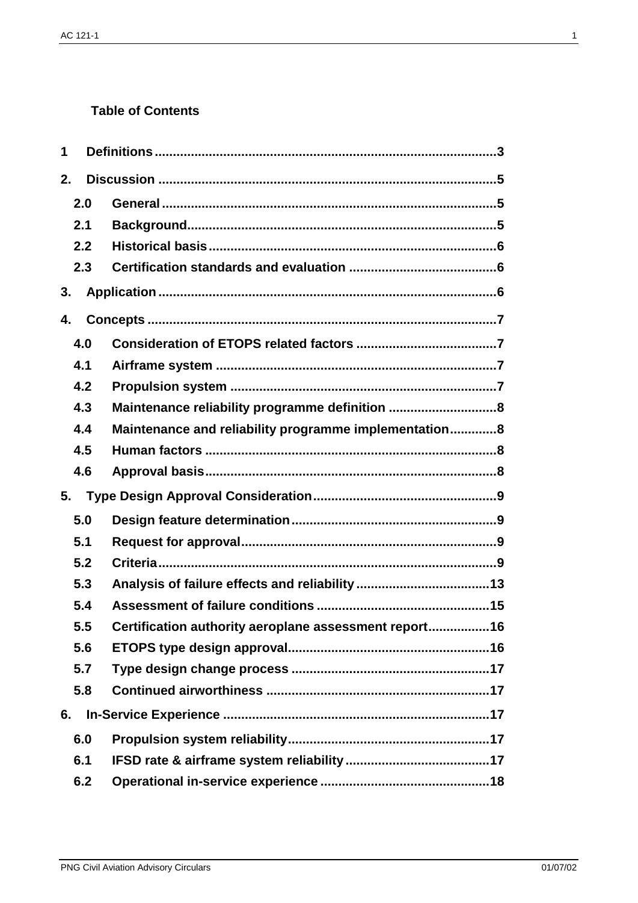**Table of Contents**

- **1 Definitions** ... 3
- **2. Discussion** ... 5
  - **2.0 General** ... 5
  - **2.1 Background** ... 5
  - **2.2 Historical basis** ... 6
  - **2.3 Certification standards and evaluation** ... 6
- **3. Application** ... 6
- **4. Concepts** ... 7
  - **4.0 Consideration of ETOPS related factors** ... 7
  - **4.1 Airframe system** ... 7
  - **4.2 Propulsion system** ... 7
  - **4.3 Maintenance reliability programme definition** ... 8
  - **4.4 Maintenance and reliability programme implementation** ... 8
  - **4.5 Human factors** ... 8
  - **4.6 Approval basis** ... 8
- **5. Type Design Approval Consideration** ... 9
  - **5.0 Design feature determination** ... 9
  - **5.1 Request for approval** ... 9
  - **5.2 Criteria** ... 9
  - **5.3 Analysis of failure effects and reliability** ... 13
  - **5.4 Assessment of failure conditions** ... 15
  - **5.5 Certification authority aeroplane assessment report** ... 16
  - **5.6 ETOPS type design approval** ... 16
  - **5.7 Type design change process** ... 17
  - **5.8 Continued airworthiness** ... 17
- **6. In-Service Experience** ... 17
  - **6.0 Propulsion system reliability** ... 17
  - **6.1 IFSD rate & airframe system reliability** ... 17
  - **6.2 Operational in-service experience** ... 18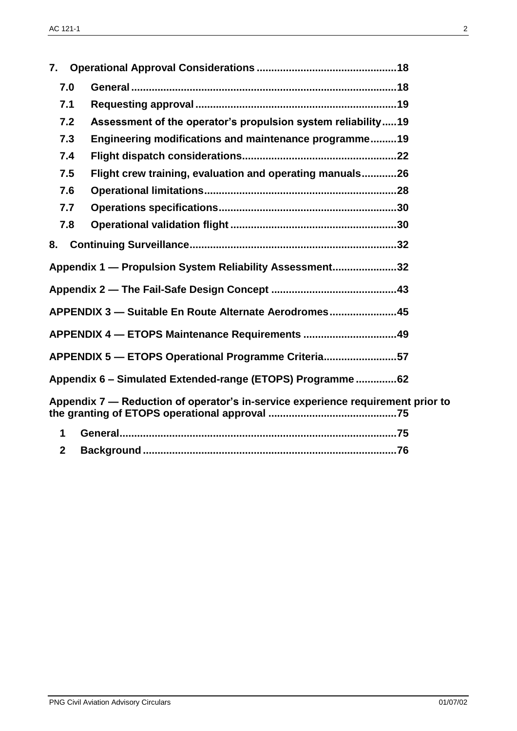**7. Operational Approval Considerations ................................................18**

- **7.0 General ......................................................................................18**
- **7.1 Requesting approval ....................................................................19**
- **7.2 Assessment of the operator's propulsion system reliability.....19**
- **7.3 Engineering modifications and maintenance programme.........19**
- **7.4 Flight dispatch considerations....................................................22**
- **7.5 Flight crew training, evaluation and operating manuals............26**
- **7.6 Operational limitations.................................................................28**
- **7.7 Operations specifications............................................................30**
- **7.8 Operational validation flight ........................................................30**

**8. Continuing Surveillance......................................................................32**

**Appendix 1 — Propulsion System Reliability Assessment......................32**

**Appendix 2 — The Fail-Safe Design Concept ...........................................43**

**APPENDIX 3 — Suitable En Route Alternate Aerodromes.......................45**

**APPENDIX 4 — ETOPS Maintenance Requirements ................................49**

**APPENDIX 5 — ETOPS Operational Programme Criteria.........................57**

**Appendix 6 – Simulated Extended-range (ETOPS) Programme ..............62**

**Appendix 7 — Reduction of operator's in-service experience requirement prior to the granting of ETOPS operational approval ............................................75**

- **1 General..............................................................................................75**
- **2 Background ......................................................................................76**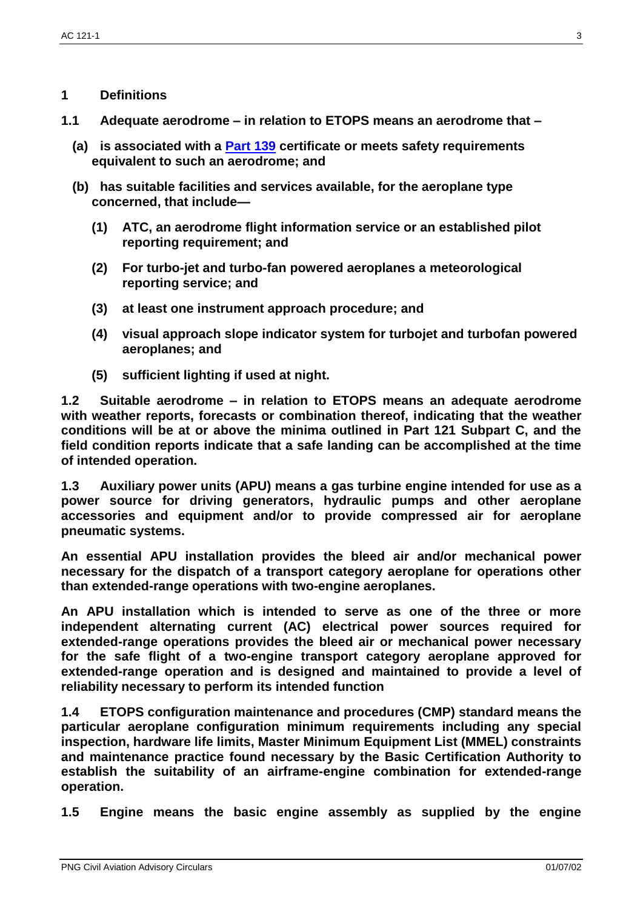## 1 Definitions

**1.1 Adequate aerodrome – in relation to ETOPS means an aerodrome that –**

**(a) is associated with a Part 139 certificate or meets safety requirements equivalent to such an aerodrome; and**

**(b) has suitable facilities and services available, for the aeroplane type concerned, that include—**

**(1) ATC, an aerodrome flight information service or an established pilot reporting requirement; and**

**(2) For turbo-jet and turbo-fan powered aeroplanes a meteorological reporting service; and**

**(3) at least one instrument approach procedure; and**

**(4) visual approach slope indicator system for turbojet and turbofan powered aeroplanes; and**

**(5) sufficient lighting if used at night.**

**1.2 Suitable aerodrome – in relation to ETOPS means an adequate aerodrome with weather reports, forecasts or combination thereof, indicating that the weather conditions will be at or above the minima outlined in Part 121 Subpart C, and the field condition reports indicate that a safe landing can be accomplished at the time of intended operation.**

**1.3 Auxiliary power units (APU) means a gas turbine engine intended for use as a power source for driving generators, hydraulic pumps and other aeroplane accessories and equipment and/or to provide compressed air for aeroplane pneumatic systems.**

**An essential APU installation provides the bleed air and/or mechanical power necessary for the dispatch of a transport category aeroplane for operations other than extended-range operations with two-engine aeroplanes.**

**An APU installation which is intended to serve as one of the three or more independent alternating current (AC) electrical power sources required for extended-range operations provides the bleed air or mechanical power necessary for the safe flight of a two-engine transport category aeroplane approved for extended-range operation and is designed and maintained to provide a level of reliability necessary to perform its intended function**

**1.4 ETOPS configuration maintenance and procedures (CMP) standard means the particular aeroplane configuration minimum requirements including any special inspection, hardware life limits, Master Minimum Equipment List (MMEL) constraints and maintenance practice found necessary by the Basic Certification Authority to establish the suitability of an airframe-engine combination for extended-range operation.**

**1.5 Engine means the basic engine assembly as supplied by the engine**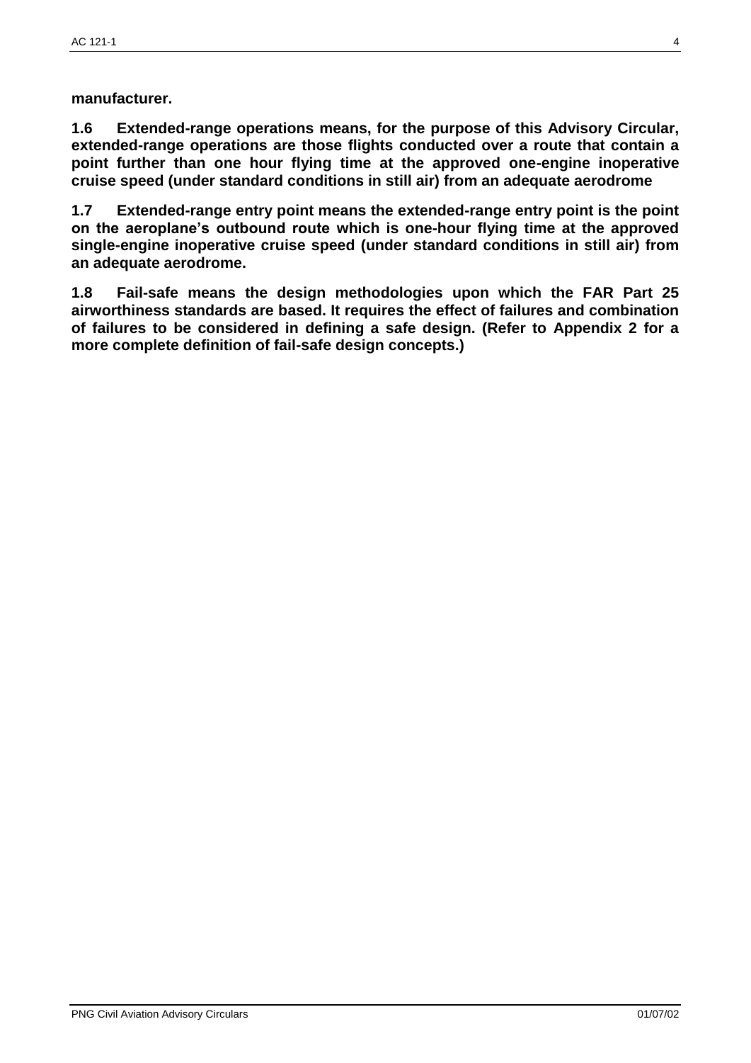**manufacturer.**

**1.6 Extended-range operations means, for the purpose of this Advisory Circular, extended-range operations are those flights conducted over a route that contain a point further than one hour flying time at the approved one-engine inoperative cruise speed (under standard conditions in still air) from an adequate aerodrome**

**1.7 Extended-range entry point means the extended-range entry point is the point on the aeroplane's outbound route which is one-hour flying time at the approved single-engine inoperative cruise speed (under standard conditions in still air) from an adequate aerodrome.**

**1.8 Fail-safe means the design methodologies upon which the FAR Part 25 airworthiness standards are based. It requires the effect of failures and combination of failures to be considered in defining a safe design. (Refer to Appendix 2 for a more complete definition of fail-safe design concepts.)**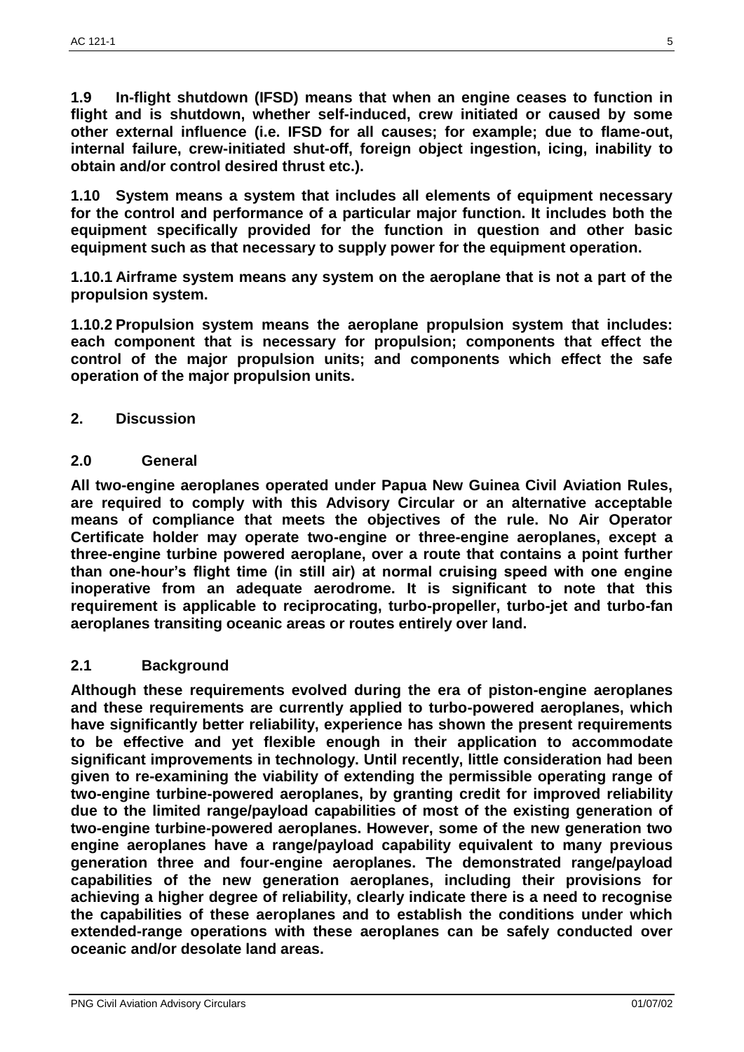**1.9 In-flight shutdown (IFSD) means that when an engine ceases to function in flight and is shutdown, whether self-induced, crew initiated or caused by some other external influence (i.e. IFSD for all causes; for example; due to flame-out, internal failure, crew-initiated shut-off, foreign object ingestion, icing, inability to obtain and/or control desired thrust etc.).**

**1.10 System means a system that includes all elements of equipment necessary for the control and performance of a particular major function. It includes both the equipment specifically provided for the function in question and other basic equipment such as that necessary to supply power for the equipment operation.**

**1.10.1 Airframe system means any system on the aeroplane that is not a part of the propulsion system.**

**1.10.2 Propulsion system means the aeroplane propulsion system that includes: each component that is necessary for propulsion; components that effect the control of the major propulsion units; and components which effect the safe operation of the major propulsion units.**

## 2. Discussion

### 2.0 General

**All two-engine aeroplanes operated under Papua New Guinea Civil Aviation Rules, are required to comply with this Advisory Circular or an alternative acceptable means of compliance that meets the objectives of the rule. No Air Operator Certificate holder may operate two-engine or three-engine aeroplanes, except a three-engine turbine powered aeroplane, over a route that contains a point further than one-hour's flight time (in still air) at normal cruising speed with one engine inoperative from an adequate aerodrome. It is significant to note that this requirement is applicable to reciprocating, turbo-propeller, turbo-jet and turbo-fan aeroplanes transiting oceanic areas or routes entirely over land.**

### 2.1 Background

**Although these requirements evolved during the era of piston-engine aeroplanes and these requirements are currently applied to turbo-powered aeroplanes, which have significantly better reliability, experience has shown the present requirements to be effective and yet flexible enough in their application to accommodate significant improvements in technology. Until recently, little consideration had been given to re-examining the viability of extending the permissible operating range of two-engine turbine-powered aeroplanes, by granting credit for improved reliability due to the limited range/payload capabilities of most of the existing generation of two-engine turbine-powered aeroplanes. However, some of the new generation two engine aeroplanes have a range/payload capability equivalent to many previous generation three and four-engine aeroplanes. The demonstrated range/payload capabilities of the new generation aeroplanes, including their provisions for achieving a higher degree of reliability, clearly indicate there is a need to recognise the capabilities of these aeroplanes and to establish the conditions under which extended-range operations with these aeroplanes can be safely conducted over oceanic and/or desolate land areas.**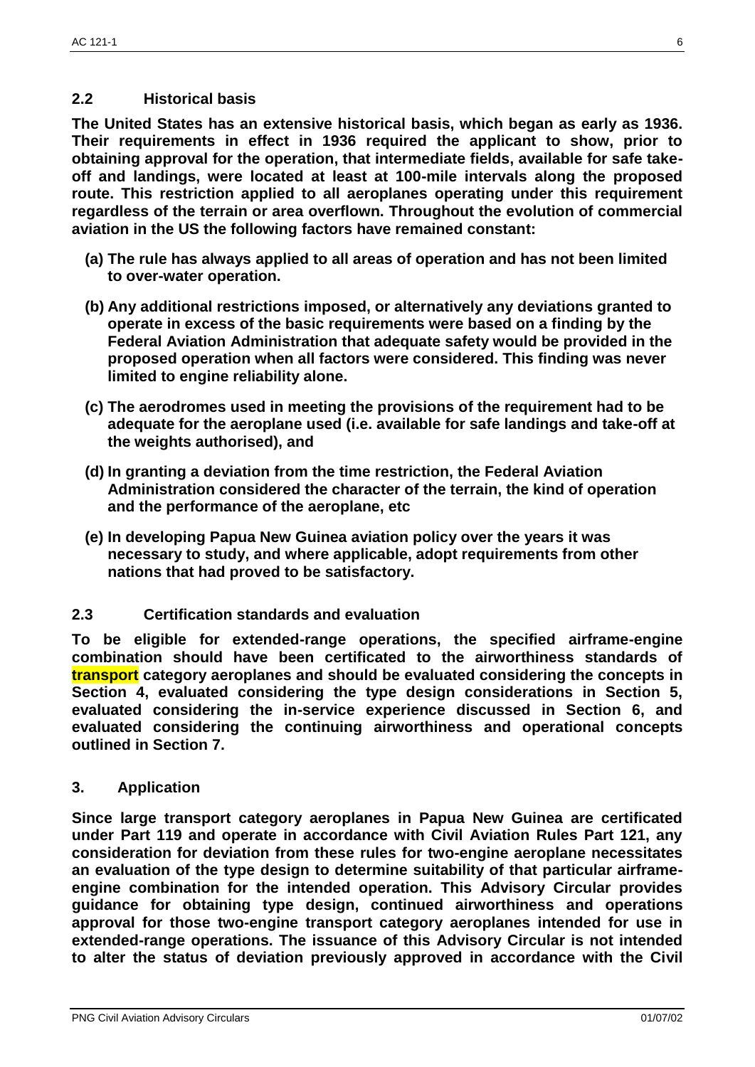## 2.2 Historical basis

**The United States has an extensive historical basis, which began as early as 1936. Their requirements in effect in 1936 required the applicant to show, prior to obtaining approval for the operation, that intermediate fields, available for safe take-off and landings, were located at least at 100-mile intervals along the proposed route. This restriction applied to all aeroplanes operating under this requirement regardless of the terrain or area overflown. Throughout the evolution of commercial aviation in the US the following factors have remained constant:**

**(a) The rule has always applied to all areas of operation and has not been limited to over-water operation.**

**(b) Any additional restrictions imposed, or alternatively any deviations granted to operate in excess of the basic requirements were based on a finding by the Federal Aviation Administration that adequate safety would be provided in the proposed operation when all factors were considered. This finding was never limited to engine reliability alone.**

**(c) The aerodromes used in meeting the provisions of the requirement had to be adequate for the aeroplane used (i.e. available for safe landings and take-off at the weights authorised), and**

**(d) In granting a deviation from the time restriction, the Federal Aviation Administration considered the character of the terrain, the kind of operation and the performance of the aeroplane, etc**

**(e) In developing Papua New Guinea aviation policy over the years it was necessary to study, and where applicable, adopt requirements from other nations that had proved to be satisfactory.**

## 2.3 Certification standards and evaluation

**To be eligible for extended-range operations, the specified airframe-engine combination should have been certificated to the airworthiness standards of transport category aeroplanes and should be evaluated considering the concepts in Section 4, evaluated considering the type design considerations in Section 5, evaluated considering the in-service experience discussed in Section 6, and evaluated considering the continuing airworthiness and operational concepts outlined in Section 7.**

## 3. Application

**Since large transport category aeroplanes in Papua New Guinea are certificated under Part 119 and operate in accordance with Civil Aviation Rules Part 121, any consideration for deviation from these rules for two-engine aeroplane necessitates an evaluation of the type design to determine suitability of that particular airframe-engine combination for the intended operation. This Advisory Circular provides guidance for obtaining type design, continued airworthiness and operations approval for those two-engine transport category aeroplanes intended for use in extended-range operations. The issuance of this Advisory Circular is not intended to alter the status of deviation previously approved in accordance with the Civil**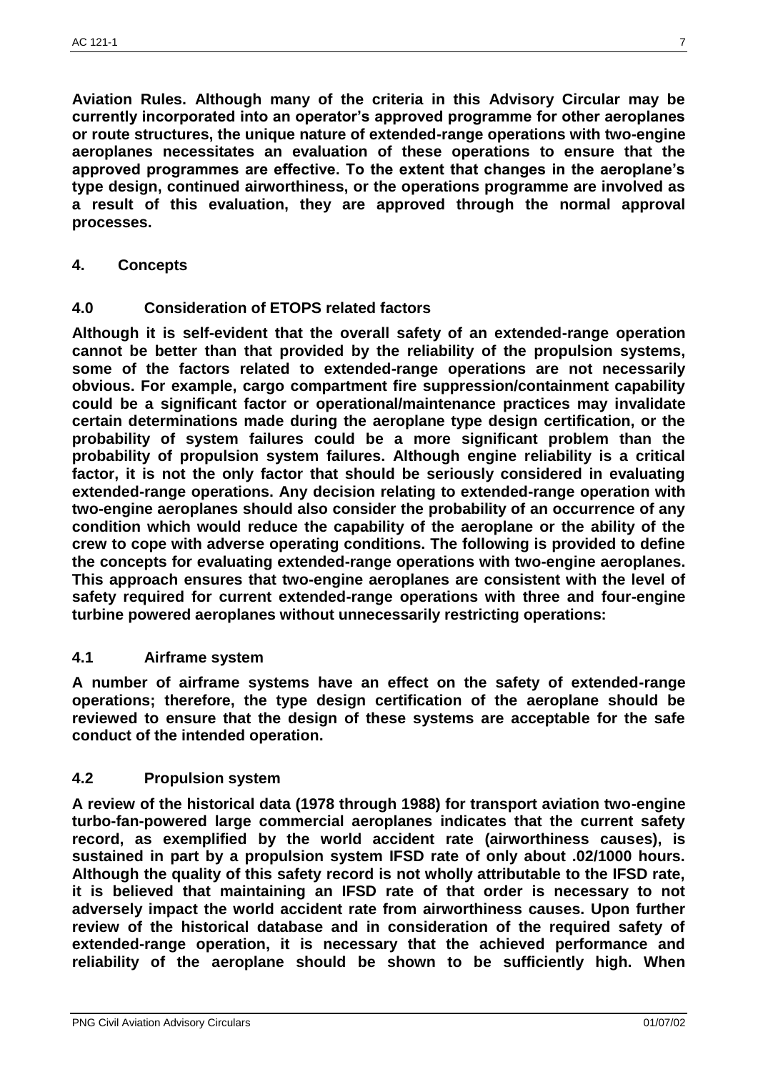**Aviation Rules. Although many of the criteria in this Advisory Circular may be currently incorporated into an operator's approved programme for other aeroplanes or route structures, the unique nature of extended-range operations with two-engine aeroplanes necessitates an evaluation of these operations to ensure that the approved programmes are effective. To the extent that changes in the aeroplane's type design, continued airworthiness, or the operations programme are involved as a result of this evaluation, they are approved through the normal approval processes.**

## 4. Concepts

### 4.0 Consideration of ETOPS related factors

**Although it is self-evident that the overall safety of an extended-range operation cannot be better than that provided by the reliability of the propulsion systems, some of the factors related to extended-range operations are not necessarily obvious. For example, cargo compartment fire suppression/containment capability could be a significant factor or operational/maintenance practices may invalidate certain determinations made during the aeroplane type design certification, or the probability of system failures could be a more significant problem than the probability of propulsion system failures. Although engine reliability is a critical factor, it is not the only factor that should be seriously considered in evaluating extended-range operations. Any decision relating to extended-range operation with two-engine aeroplanes should also consider the probability of an occurrence of any condition which would reduce the capability of the aeroplane or the ability of the crew to cope with adverse operating conditions. The following is provided to define the concepts for evaluating extended-range operations with two-engine aeroplanes. This approach ensures that two-engine aeroplanes are consistent with the level of safety required for current extended-range operations with three and four-engine turbine powered aeroplanes without unnecessarily restricting operations:**

### 4.1 Airframe system

**A number of airframe systems have an effect on the safety of extended-range operations; therefore, the type design certification of the aeroplane should be reviewed to ensure that the design of these systems are acceptable for the safe conduct of the intended operation.**

### 4.2 Propulsion system

**A review of the historical data (1978 through 1988) for transport aviation two-engine turbo-fan-powered large commercial aeroplanes indicates that the current safety record, as exemplified by the world accident rate (airworthiness causes), is sustained in part by a propulsion system IFSD rate of only about .02/1000 hours. Although the quality of this safety record is not wholly attributable to the IFSD rate, it is believed that maintaining an IFSD rate of that order is necessary to not adversely impact the world accident rate from airworthiness causes. Upon further review of the historical database and in consideration of the required safety of extended-range operation, it is necessary that the achieved performance and reliability of the aeroplane should be shown to be sufficiently high. When**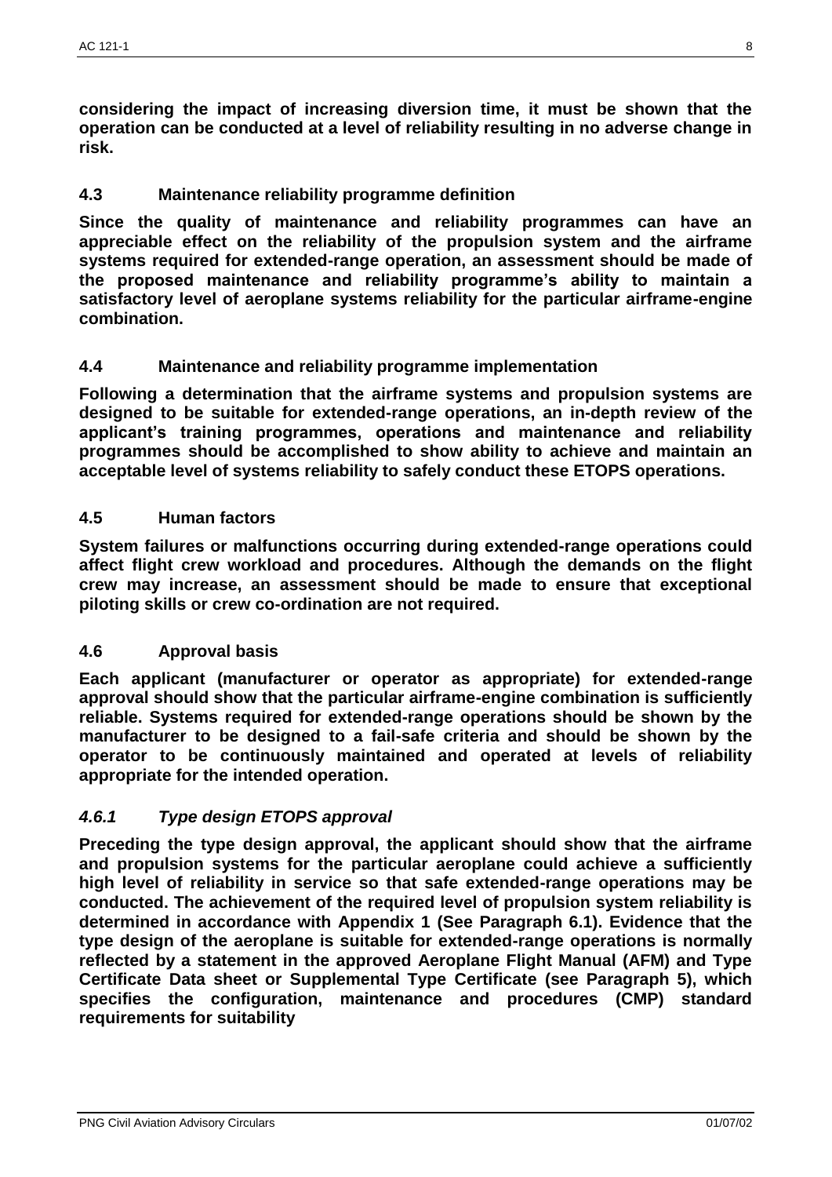**considering the impact of increasing diversion time, it must be shown that the operation can be conducted at a level of reliability resulting in no adverse change in risk.**

## 4.3 Maintenance reliability programme definition

**Since the quality of maintenance and reliability programmes can have an appreciable effect on the reliability of the propulsion system and the airframe systems required for extended-range operation, an assessment should be made of the proposed maintenance and reliability programme's ability to maintain a satisfactory level of aeroplane systems reliability for the particular airframe-engine combination.**

## 4.4 Maintenance and reliability programme implementation

**Following a determination that the airframe systems and propulsion systems are designed to be suitable for extended-range operations, an in-depth review of the applicant's training programmes, operations and maintenance and reliability programmes should be accomplished to show ability to achieve and maintain an acceptable level of systems reliability to safely conduct these ETOPS operations.**

## 4.5 Human factors

**System failures or malfunctions occurring during extended-range operations could affect flight crew workload and procedures. Although the demands on the flight crew may increase, an assessment should be made to ensure that exceptional piloting skills or crew co-ordination are not required.**

## 4.6 Approval basis

**Each applicant (manufacturer or operator as appropriate) for extended-range approval should show that the particular airframe-engine combination is sufficiently reliable. Systems required for extended-range operations should be shown by the manufacturer to be designed to a fail-safe criteria and should be shown by the operator to be continuously maintained and operated at levels of reliability appropriate for the intended operation.**

### *4.6.1 Type design ETOPS approval*

**Preceding the type design approval, the applicant should show that the airframe and propulsion systems for the particular aeroplane could achieve a sufficiently high level of reliability in service so that safe extended-range operations may be conducted. The achievement of the required level of propulsion system reliability is determined in accordance with Appendix 1 (See Paragraph 6.1). Evidence that the type design of the aeroplane is suitable for extended-range operations is normally reflected by a statement in the approved Aeroplane Flight Manual (AFM) and Type Certificate Data sheet or Supplemental Type Certificate (see Paragraph 5), which specifies the configuration, maintenance and procedures (CMP) standard requirements for suitability**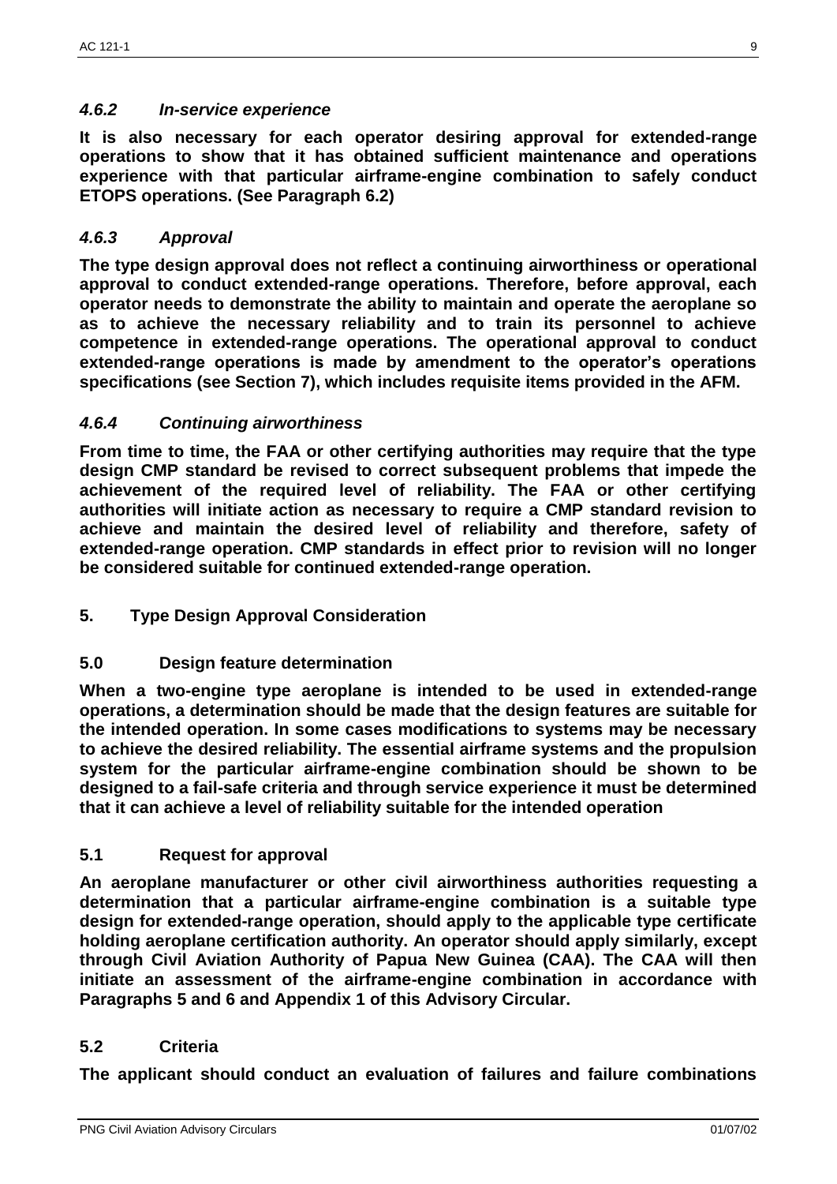#### *4.6.2 In-service experience*

**It is also necessary for each operator desiring approval for extended-range operations to show that it has obtained sufficient maintenance and operations experience with that particular airframe-engine combination to safely conduct ETOPS operations. (See Paragraph 6.2)**

#### *4.6.3 Approval*

**The type design approval does not reflect a continuing airworthiness or operational approval to conduct extended-range operations. Therefore, before approval, each operator needs to demonstrate the ability to maintain and operate the aeroplane so as to achieve the necessary reliability and to train its personnel to achieve competence in extended-range operations. The operational approval to conduct extended-range operations is made by amendment to the operator's operations specifications (see Section 7), which includes requisite items provided in the AFM.**

#### *4.6.4 Continuing airworthiness*

**From time to time, the FAA or other certifying authorities may require that the type design CMP standard be revised to correct subsequent problems that impede the achievement of the required level of reliability. The FAA or other certifying authorities will initiate action as necessary to require a CMP standard revision to achieve and maintain the desired level of reliability and therefore, safety of extended-range operation. CMP standards in effect prior to revision will no longer be considered suitable for continued extended-range operation.**

## 5. Type Design Approval Consideration

### 5.0 Design feature determination

**When a two-engine type aeroplane is intended to be used in extended-range operations, a determination should be made that the design features are suitable for the intended operation. In some cases modifications to systems may be necessary to achieve the desired reliability. The essential airframe systems and the propulsion system for the particular airframe-engine combination should be shown to be designed to a fail-safe criteria and through service experience it must be determined that it can achieve a level of reliability suitable for the intended operation**

### 5.1 Request for approval

**An aeroplane manufacturer or other civil airworthiness authorities requesting a determination that a particular airframe-engine combination is a suitable type design for extended-range operation, should apply to the applicable type certificate holding aeroplane certification authority. An operator should apply similarly, except through Civil Aviation Authority of Papua New Guinea (CAA). The CAA will then initiate an assessment of the airframe-engine combination in accordance with Paragraphs 5 and 6 and Appendix 1 of this Advisory Circular.**

### 5.2 Criteria

**The applicant should conduct an evaluation of failures and failure combinations**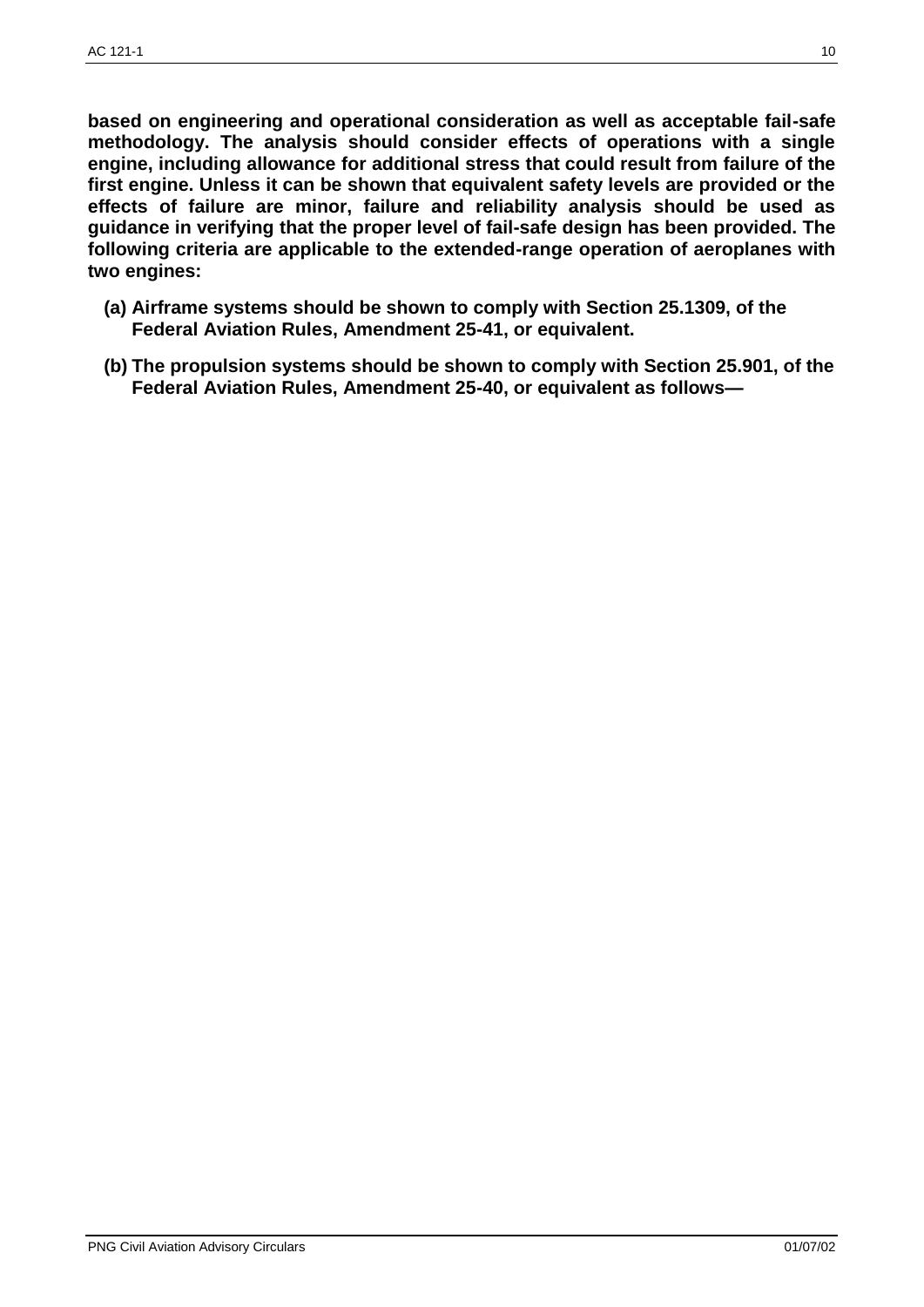**based on engineering and operational consideration as well as acceptable fail-safe methodology. The analysis should consider effects of operations with a single engine, including allowance for additional stress that could result from failure of the first engine. Unless it can be shown that equivalent safety levels are provided or the effects of failure are minor, failure and reliability analysis should be used as guidance in verifying that the proper level of fail-safe design has been provided. The following criteria are applicable to the extended-range operation of aeroplanes with two engines:**

- **(a) Airframe systems should be shown to comply with Section 25.1309, of the Federal Aviation Rules, Amendment 25-41, or equivalent.**
- **(b) The propulsion systems should be shown to comply with Section 25.901, of the Federal Aviation Rules, Amendment 25-40, or equivalent as follows—**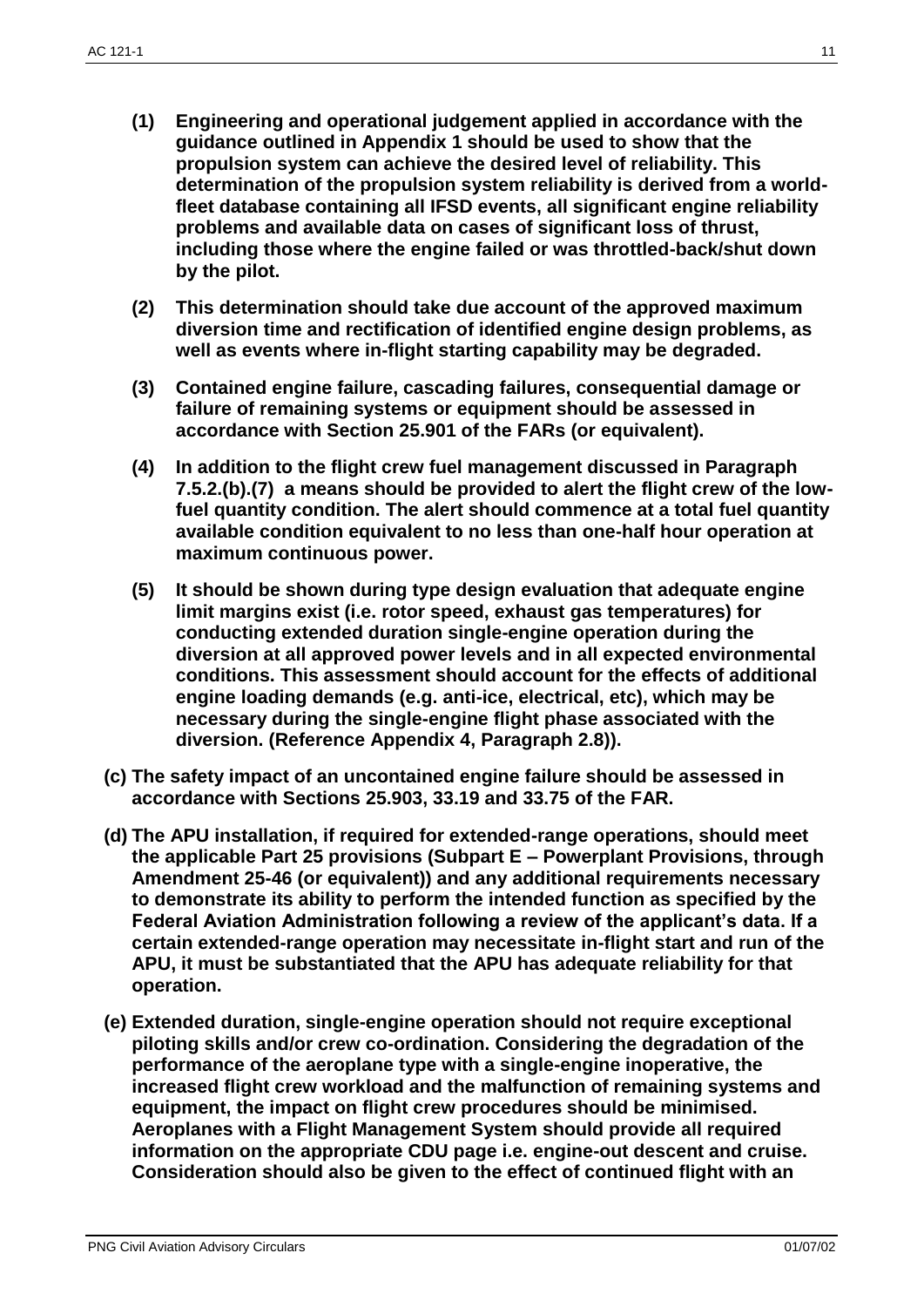**(1) Engineering and operational judgement applied in accordance with the guidance outlined in Appendix 1 should be used to show that the propulsion system can achieve the desired level of reliability. This determination of the propulsion system reliability is derived from a world-fleet database containing all IFSD events, all significant engine reliability problems and available data on cases of significant loss of thrust, including those where the engine failed or was throttled-back/shut down by the pilot.**

**(2) This determination should take due account of the approved maximum diversion time and rectification of identified engine design problems, as well as events where in-flight starting capability may be degraded.**

**(3) Contained engine failure, cascading failures, consequential damage or failure of remaining systems or equipment should be assessed in accordance with Section 25.901 of the FARs (or equivalent).**

**(4) In addition to the flight crew fuel management discussed in Paragraph 7.5.2.(b).(7) a means should be provided to alert the flight crew of the low-fuel quantity condition. The alert should commence at a total fuel quantity available condition equivalent to no less than one-half hour operation at maximum continuous power.**

**(5) It should be shown during type design evaluation that adequate engine limit margins exist (i.e. rotor speed, exhaust gas temperatures) for conducting extended duration single-engine operation during the diversion at all approved power levels and in all expected environmental conditions. This assessment should account for the effects of additional engine loading demands (e.g. anti-ice, electrical, etc), which may be necessary during the single-engine flight phase associated with the diversion. (Reference Appendix 4, Paragraph 2.8)).**

**(c) The safety impact of an uncontained engine failure should be assessed in accordance with Sections 25.903, 33.19 and 33.75 of the FAR.**

**(d) The APU installation, if required for extended-range operations, should meet the applicable Part 25 provisions (Subpart E – Powerplant Provisions, through Amendment 25-46 (or equivalent)) and any additional requirements necessary to demonstrate its ability to perform the intended function as specified by the Federal Aviation Administration following a review of the applicant's data. If a certain extended-range operation may necessitate in-flight start and run of the APU, it must be substantiated that the APU has adequate reliability for that operation.**

**(e) Extended duration, single-engine operation should not require exceptional piloting skills and/or crew co-ordination. Considering the degradation of the performance of the aeroplane type with a single-engine inoperative, the increased flight crew workload and the malfunction of remaining systems and equipment, the impact on flight crew procedures should be minimised. Aeroplanes with a Flight Management System should provide all required information on the appropriate CDU page i.e. engine-out descent and cruise. Consideration should also be given to the effect of continued flight with an**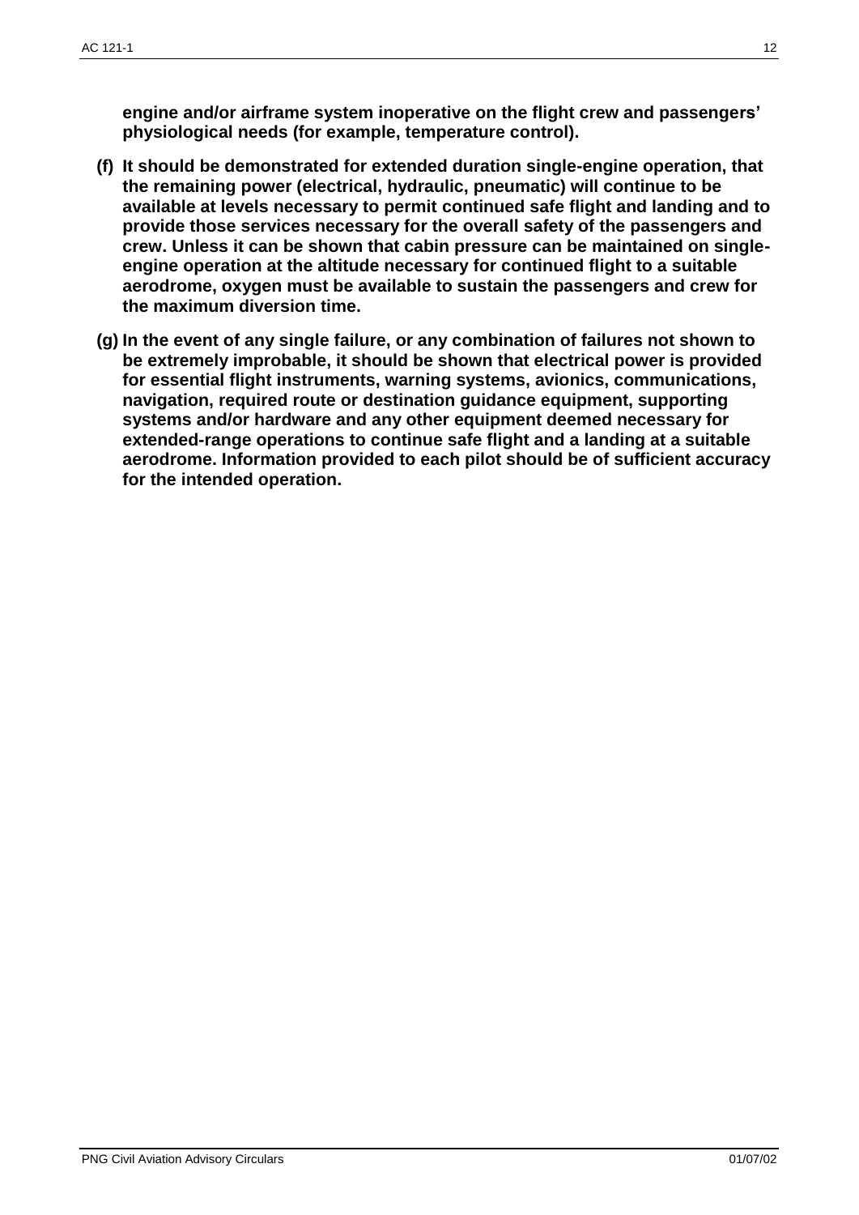**engine and/or airframe system inoperative on the flight crew and passengers' physiological needs (for example, temperature control).**

**(f) It should be demonstrated for extended duration single-engine operation, that the remaining power (electrical, hydraulic, pneumatic) will continue to be available at levels necessary to permit continued safe flight and landing and to provide those services necessary for the overall safety of the passengers and crew. Unless it can be shown that cabin pressure can be maintained on single-engine operation at the altitude necessary for continued flight to a suitable aerodrome, oxygen must be available to sustain the passengers and crew for the maximum diversion time.**

**(g) In the event of any single failure, or any combination of failures not shown to be extremely improbable, it should be shown that electrical power is provided for essential flight instruments, warning systems, avionics, communications, navigation, required route or destination guidance equipment, supporting systems and/or hardware and any other equipment deemed necessary for extended-range operations to continue safe flight and a landing at a suitable aerodrome. Information provided to each pilot should be of sufficient accuracy for the intended operation.**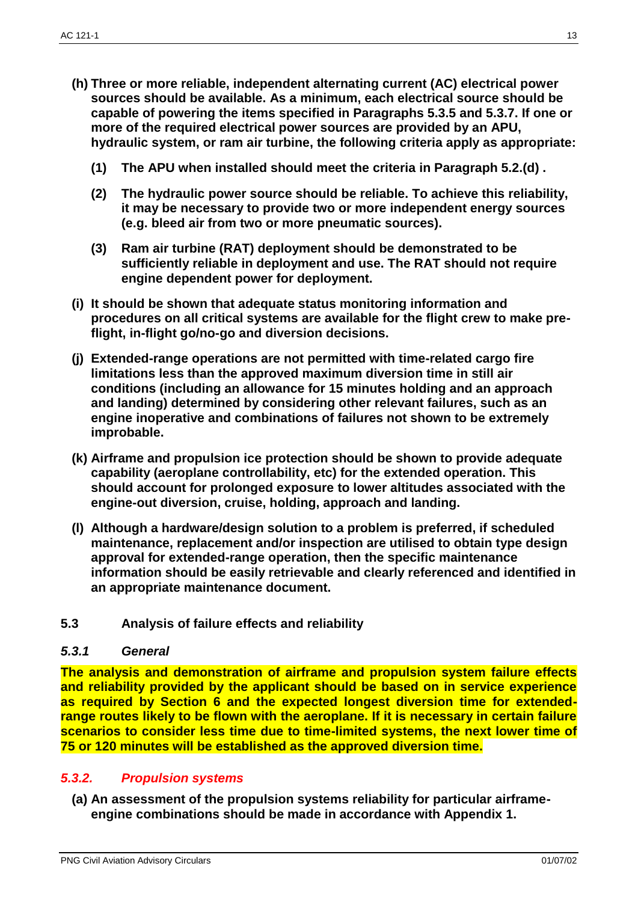**(h) Three or more reliable, independent alternating current (AC) electrical power sources should be available. As a minimum, each electrical source should be capable of powering the items specified in Paragraphs 5.3.5 and 5.3.7. If one or more of the required electrical power sources are provided by an APU, hydraulic system, or ram air turbine, the following criteria apply as appropriate:**

> **(1) The APU when installed should meet the criteria in Paragraph 5.2.(d) .**
>
> **(2) The hydraulic power source should be reliable. To achieve this reliability, it may be necessary to provide two or more independent energy sources (e.g. bleed air from two or more pneumatic sources).**
>
> **(3) Ram air turbine (RAT) deployment should be demonstrated to be sufficiently reliable in deployment and use. The RAT should not require engine dependent power for deployment.**

**(i) It should be shown that adequate status monitoring information and procedures on all critical systems are available for the flight crew to make pre-flight, in-flight go/no-go and diversion decisions.**

**(j) Extended-range operations are not permitted with time-related cargo fire limitations less than the approved maximum diversion time in still air conditions (including an allowance for 15 minutes holding and an approach and landing) determined by considering other relevant failures, such as an engine inoperative and combinations of failures not shown to be extremely improbable.**

**(k) Airframe and propulsion ice protection should be shown to provide adequate capability (aeroplane controllability, etc) for the extended operation. This should account for prolonged exposure to lower altitudes associated with the engine-out diversion, cruise, holding, approach and landing.**

**(l) Although a hardware/design solution to a problem is preferred, if scheduled maintenance, replacement and/or inspection are utilised to obtain type design approval for extended-range operation, then the specific maintenance information should be easily retrievable and clearly referenced and identified in an appropriate maintenance document.**

## 5.3 Analysis of failure effects and reliability

### *5.3.1 General*

**The analysis and demonstration of airframe and propulsion system failure effects and reliability provided by the applicant should be based on in service experience as required by Section 6 and the expected longest diversion time for extended-range routes likely to be flown with the aeroplane. If it is necessary in certain failure scenarios to consider less time due to time-limited systems, the next lower time of 75 or 120 minutes will be established as the approved diversion time.**

### *5.3.2. Propulsion systems*

**(a) An assessment of the propulsion systems reliability for particular airframe-engine combinations should be made in accordance with Appendix 1.**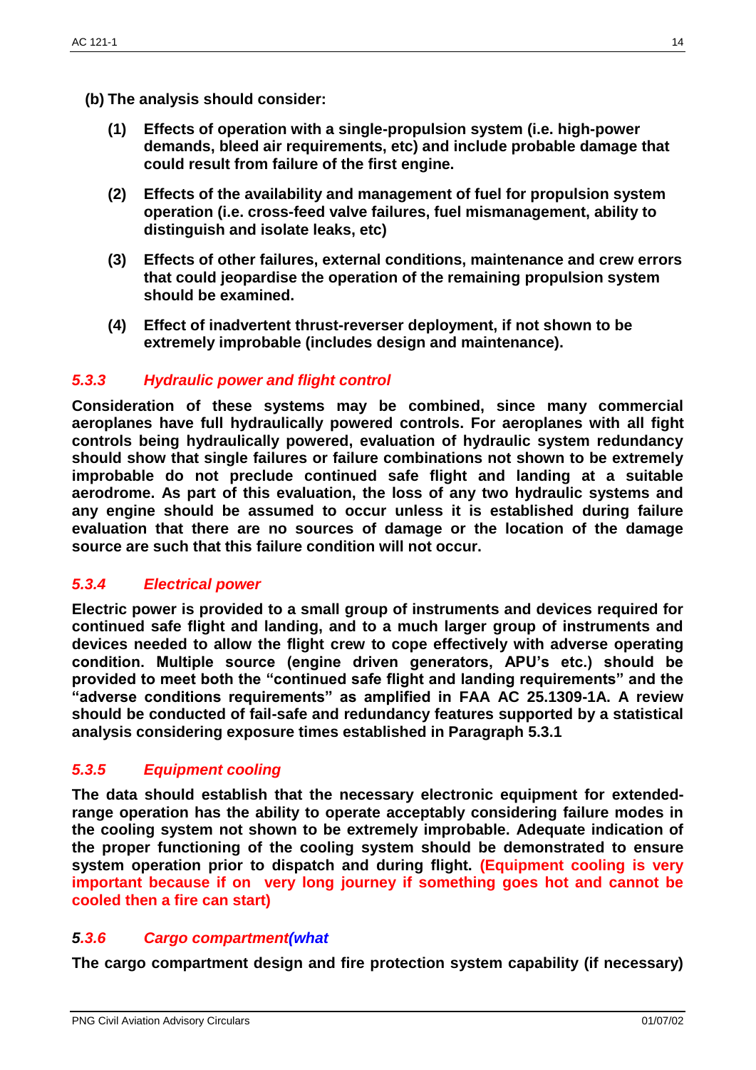**(b) The analysis should consider:**

**(1)** **Effects of operation with a single-propulsion system (i.e. high-power demands, bleed air requirements, etc) and include probable damage that could result from failure of the first engine.**

**(2)** **Effects of the availability and management of fuel for propulsion system operation (i.e. cross-feed valve failures, fuel mismanagement, ability to distinguish and isolate leaks, etc)**

**(3)** **Effects of other failures, external conditions, maintenance and crew errors that could jeopardise the operation of the remaining propulsion system should be examined.**

**(4)** **Effect of inadvertent thrust-reverser deployment, if not shown to be extremely improbable (includes design and maintenance).**

### *5.3.3 Hydraulic power and flight control*

**Consideration of these systems may be combined, since many commercial aeroplanes have full hydraulically powered controls. For aeroplanes with all fight controls being hydraulically powered, evaluation of hydraulic system redundancy should show that single failures or failure combinations not shown to be extremely improbable do not preclude continued safe flight and landing at a suitable aerodrome. As part of this evaluation, the loss of any two hydraulic systems and any engine should be assumed to occur unless it is established during failure evaluation that there are no sources of damage or the location of the damage source are such that this failure condition will not occur.**

### *5.3.4 Electrical power*

**Electric power is provided to a small group of instruments and devices required for continued safe flight and landing, and to a much larger group of instruments and devices needed to allow the flight crew to cope effectively with adverse operating condition. Multiple source (engine driven generators, APU's etc.) should be provided to meet both the "continued safe flight and landing requirements" and the "adverse conditions requirements" as amplified in FAA AC 25.1309-1A. A review should be conducted of fail-safe and redundancy features supported by a statistical analysis considering exposure times established in Paragraph 5.3.1**

### *5.3.5 Equipment cooling*

**The data should establish that the necessary electronic equipment for extended-range operation has the ability to operate acceptably considering failure modes in the cooling system not shown to be extremely improbable. Adequate indication of the proper functioning of the cooling system should be demonstrated to ensure system operation prior to dispatch and during flight. (Equipment cooling is very important because if on very long journey if something goes hot and cannot be cooled then a fire can start)**

### *5.3.6 Cargo compartment(what*

**The cargo compartment design and fire protection system capability (if necessary)**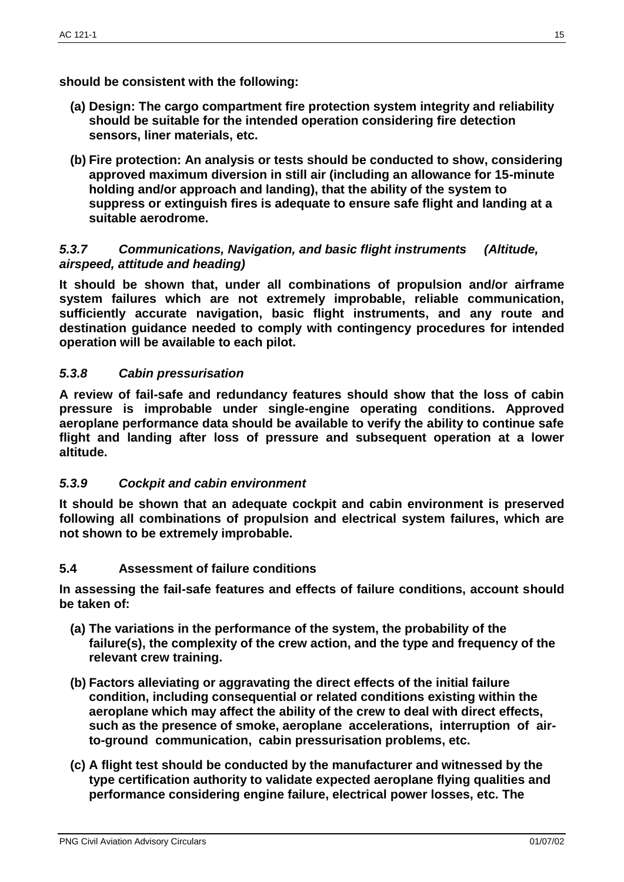**should be consistent with the following:**

- **(a) Design: The cargo compartment fire protection system integrity and reliability should be suitable for the intended operation considering fire detection sensors, liner materials, etc.**
- **(b) Fire protection: An analysis or tests should be conducted to show, considering approved maximum diversion in still air (including an allowance for 15-minute holding and/or approach and landing), that the ability of the system to suppress or extinguish fires is adequate to ensure safe flight and landing at a suitable aerodrome.**

### *5.3.7 Communications, Navigation, and basic flight instruments (Altitude, airspeed, attitude and heading)*

**It should be shown that, under all combinations of propulsion and/or airframe system failures which are not extremely improbable, reliable communication, sufficiently accurate navigation, basic flight instruments, and any route and destination guidance needed to comply with contingency procedures for intended operation will be available to each pilot.**

### *5.3.8 Cabin pressurisation*

**A review of fail-safe and redundancy features should show that the loss of cabin pressure is improbable under single-engine operating conditions. Approved aeroplane performance data should be available to verify the ability to continue safe flight and landing after loss of pressure and subsequent operation at a lower altitude.**

### *5.3.9 Cockpit and cabin environment*

**It should be shown that an adequate cockpit and cabin environment is preserved following all combinations of propulsion and electrical system failures, which are not shown to be extremely improbable.**

## 5.4 Assessment of failure conditions

**In assessing the fail-safe features and effects of failure conditions, account should be taken of:**

- **(a) The variations in the performance of the system, the probability of the failure(s), the complexity of the crew action, and the type and frequency of the relevant crew training.**
- **(b) Factors alleviating or aggravating the direct effects of the initial failure condition, including consequential or related conditions existing within the aeroplane which may affect the ability of the crew to deal with direct effects, such as the presence of smoke, aeroplane accelerations, interruption of air-to-ground communication, cabin pressurisation problems, etc.**
- **(c) A flight test should be conducted by the manufacturer and witnessed by the type certification authority to validate expected aeroplane flying qualities and performance considering engine failure, electrical power losses, etc. The**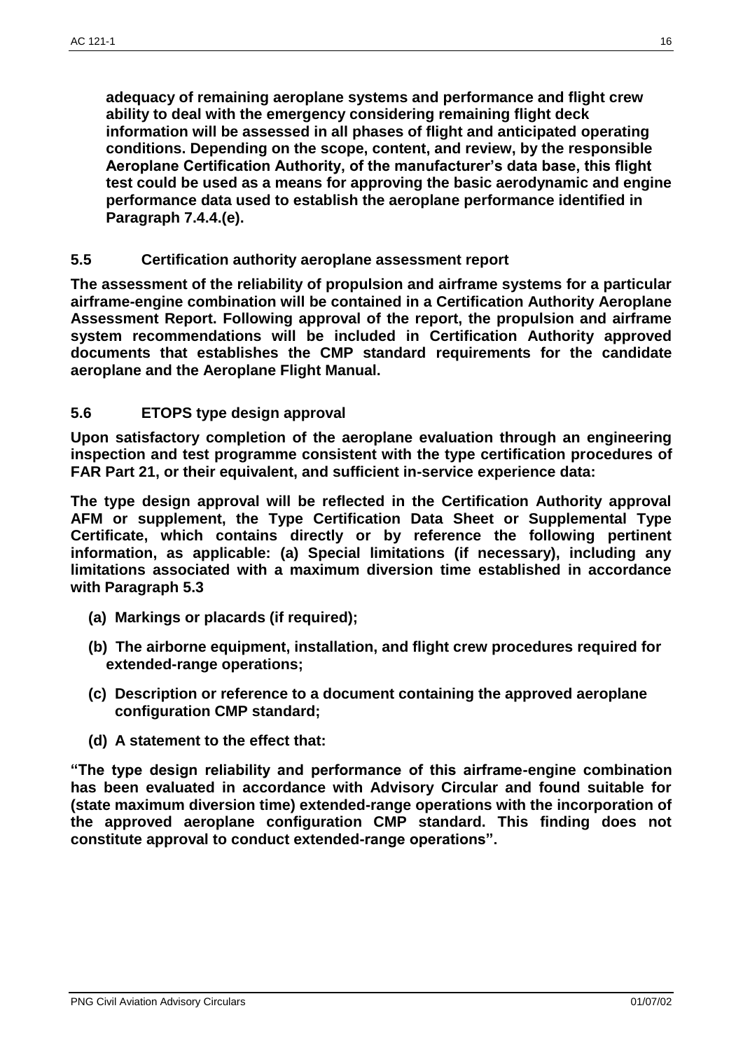**adequacy of remaining aeroplane systems and performance and flight crew ability to deal with the emergency considering remaining flight deck information will be assessed in all phases of flight and anticipated operating conditions. Depending on the scope, content, and review, by the responsible Aeroplane Certification Authority, of the manufacturer's data base, this flight test could be used as a means for approving the basic aerodynamic and engine performance data used to establish the aeroplane performance identified in Paragraph 7.4.4.(e).**

## 5.5 Certification authority aeroplane assessment report

**The assessment of the reliability of propulsion and airframe systems for a particular airframe-engine combination will be contained in a Certification Authority Aeroplane Assessment Report. Following approval of the report, the propulsion and airframe system recommendations will be included in Certification Authority approved documents that establishes the CMP standard requirements for the candidate aeroplane and the Aeroplane Flight Manual.**

## 5.6 ETOPS type design approval

**Upon satisfactory completion of the aeroplane evaluation through an engineering inspection and test programme consistent with the type certification procedures of FAR Part 21, or their equivalent, and sufficient in-service experience data:**

**The type design approval will be reflected in the Certification Authority approval AFM or supplement, the Type Certification Data Sheet or Supplemental Type Certificate, which contains directly or by reference the following pertinent information, as applicable: (a) Special limitations (if necessary), including any limitations associated with a maximum diversion time established in accordance with Paragraph 5.3**

- **(a) Markings or placards (if required);**
- **(b) The airborne equipment, installation, and flight crew procedures required for extended-range operations;**
- **(c) Description or reference to a document containing the approved aeroplane configuration CMP standard;**
- **(d) A statement to the effect that:**

**"The type design reliability and performance of this airframe-engine combination has been evaluated in accordance with Advisory Circular and found suitable for (state maximum diversion time) extended-range operations with the incorporation of the approved aeroplane configuration CMP standard. This finding does not constitute approval to conduct extended-range operations".**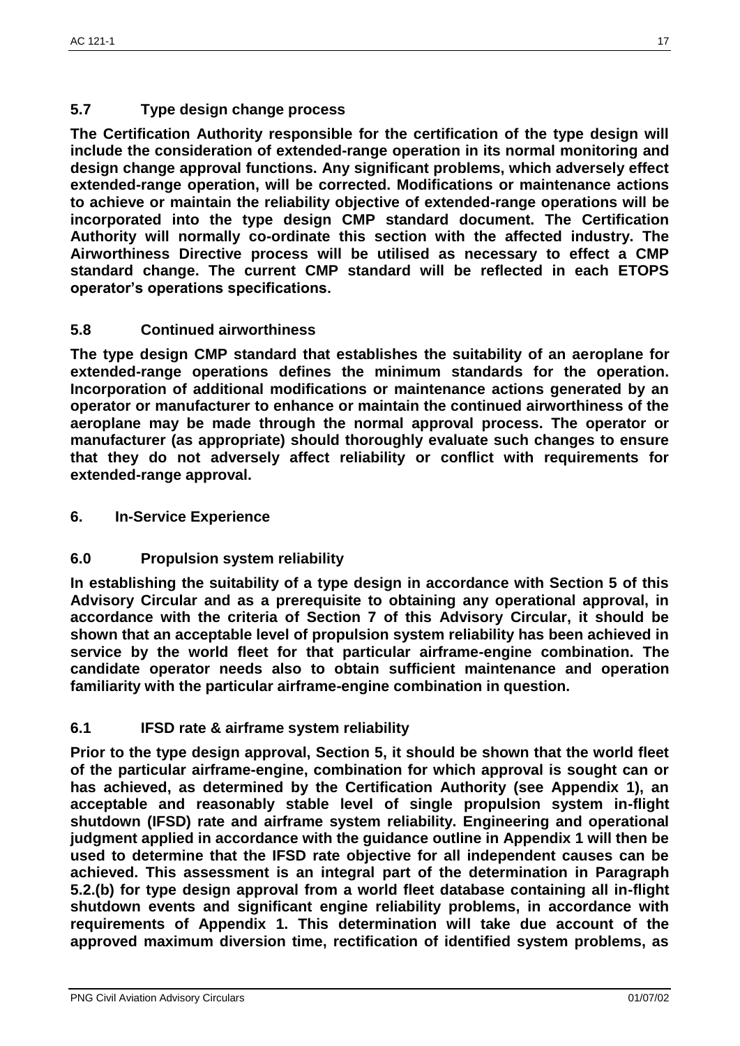### 5.7 Type design change process

**The Certification Authority responsible for the certification of the type design will include the consideration of extended-range operation in its normal monitoring and design change approval functions. Any significant problems, which adversely effect extended-range operation, will be corrected. Modifications or maintenance actions to achieve or maintain the reliability objective of extended-range operations will be incorporated into the type design CMP standard document. The Certification Authority will normally co-ordinate this section with the affected industry. The Airworthiness Directive process will be utilised as necessary to effect a CMP standard change. The current CMP standard will be reflected in each ETOPS operator's operations specifications.**

### 5.8 Continued airworthiness

**The type design CMP standard that establishes the suitability of an aeroplane for extended-range operations defines the minimum standards for the operation. Incorporation of additional modifications or maintenance actions generated by an operator or manufacturer to enhance or maintain the continued airworthiness of the aeroplane may be made through the normal approval process. The operator or manufacturer (as appropriate) should thoroughly evaluate such changes to ensure that they do not adversely affect reliability or conflict with requirements for extended-range approval.**

## 6. In-Service Experience

### 6.0 Propulsion system reliability

**In establishing the suitability of a type design in accordance with Section 5 of this Advisory Circular and as a prerequisite to obtaining any operational approval, in accordance with the criteria of Section 7 of this Advisory Circular, it should be shown that an acceptable level of propulsion system reliability has been achieved in service by the world fleet for that particular airframe-engine combination. The candidate operator needs also to obtain sufficient maintenance and operation familiarity with the particular airframe-engine combination in question.**

### 6.1 IFSD rate & airframe system reliability

**Prior to the type design approval, Section 5, it should be shown that the world fleet of the particular airframe-engine, combination for which approval is sought can or has achieved, as determined by the Certification Authority (see Appendix 1), an acceptable and reasonably stable level of single propulsion system in-flight shutdown (IFSD) rate and airframe system reliability. Engineering and operational judgment applied in accordance with the guidance outline in Appendix 1 will then be used to determine that the IFSD rate objective for all independent causes can be achieved. This assessment is an integral part of the determination in Paragraph 5.2.(b) for type design approval from a world fleet database containing all in-flight shutdown events and significant engine reliability problems, in accordance with requirements of Appendix 1. This determination will take due account of the approved maximum diversion time, rectification of identified system problems, as**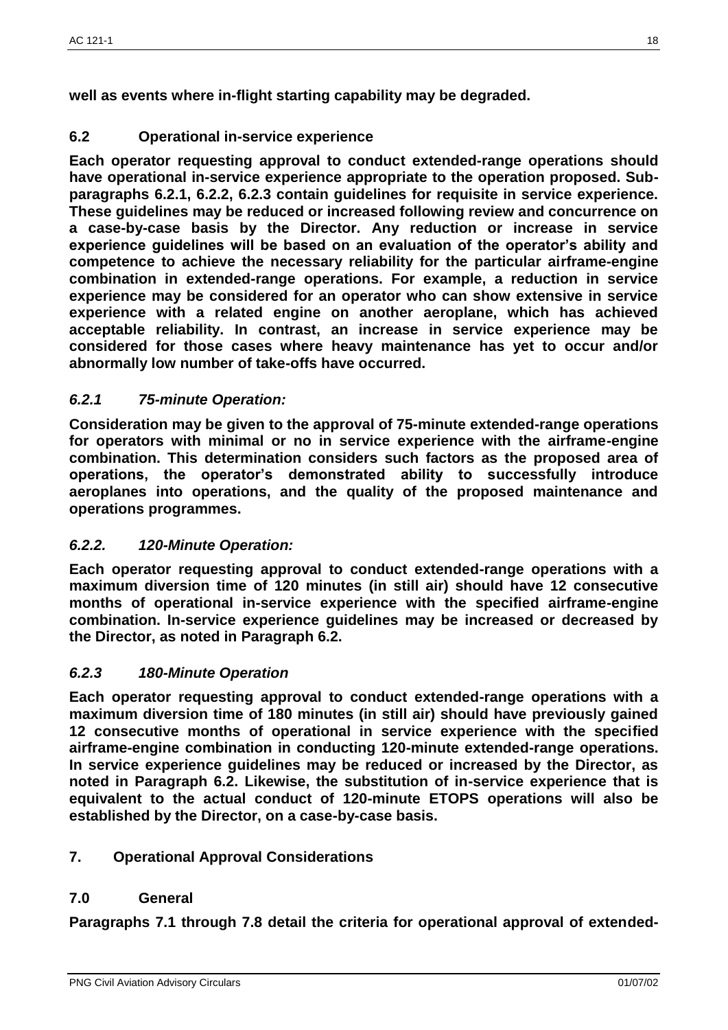**well as events where in-flight starting capability may be degraded.**

### 6.2 Operational in-service experience

**Each operator requesting approval to conduct extended-range operations should have operational in-service experience appropriate to the operation proposed. Sub-paragraphs 6.2.1, 6.2.2, 6.2.3 contain guidelines for requisite in service experience. These guidelines may be reduced or increased following review and concurrence on a case-by-case basis by the Director. Any reduction or increase in service experience guidelines will be based on an evaluation of the operator's ability and competence to achieve the necessary reliability for the particular airframe-engine combination in extended-range operations. For example, a reduction in service experience may be considered for an operator who can show extensive in service experience with a related engine on another aeroplane, which has achieved acceptable reliability. In contrast, an increase in service experience may be considered for those cases where heavy maintenance has yet to occur and/or abnormally low number of take-offs have occurred.**

#### *6.2.1 75-minute Operation:*

**Consideration may be given to the approval of 75-minute extended-range operations for operators with minimal or no in service experience with the airframe-engine combination. This determination considers such factors as the proposed area of operations, the operator's demonstrated ability to successfully introduce aeroplanes into operations, and the quality of the proposed maintenance and operations programmes.**

#### *6.2.2. 120-Minute Operation:*

**Each operator requesting approval to conduct extended-range operations with a maximum diversion time of 120 minutes (in still air) should have 12 consecutive months of operational in-service experience with the specified airframe-engine combination. In-service experience guidelines may be increased or decreased by the Director, as noted in Paragraph 6.2.**

#### *6.2.3 180-Minute Operation*

**Each operator requesting approval to conduct extended-range operations with a maximum diversion time of 180 minutes (in still air) should have previously gained 12 consecutive months of operational in service experience with the specified airframe-engine combination in conducting 120-minute extended-range operations. In service experience guidelines may be reduced or increased by the Director, as noted in Paragraph 6.2. Likewise, the substitution of in-service experience that is equivalent to the actual conduct of 120-minute ETOPS operations will also be established by the Director, on a case-by-case basis.**

## 7. Operational Approval Considerations

### 7.0 General

**Paragraphs 7.1 through 7.8 detail the criteria for operational approval of extended-**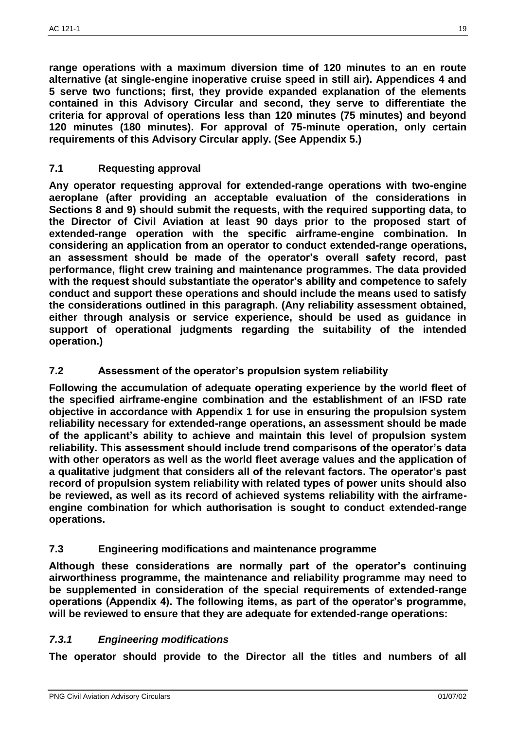**range operations with a maximum diversion time of 120 minutes to an en route alternative (at single-engine inoperative cruise speed in still air). Appendices 4 and 5 serve two functions; first, they provide expanded explanation of the elements contained in this Advisory Circular and second, they serve to differentiate the criteria for approval of operations less than 120 minutes (75 minutes) and beyond 120 minutes (180 minutes). For approval of 75-minute operation, only certain requirements of this Advisory Circular apply. (See Appendix 5.)**

## 7.1 Requesting approval

**Any operator requesting approval for extended-range operations with two-engine aeroplane (after providing an acceptable evaluation of the considerations in Sections 8 and 9) should submit the requests, with the required supporting data, to the Director of Civil Aviation at least 90 days prior to the proposed start of extended-range operation with the specific airframe-engine combination. In considering an application from an operator to conduct extended-range operations, an assessment should be made of the operator's overall safety record, past performance, flight crew training and maintenance programmes. The data provided with the request should substantiate the operator's ability and competence to safely conduct and support these operations and should include the means used to satisfy the considerations outlined in this paragraph. (Any reliability assessment obtained, either through analysis or service experience, should be used as guidance in support of operational judgments regarding the suitability of the intended operation.)**

## 7.2 Assessment of the operator's propulsion system reliability

**Following the accumulation of adequate operating experience by the world fleet of the specified airframe-engine combination and the establishment of an IFSD rate objective in accordance with Appendix 1 for use in ensuring the propulsion system reliability necessary for extended-range operations, an assessment should be made of the applicant's ability to achieve and maintain this level of propulsion system reliability. This assessment should include trend comparisons of the operator's data with other operators as well as the world fleet average values and the application of a qualitative judgment that considers all of the relevant factors. The operator's past record of propulsion system reliability with related types of power units should also be reviewed, as well as its record of achieved systems reliability with the airframe-engine combination for which authorisation is sought to conduct extended-range operations.**

## 7.3 Engineering modifications and maintenance programme

**Although these considerations are normally part of the operator's continuing airworthiness programme, the maintenance and reliability programme may need to be supplemented in consideration of the special requirements of extended-range operations (Appendix 4). The following items, as part of the operator's programme, will be reviewed to ensure that they are adequate for extended-range operations:**

### *7.3.1 Engineering modifications*

**The operator should provide to the Director all the titles and numbers of all**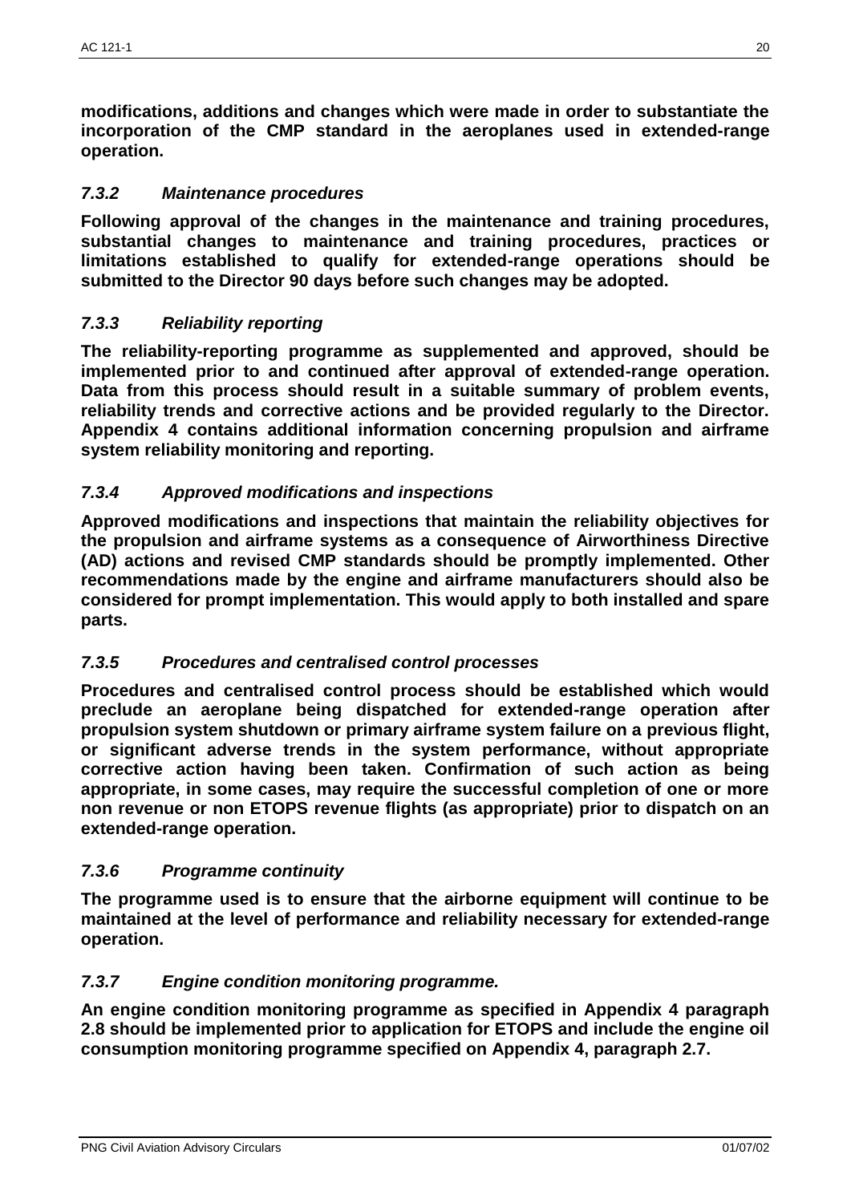**modifications, additions and changes which were made in order to substantiate the incorporation of the CMP standard in the aeroplanes used in extended-range operation.**

### *7.3.2 Maintenance procedures*

**Following approval of the changes in the maintenance and training procedures, substantial changes to maintenance and training procedures, practices or limitations established to qualify for extended-range operations should be submitted to the Director 90 days before such changes may be adopted.**

### *7.3.3 Reliability reporting*

**The reliability-reporting programme as supplemented and approved, should be implemented prior to and continued after approval of extended-range operation. Data from this process should result in a suitable summary of problem events, reliability trends and corrective actions and be provided regularly to the Director. Appendix 4 contains additional information concerning propulsion and airframe system reliability monitoring and reporting.**

### *7.3.4 Approved modifications and inspections*

**Approved modifications and inspections that maintain the reliability objectives for the propulsion and airframe systems as a consequence of Airworthiness Directive (AD) actions and revised CMP standards should be promptly implemented. Other recommendations made by the engine and airframe manufacturers should also be considered for prompt implementation. This would apply to both installed and spare parts.**

### *7.3.5 Procedures and centralised control processes*

**Procedures and centralised control process should be established which would preclude an aeroplane being dispatched for extended-range operation after propulsion system shutdown or primary airframe system failure on a previous flight, or significant adverse trends in the system performance, without appropriate corrective action having been taken. Confirmation of such action as being appropriate, in some cases, may require the successful completion of one or more non revenue or non ETOPS revenue flights (as appropriate) prior to dispatch on an extended-range operation.**

### *7.3.6 Programme continuity*

**The programme used is to ensure that the airborne equipment will continue to be maintained at the level of performance and reliability necessary for extended-range operation.**

### *7.3.7 Engine condition monitoring programme.*

**An engine condition monitoring programme as specified in Appendix 4 paragraph 2.8 should be implemented prior to application for ETOPS and include the engine oil consumption monitoring programme specified on Appendix 4, paragraph 2.7.**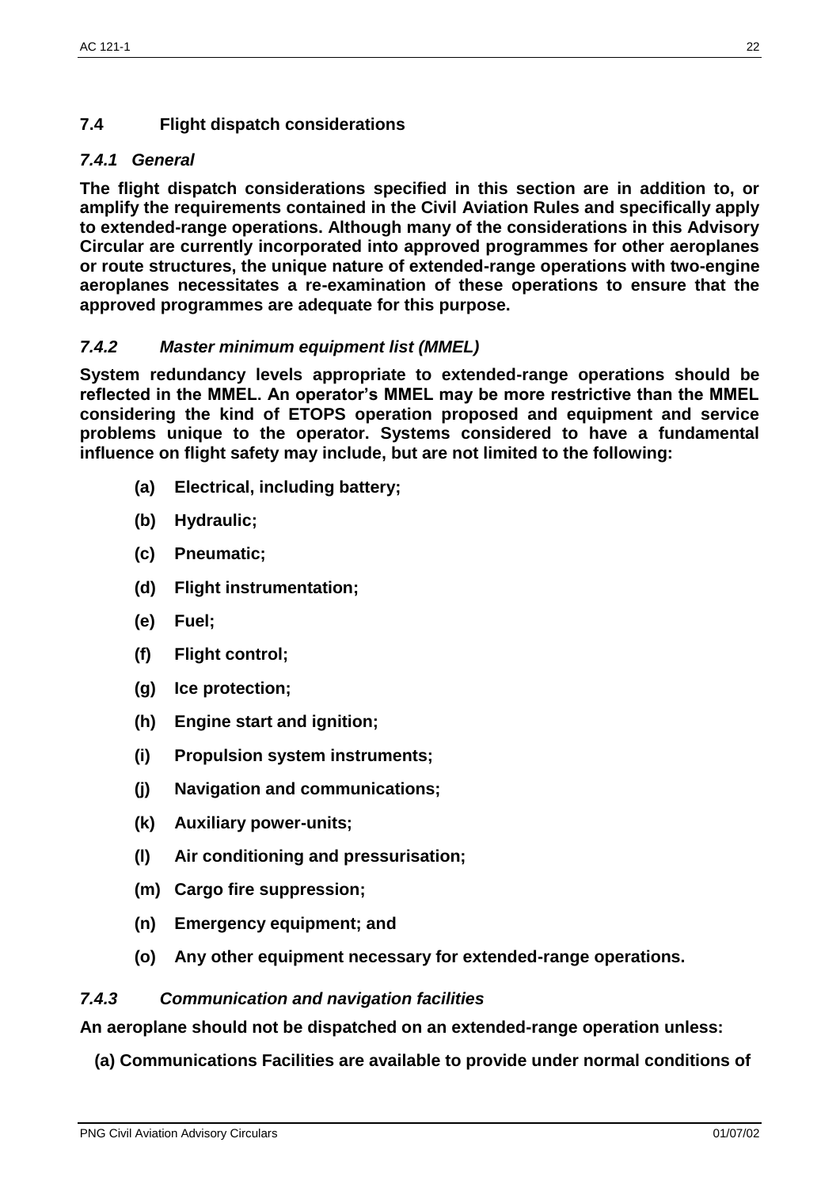## 7.4 Flight dispatch considerations

### *7.4.1 General*

**The flight dispatch considerations specified in this section are in addition to, or amplify the requirements contained in the Civil Aviation Rules and specifically apply to extended-range operations. Although many of the considerations in this Advisory Circular are currently incorporated into approved programmes for other aeroplanes or route structures, the unique nature of extended-range operations with two-engine aeroplanes necessitates a re-examination of these operations to ensure that the approved programmes are adequate for this purpose.**

### *7.4.2 Master minimum equipment list (MMEL)*

**System redundancy levels appropriate to extended-range operations should be reflected in the MMEL. An operator's MMEL may be more restrictive than the MMEL considering the kind of ETOPS operation proposed and equipment and service problems unique to the operator. Systems considered to have a fundamental influence on flight safety may include, but are not limited to the following:**

- **(a) Electrical, including battery;**
- **(b) Hydraulic;**
- **(c) Pneumatic;**
- **(d) Flight instrumentation;**
- **(e) Fuel;**
- **(f) Flight control;**
- **(g) Ice protection;**
- **(h) Engine start and ignition;**
- **(i) Propulsion system instruments;**
- **(j) Navigation and communications;**
- **(k) Auxiliary power-units;**
- **(l) Air conditioning and pressurisation;**
- **(m) Cargo fire suppression;**
- **(n) Emergency equipment; and**
- **(o) Any other equipment necessary for extended-range operations.**

### *7.4.3 Communication and navigation facilities*

**An aeroplane should not be dispatched on an extended-range operation unless:**

**(a) Communications Facilities are available to provide under normal conditions of**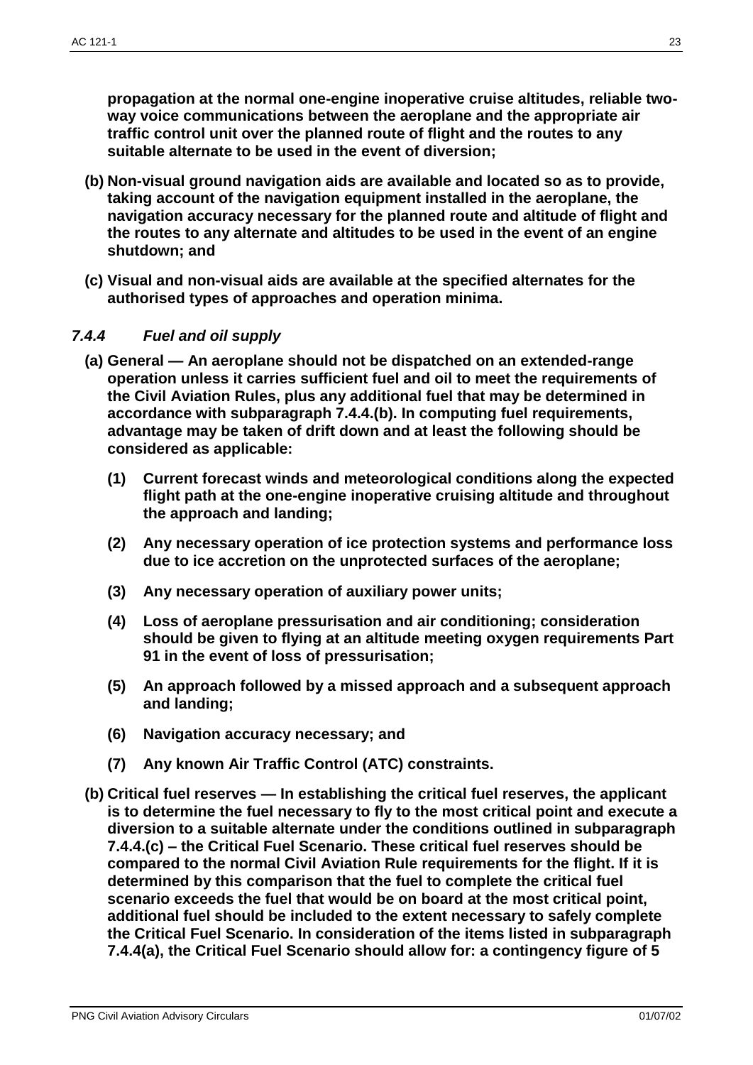**propagation at the normal one-engine inoperative cruise altitudes, reliable two-way voice communications between the aeroplane and the appropriate air traffic control unit over the planned route of flight and the routes to any suitable alternate to be used in the event of diversion;**

**(b) Non-visual ground navigation aids are available and located so as to provide, taking account of the navigation equipment installed in the aeroplane, the navigation accuracy necessary for the planned route and altitude of flight and the routes to any alternate and altitudes to be used in the event of an engine shutdown; and**

**(c) Visual and non-visual aids are available at the specified alternates for the authorised types of approaches and operation minima.**

### *7.4.4 Fuel and oil supply*

**(a) General — An aeroplane should not be dispatched on an extended-range operation unless it carries sufficient fuel and oil to meet the requirements of the Civil Aviation Rules, plus any additional fuel that may be determined in accordance with subparagraph 7.4.4.(b). In computing fuel requirements, advantage may be taken of drift down and at least the following should be considered as applicable:**

**(1) Current forecast winds and meteorological conditions along the expected flight path at the one-engine inoperative cruising altitude and throughout the approach and landing;**

**(2) Any necessary operation of ice protection systems and performance loss due to ice accretion on the unprotected surfaces of the aeroplane;**

**(3) Any necessary operation of auxiliary power units;**

**(4) Loss of aeroplane pressurisation and air conditioning; consideration should be given to flying at an altitude meeting oxygen requirements Part 91 in the event of loss of pressurisation;**

**(5) An approach followed by a missed approach and a subsequent approach and landing;**

**(6) Navigation accuracy necessary; and**

**(7) Any known Air Traffic Control (ATC) constraints.**

**(b) Critical fuel reserves — In establishing the critical fuel reserves, the applicant is to determine the fuel necessary to fly to the most critical point and execute a diversion to a suitable alternate under the conditions outlined in subparagraph 7.4.4.(c) – the Critical Fuel Scenario. These critical fuel reserves should be compared to the normal Civil Aviation Rule requirements for the flight. If it is determined by this comparison that the fuel to complete the critical fuel scenario exceeds the fuel that would be on board at the most critical point, additional fuel should be included to the extent necessary to safely complete the Critical Fuel Scenario. In consideration of the items listed in subparagraph 7.4.4(a), the Critical Fuel Scenario should allow for: a contingency figure of 5**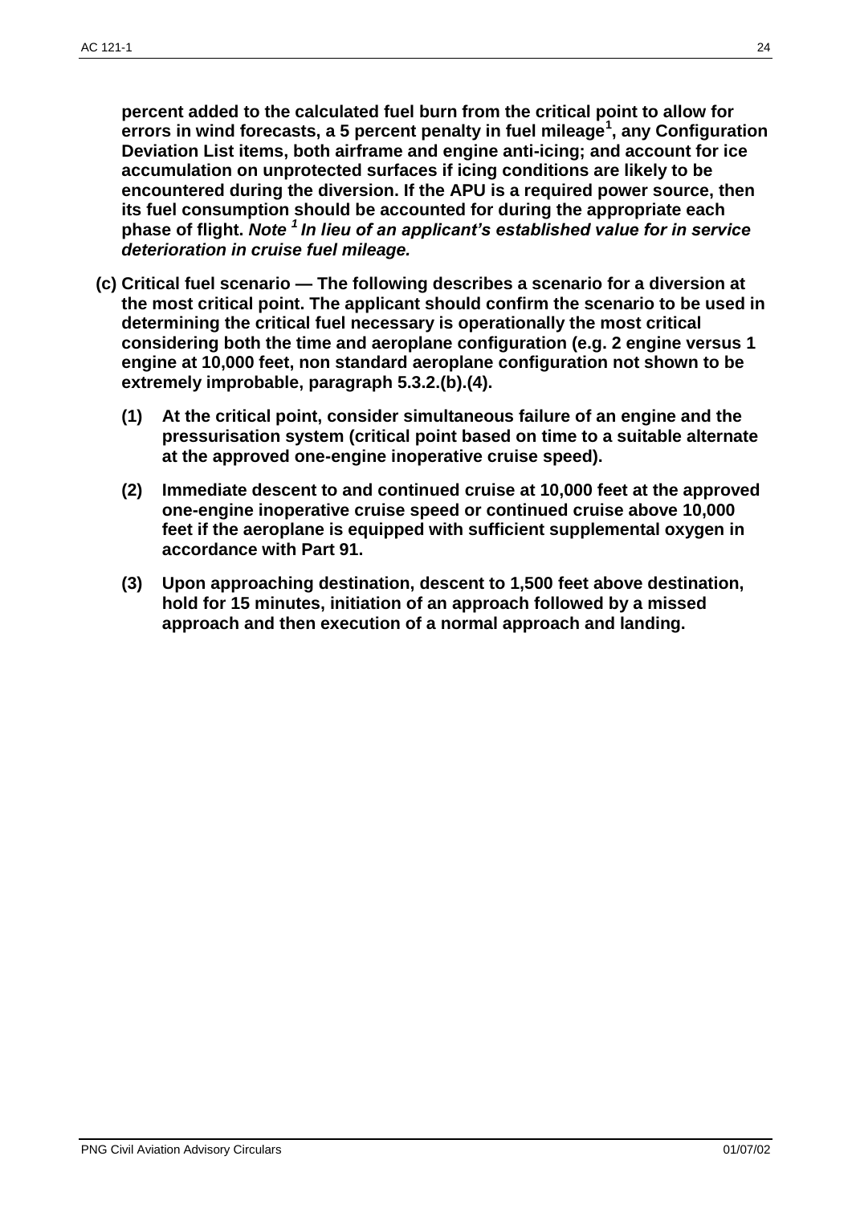**percent added to the calculated fuel burn from the critical point to allow for errors in wind forecasts, a 5 percent penalty in fuel mileage[1], any Configuration Deviation List items, both airframe and engine anti-icing; and account for ice accumulation on unprotected surfaces if icing conditions are likely to be encountered during the diversion. If the APU is a required power source, then its fuel consumption should be accounted for during the appropriate each phase of flight.** ***Note [1] In lieu of an applicant's established value for in service deterioration in cruise fuel mileage.***

**(c) Critical fuel scenario — The following describes a scenario for a diversion at the most critical point. The applicant should confirm the scenario to be used in determining the critical fuel necessary is operationally the most critical considering both the time and aeroplane configuration (e.g. 2 engine versus 1 engine at 10,000 feet, non standard aeroplane configuration not shown to be extremely improbable, paragraph 5.3.2.(b).(4).**

**(1) At the critical point, consider simultaneous failure of an engine and the pressurisation system (critical point based on time to a suitable alternate at the approved one-engine inoperative cruise speed).**

**(2) Immediate descent to and continued cruise at 10,000 feet at the approved one-engine inoperative cruise speed or continued cruise above 10,000 feet if the aeroplane is equipped with sufficient supplemental oxygen in accordance with Part 91.**

**(3) Upon approaching destination, descent to 1,500 feet above destination, hold for 15 minutes, initiation of an approach followed by a missed approach and then execution of a normal approach and landing.**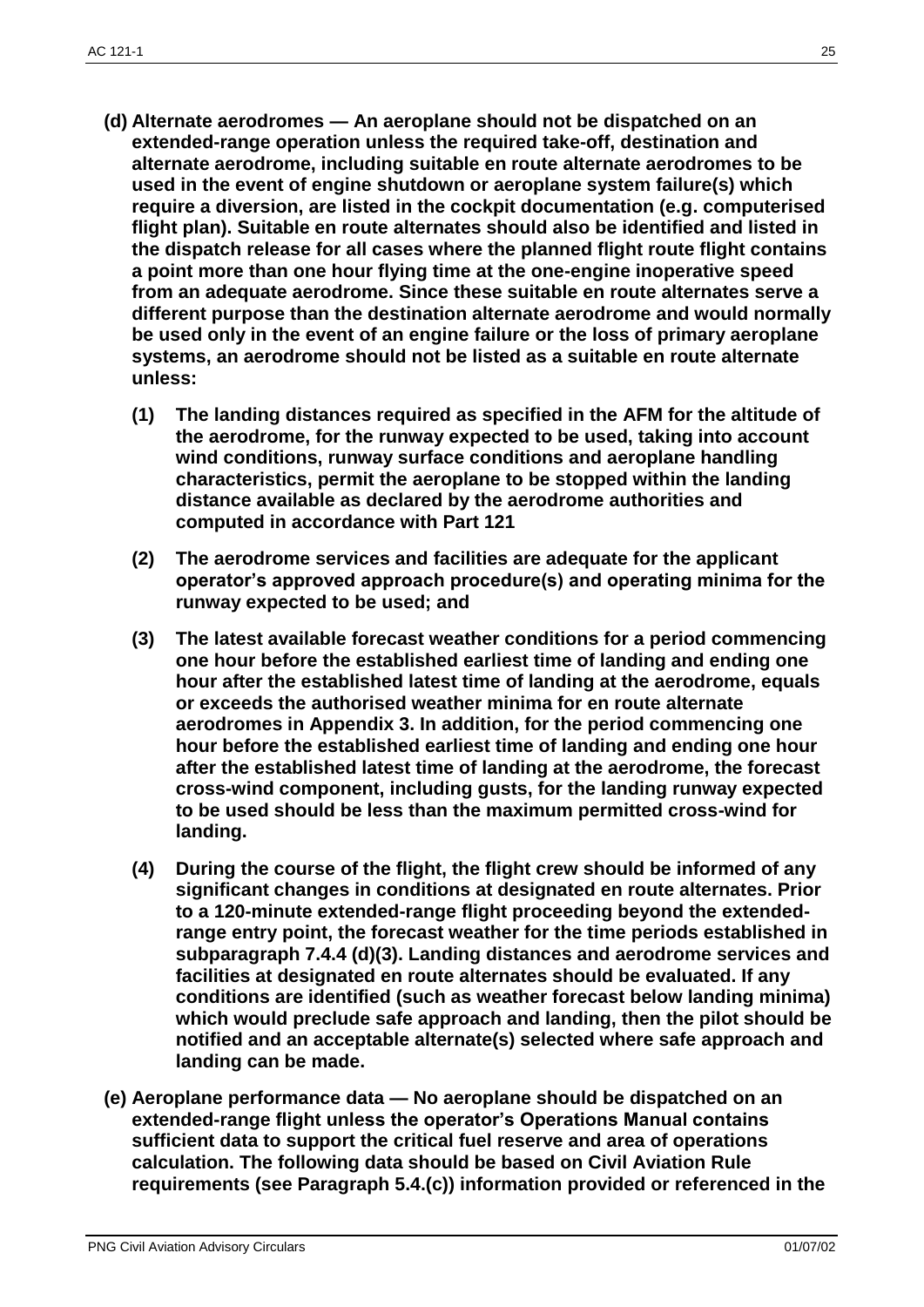**(d) Alternate aerodromes — An aeroplane should not be dispatched on an extended-range operation unless the required take-off, destination and alternate aerodrome, including suitable en route alternate aerodromes to be used in the event of engine shutdown or aeroplane system failure(s) which require a diversion, are listed in the cockpit documentation (e.g. computerised flight plan). Suitable en route alternates should also be identified and listed in the dispatch release for all cases where the planned flight route flight contains a point more than one hour flying time at the one-engine inoperative speed from an adequate aerodrome. Since these suitable en route alternates serve a different purpose than the destination alternate aerodrome and would normally be used only in the event of an engine failure or the loss of primary aeroplane systems, an aerodrome should not be listed as a suitable en route alternate unless:**

**(1) The landing distances required as specified in the AFM for the altitude of the aerodrome, for the runway expected to be used, taking into account wind conditions, runway surface conditions and aeroplane handling characteristics, permit the aeroplane to be stopped within the landing distance available as declared by the aerodrome authorities and computed in accordance with Part 121**

**(2) The aerodrome services and facilities are adequate for the applicant operator's approved approach procedure(s) and operating minima for the runway expected to be used; and**

**(3) The latest available forecast weather conditions for a period commencing one hour before the established earliest time of landing and ending one hour after the established latest time of landing at the aerodrome, equals or exceeds the authorised weather minima for en route alternate aerodromes in Appendix 3. In addition, for the period commencing one hour before the established earliest time of landing and ending one hour after the established latest time of landing at the aerodrome, the forecast cross-wind component, including gusts, for the landing runway expected to be used should be less than the maximum permitted cross-wind for landing.**

**(4) During the course of the flight, the flight crew should be informed of any significant changes in conditions at designated en route alternates. Prior to a 120-minute extended-range flight proceeding beyond the extended-range entry point, the forecast weather for the time periods established in subparagraph 7.4.4 (d)(3). Landing distances and aerodrome services and facilities at designated en route alternates should be evaluated. If any conditions are identified (such as weather forecast below landing minima) which would preclude safe approach and landing, then the pilot should be notified and an acceptable alternate(s) selected where safe approach and landing can be made.**

**(e) Aeroplane performance data — No aeroplane should be dispatched on an extended-range flight unless the operator's Operations Manual contains sufficient data to support the critical fuel reserve and area of operations calculation. The following data should be based on Civil Aviation Rule requirements (see Paragraph 5.4.(c)) information provided or referenced in the**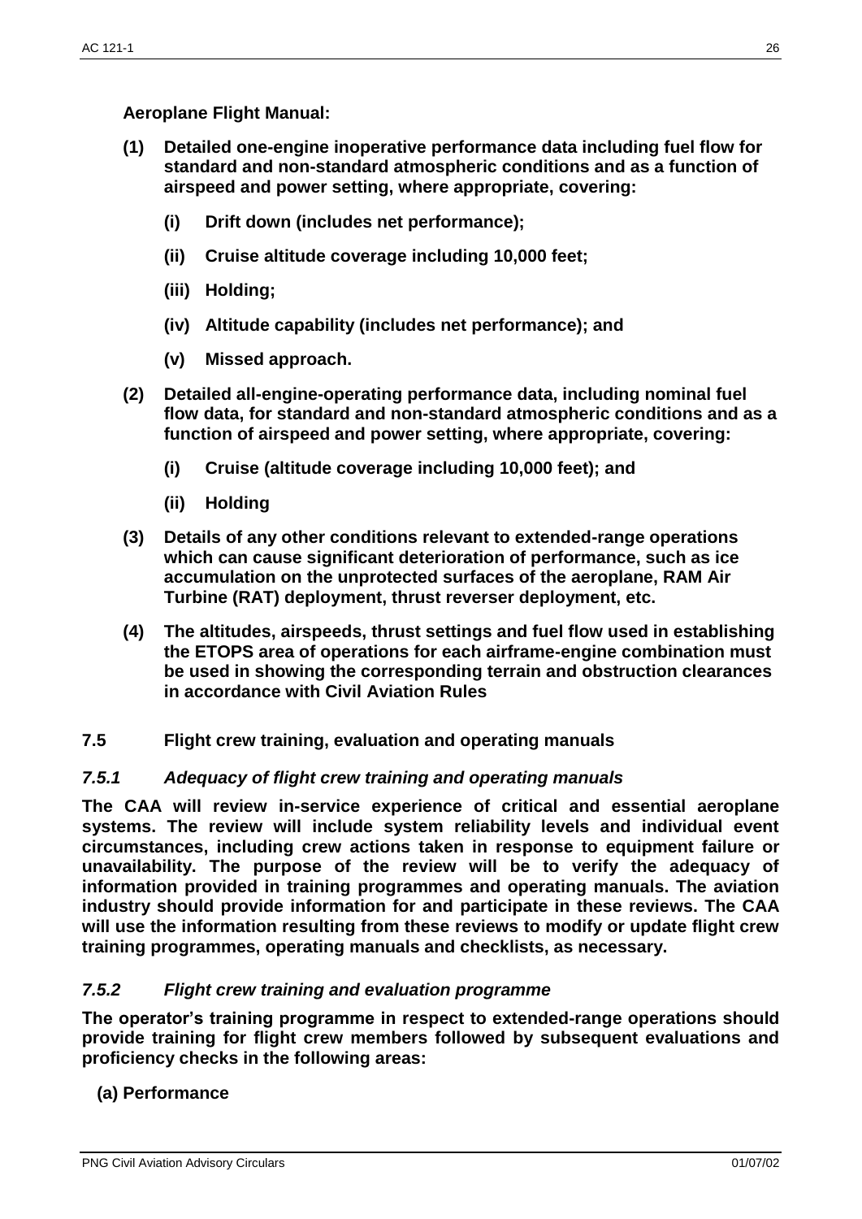**Aeroplane Flight Manual:**

**(1) Detailed one-engine inoperative performance data including fuel flow for standard and non-standard atmospheric conditions and as a function of airspeed and power setting, where appropriate, covering:**

- **(i) Drift down (includes net performance);**
- **(ii) Cruise altitude coverage including 10,000 feet;**
- **(iii) Holding;**
- **(iv) Altitude capability (includes net performance); and**
- **(v) Missed approach.**

**(2) Detailed all-engine-operating performance data, including nominal fuel flow data, for standard and non-standard atmospheric conditions and as a function of airspeed and power setting, where appropriate, covering:**

- **(i) Cruise (altitude coverage including 10,000 feet); and**
- **(ii) Holding**

**(3) Details of any other conditions relevant to extended-range operations which can cause significant deterioration of performance, such as ice accumulation on the unprotected surfaces of the aeroplane, RAM Air Turbine (RAT) deployment, thrust reverser deployment, etc.**

**(4) The altitudes, airspeeds, thrust settings and fuel flow used in establishing the ETOPS area of operations for each airframe-engine combination must be used in showing the corresponding terrain and obstruction clearances in accordance with Civil Aviation Rules**

## 7.5 Flight crew training, evaluation and operating manuals

### *7.5.1 Adequacy of flight crew training and operating manuals*

**The CAA will review in-service experience of critical and essential aeroplane systems. The review will include system reliability levels and individual event circumstances, including crew actions taken in response to equipment failure or unavailability. The purpose of the review will be to verify the adequacy of information provided in training programmes and operating manuals. The aviation industry should provide information for and participate in these reviews. The CAA will use the information resulting from these reviews to modify or update flight crew training programmes, operating manuals and checklists, as necessary.**

### *7.5.2 Flight crew training and evaluation programme*

**The operator's training programme in respect to extended-range operations should provide training for flight crew members followed by subsequent evaluations and proficiency checks in the following areas:**

**(a) Performance**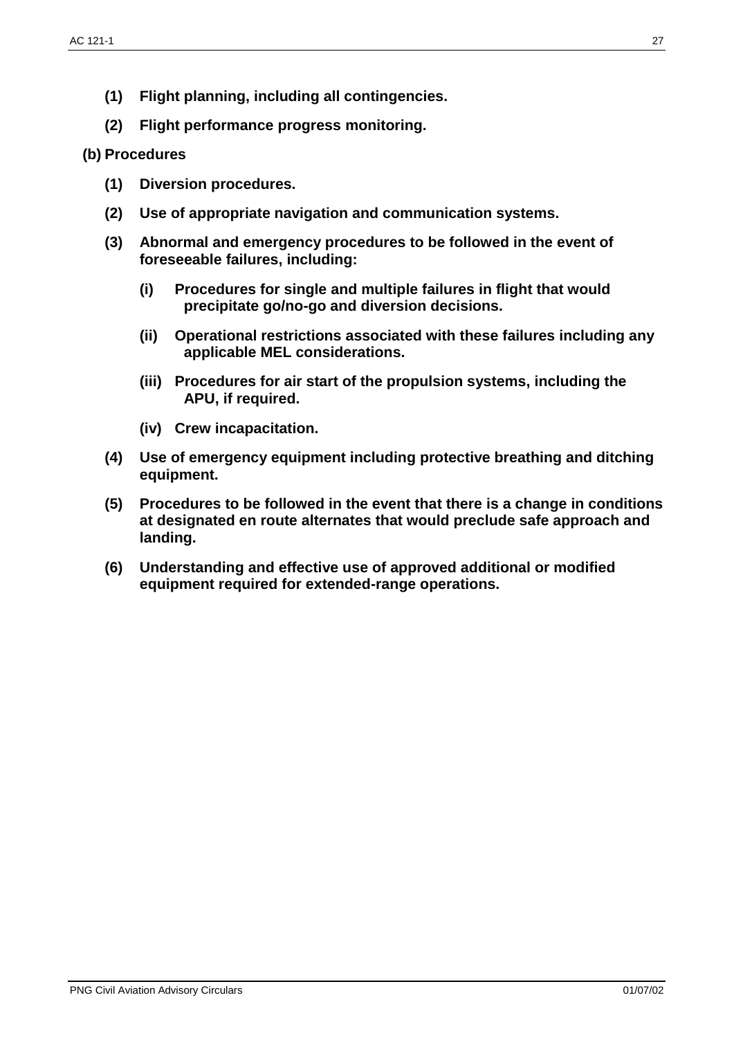**(1) Flight planning, including all contingencies.**

**(2) Flight performance progress monitoring.**

**(b) Procedures**

**(1) Diversion procedures.**

**(2) Use of appropriate navigation and communication systems.**

**(3) Abnormal and emergency procedures to be followed in the event of foreseeable failures, including:**

**(i) Procedures for single and multiple failures in flight that would precipitate go/no-go and diversion decisions.**

**(ii) Operational restrictions associated with these failures including any applicable MEL considerations.**

**(iii) Procedures for air start of the propulsion systems, including the APU, if required.**

**(iv) Crew incapacitation.**

**(4) Use of emergency equipment including protective breathing and ditching equipment.**

**(5) Procedures to be followed in the event that there is a change in conditions at designated en route alternates that would preclude safe approach and landing.**

**(6) Understanding and effective use of approved additional or modified equipment required for extended-range operations.**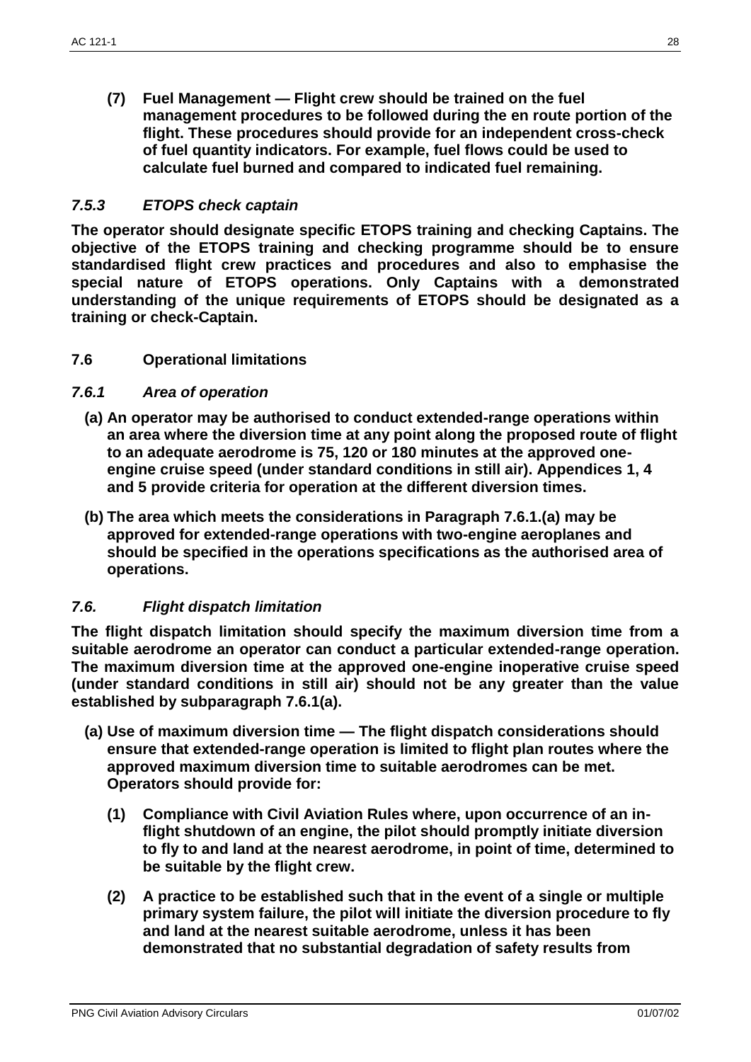**(7) Fuel Management — Flight crew should be trained on the fuel management procedures to be followed during the en route portion of the flight. These procedures should provide for an independent cross-check of fuel quantity indicators. For example, fuel flows could be used to calculate fuel burned and compared to indicated fuel remaining.**

### *7.5.3 ETOPS check captain*

**The operator should designate specific ETOPS training and checking Captains. The objective of the ETOPS training and checking programme should be to ensure standardised flight crew practices and procedures and also to emphasise the special nature of ETOPS operations. Only Captains with a demonstrated understanding of the unique requirements of ETOPS should be designated as a training or check-Captain.**

## 7.6 Operational limitations

### *7.6.1 Area of operation*

**(a) An operator may be authorised to conduct extended-range operations within an area where the diversion time at any point along the proposed route of flight to an adequate aerodrome is 75, 120 or 180 minutes at the approved one-engine cruise speed (under standard conditions in still air). Appendices 1, 4 and 5 provide criteria for operation at the different diversion times.**

**(b) The area which meets the considerations in Paragraph 7.6.1.(a) may be approved for extended-range operations with two-engine aeroplanes and should be specified in the operations specifications as the authorised area of operations.**

### *7.6. Flight dispatch limitation*

**The flight dispatch limitation should specify the maximum diversion time from a suitable aerodrome an operator can conduct a particular extended-range operation. The maximum diversion time at the approved one-engine inoperative cruise speed (under standard conditions in still air) should not be any greater than the value established by subparagraph 7.6.1(a).**

**(a) Use of maximum diversion time — The flight dispatch considerations should ensure that extended-range operation is limited to flight plan routes where the approved maximum diversion time to suitable aerodromes can be met. Operators should provide for:**

**(1) Compliance with Civil Aviation Rules where, upon occurrence of an in-flight shutdown of an engine, the pilot should promptly initiate diversion to fly to and land at the nearest aerodrome, in point of time, determined to be suitable by the flight crew.**

**(2) A practice to be established such that in the event of a single or multiple primary system failure, the pilot will initiate the diversion procedure to fly and land at the nearest suitable aerodrome, unless it has been demonstrated that no substantial degradation of safety results from**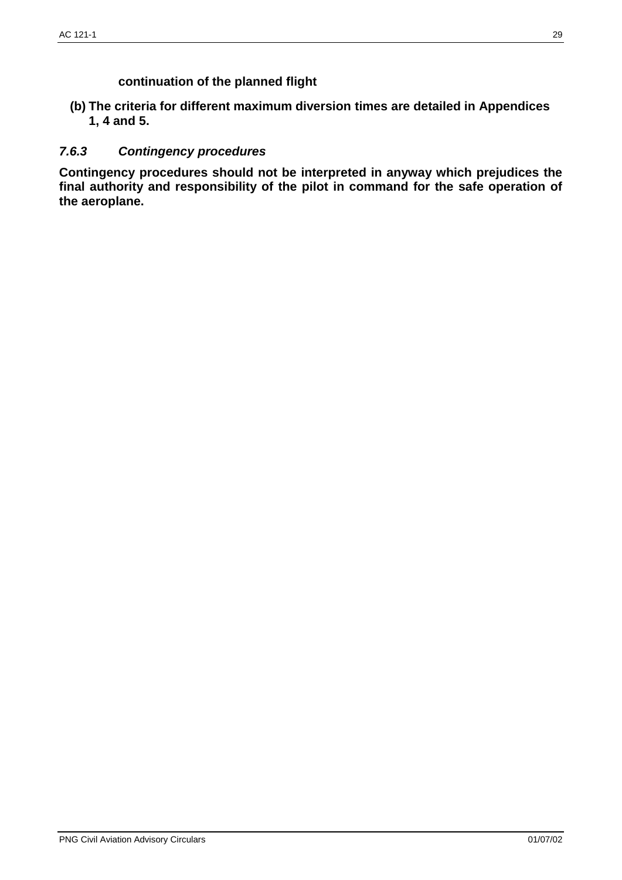**continuation of the planned flight**

**(b) The criteria for different maximum diversion times are detailed in Appendices 1, 4 and 5.**

### *7.6.3 Contingency procedures*

**Contingency procedures should not be interpreted in anyway which prejudices the final authority and responsibility of the pilot in command for the safe operation of the aeroplane.**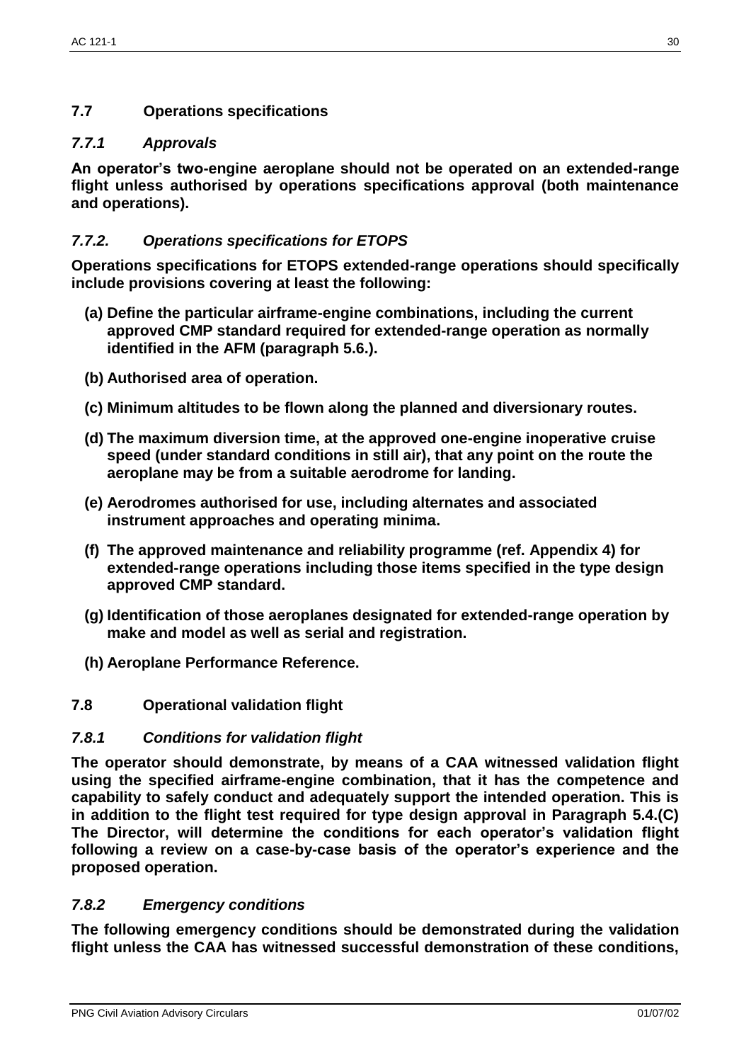## 7.7 Operations specifications

### *7.7.1 Approvals*

**An operator's two-engine aeroplane should not be operated on an extended-range flight unless authorised by operations specifications approval (both maintenance and operations).**

### *7.7.2. Operations specifications for ETOPS*

**Operations specifications for ETOPS extended-range operations should specifically include provisions covering at least the following:**

**(a) Define the particular airframe-engine combinations, including the current approved CMP standard required for extended-range operation as normally identified in the AFM (paragraph 5.6.).**

**(b) Authorised area of operation.**

**(c) Minimum altitudes to be flown along the planned and diversionary routes.**

**(d) The maximum diversion time, at the approved one-engine inoperative cruise speed (under standard conditions in still air), that any point on the route the aeroplane may be from a suitable aerodrome for landing.**

**(e) Aerodromes authorised for use, including alternates and associated instrument approaches and operating minima.**

**(f) The approved maintenance and reliability programme (ref. Appendix 4) for extended-range operations including those items specified in the type design approved CMP standard.**

**(g) Identification of those aeroplanes designated for extended-range operation by make and model as well as serial and registration.**

**(h) Aeroplane Performance Reference.**

## 7.8 Operational validation flight

### *7.8.1 Conditions for validation flight*

**The operator should demonstrate, by means of a CAA witnessed validation flight using the specified airframe-engine combination, that it has the competence and capability to safely conduct and adequately support the intended operation. This is in addition to the flight test required for type design approval in Paragraph 5.4.(C) The Director, will determine the conditions for each operator's validation flight following a review on a case-by-case basis of the operator's experience and the proposed operation.**

### *7.8.2 Emergency conditions*

**The following emergency conditions should be demonstrated during the validation flight unless the CAA has witnessed successful demonstration of these conditions,**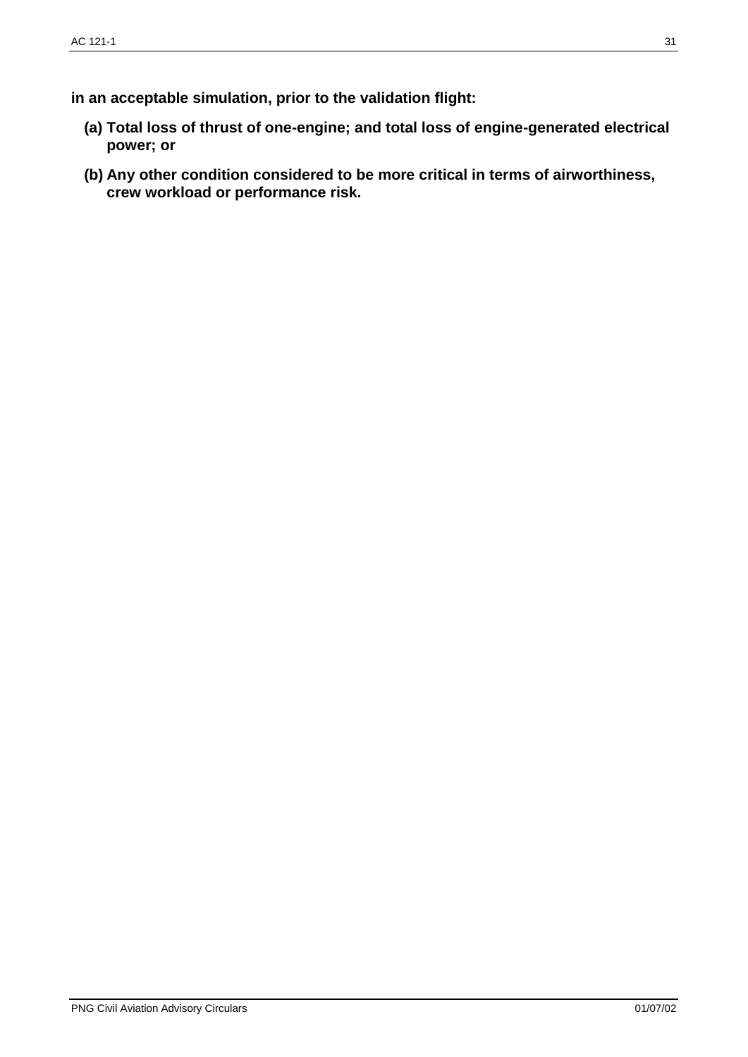**in an acceptable simulation, prior to the validation flight:**

**(a) Total loss of thrust of one-engine; and total loss of engine-generated electrical power; or**

**(b) Any other condition considered to be more critical in terms of airworthiness, crew workload or performance risk.**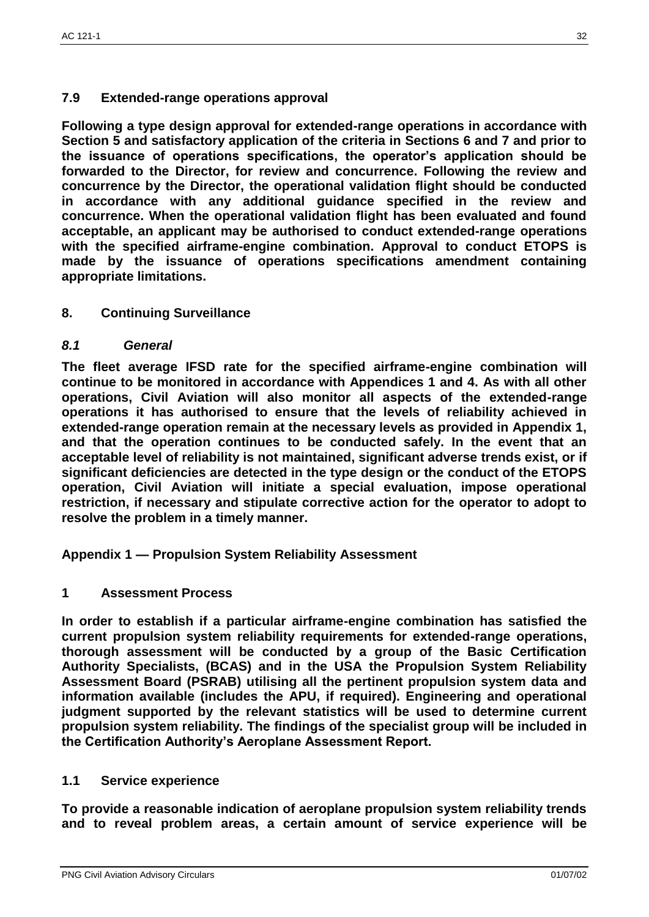### 7.9 Extended-range operations approval

**Following a type design approval for extended-range operations in accordance with Section 5 and satisfactory application of the criteria in Sections 6 and 7 and prior to the issuance of operations specifications, the operator's application should be forwarded to the Director, for review and concurrence. Following the review and concurrence by the Director, the operational validation flight should be conducted in accordance with any additional guidance specified in the review and concurrence. When the operational validation flight has been evaluated and found acceptable, an applicant may be authorised to conduct extended-range operations with the specified airframe-engine combination. Approval to conduct ETOPS is made by the issuance of operations specifications amendment containing appropriate limitations.**

## 8. Continuing Surveillance

### *8.1 General*

**The fleet average IFSD rate for the specified airframe-engine combination will continue to be monitored in accordance with Appendices 1 and 4. As with all other operations, Civil Aviation will also monitor all aspects of the extended-range operations it has authorised to ensure that the levels of reliability achieved in extended-range operation remain at the necessary levels as provided in Appendix 1, and that the operation continues to be conducted safely. In the event that an acceptable level of reliability is not maintained, significant adverse trends exist, or if significant deficiencies are detected in the type design or the conduct of the ETOPS operation, Civil Aviation will initiate a special evaluation, impose operational restriction, if necessary and stipulate corrective action for the operator to adopt to resolve the problem in a timely manner.**

## Appendix 1 — Propulsion System Reliability Assessment

### 1 Assessment Process

**In order to establish if a particular airframe-engine combination has satisfied the current propulsion system reliability requirements for extended-range operations, thorough assessment will be conducted by a group of the Basic Certification Authority Specialists, (BCAS) and in the USA the Propulsion System Reliability Assessment Board (PSRAB) utilising all the pertinent propulsion system data and information available (includes the APU, if required). Engineering and operational judgment supported by the relevant statistics will be used to determine current propulsion system reliability. The findings of the specialist group will be included in the Certification Authority's Aeroplane Assessment Report.**

### 1.1 Service experience

**To provide a reasonable indication of aeroplane propulsion system reliability trends and to reveal problem areas, a certain amount of service experience will be**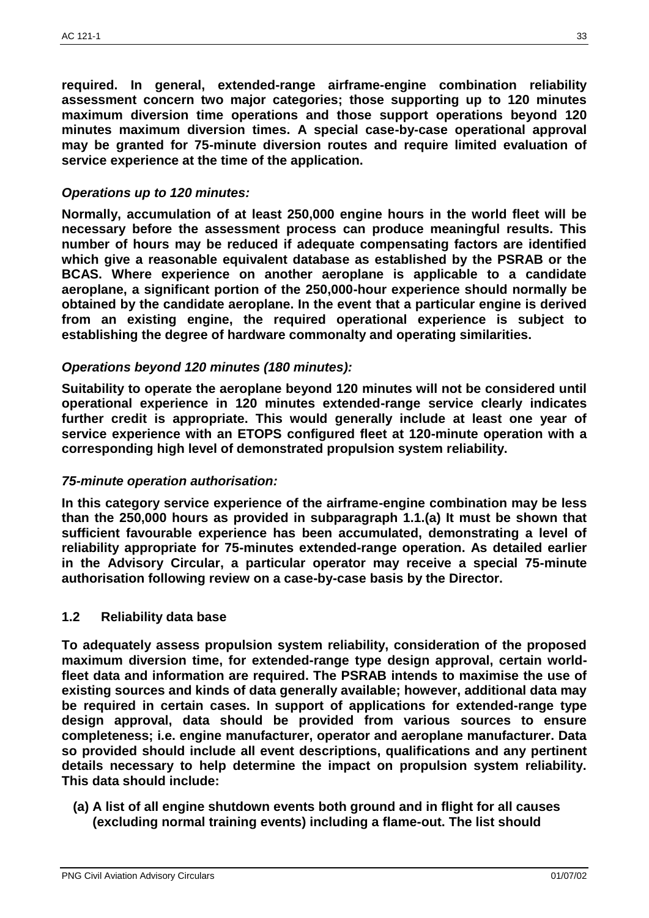**required. In general, extended-range airframe-engine combination reliability assessment concern two major categories; those supporting up to 120 minutes maximum diversion time operations and those support operations beyond 120 minutes maximum diversion times. A special case-by-case operational approval may be granted for 75-minute diversion routes and require limited evaluation of service experience at the time of the application.**

***Operations up to 120 minutes:***

**Normally, accumulation of at least 250,000 engine hours in the world fleet will be necessary before the assessment process can produce meaningful results. This number of hours may be reduced if adequate compensating factors are identified which give a reasonable equivalent database as established by the PSRAB or the BCAS. Where experience on another aeroplane is applicable to a candidate aeroplane, a significant portion of the 250,000-hour experience should normally be obtained by the candidate aeroplane. In the event that a particular engine is derived from an existing engine, the required operational experience is subject to establishing the degree of hardware commonalty and operating similarities.**

***Operations beyond 120 minutes (180 minutes):***

**Suitability to operate the aeroplane beyond 120 minutes will not be considered until operational experience in 120 minutes extended-range service clearly indicates further credit is appropriate. This would generally include at least one year of service experience with an ETOPS configured fleet at 120-minute operation with a corresponding high level of demonstrated propulsion system reliability.**

***75-minute operation authorisation:***

**In this category service experience of the airframe-engine combination may be less than the 250,000 hours as provided in subparagraph 1.1.(a) It must be shown that sufficient favourable experience has been accumulated, demonstrating a level of reliability appropriate for 75-minutes extended-range operation. As detailed earlier in the Advisory Circular, a particular operator may receive a special 75-minute authorisation following review on a case-by-case basis by the Director.**

### 1.2 Reliability data base

**To adequately assess propulsion system reliability, consideration of the proposed maximum diversion time, for extended-range type design approval, certain world-fleet data and information are required. The PSRAB intends to maximise the use of existing sources and kinds of data generally available; however, additional data may be required in certain cases. In support of applications for extended-range type design approval, data should be provided from various sources to ensure completeness; i.e. engine manufacturer, operator and aeroplane manufacturer. Data so provided should include all event descriptions, qualifications and any pertinent details necessary to help determine the impact on propulsion system reliability. This data should include:**

**(a) A list of all engine shutdown events both ground and in flight for all causes (excluding normal training events) including a flame-out. The list should**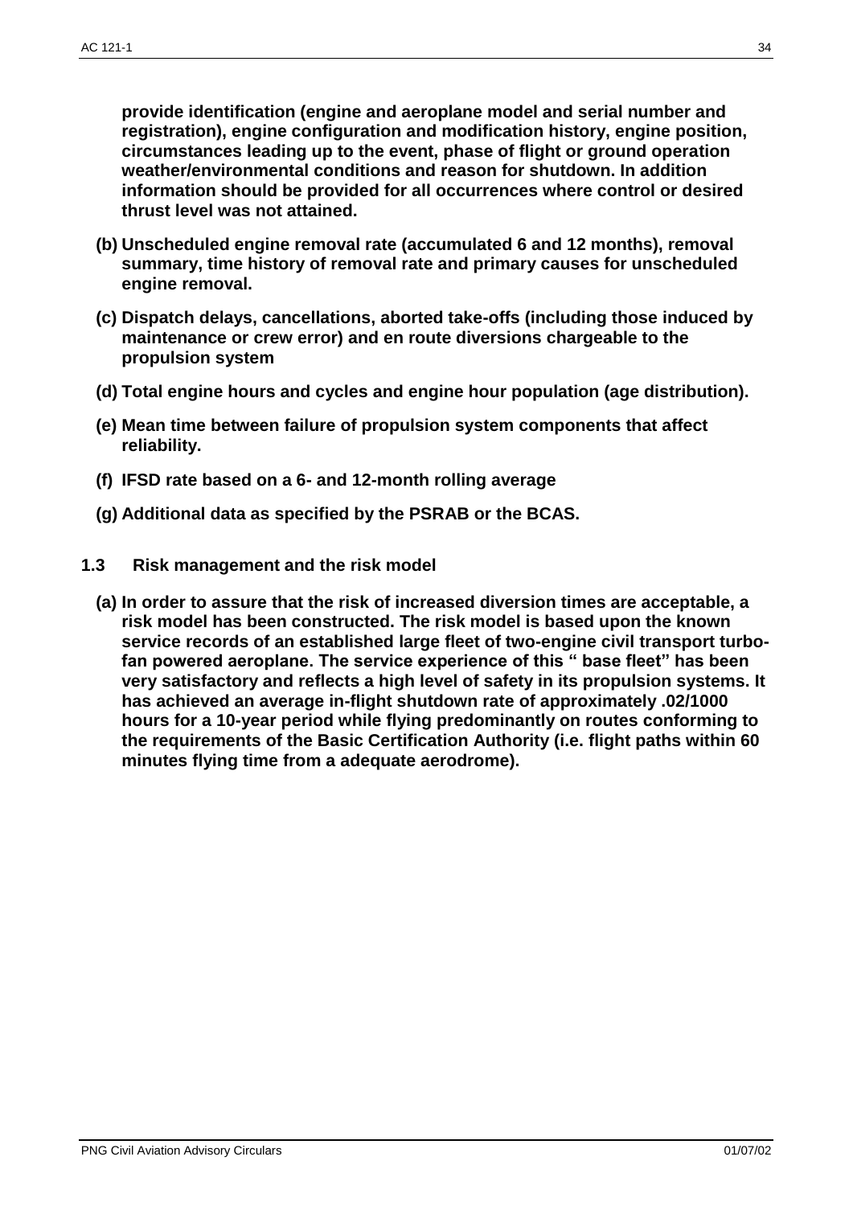**provide identification (engine and aeroplane model and serial number and registration), engine configuration and modification history, engine position, circumstances leading up to the event, phase of flight or ground operation weather/environmental conditions and reason for shutdown. In addition information should be provided for all occurrences where control or desired thrust level was not attained.**

**(b) Unscheduled engine removal rate (accumulated 6 and 12 months), removal summary, time history of removal rate and primary causes for unscheduled engine removal.**

**(c) Dispatch delays, cancellations, aborted take-offs (including those induced by maintenance or crew error) and en route diversions chargeable to the propulsion system**

**(d) Total engine hours and cycles and engine hour population (age distribution).**

**(e) Mean time between failure of propulsion system components that affect reliability.**

**(f) IFSD rate based on a 6- and 12-month rolling average**

**(g) Additional data as specified by the PSRAB or the BCAS.**

### 1.3 Risk management and the risk model

**(a) In order to assure that the risk of increased diversion times are acceptable, a risk model has been constructed. The risk model is based upon the known service records of an established large fleet of two-engine civil transport turbo-fan powered aeroplane. The service experience of this " base fleet" has been very satisfactory and reflects a high level of safety in its propulsion systems. It has achieved an average in-flight shutdown rate of approximately .02/1000 hours for a 10-year period while flying predominantly on routes conforming to the requirements of the Basic Certification Authority (i.e. flight paths within 60 minutes flying time from a adequate aerodrome).**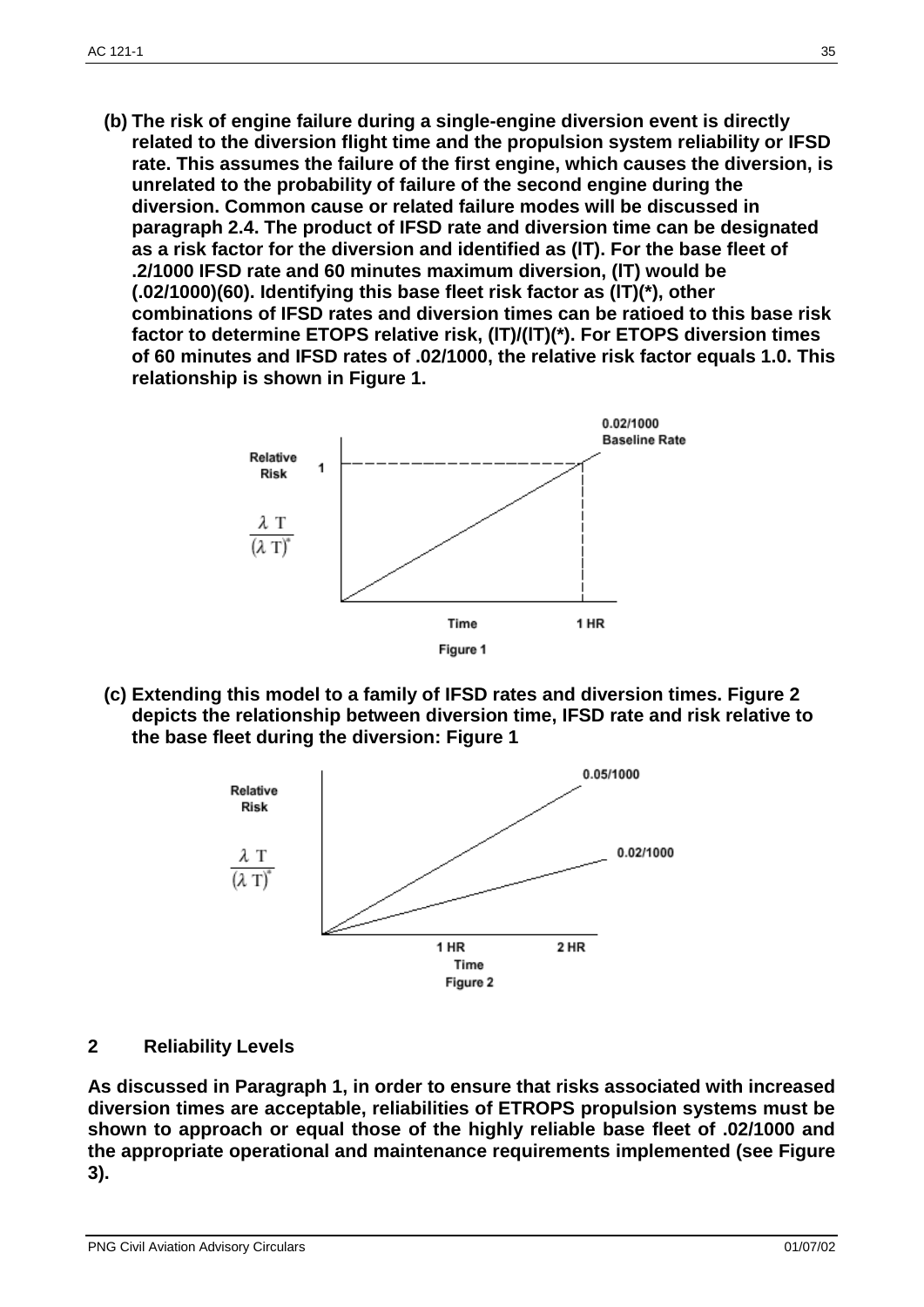**(b) The risk of engine failure during a single-engine diversion event is directly related to the diversion flight time and the propulsion system reliability or IFSD rate. This assumes the failure of the first engine, which causes the diversion, is unrelated to the probability of failure of the second engine during the diversion. Common cause or related failure modes will be discussed in paragraph 2.4. The product of IFSD rate and diversion time can be designated as a risk factor for the diversion and identified as (lT). For the base fleet of .2/1000 IFSD rate and 60 minutes maximum diversion, (lT) would be (.02/1000)(60). Identifying this base fleet risk factor as (lT)(\*), other combinations of IFSD rates and diversion times can be ratioed to this base risk factor to determine ETOPS relative risk, (lT)/(lT)(\*). For ETOPS diversion times of 60 minutes and IFSD rates of .02/1000, the relative risk factor equals 1.0. This relationship is shown in Figure 1.**

Figure 1

**(c) Extending this model to a family of IFSD rates and diversion times. Figure 2 depicts the relationship between diversion time, IFSD rate and risk relative to the base fleet during the diversion: Figure 1**

Figure 2

## 2 Reliability Levels

**As discussed in Paragraph 1, in order to ensure that risks associated with increased diversion times are acceptable, reliabilities of ETROPS propulsion systems must be shown to approach or equal those of the highly reliable base fleet of .02/1000 and the appropriate operational and maintenance requirements implemented (see Figure 3).**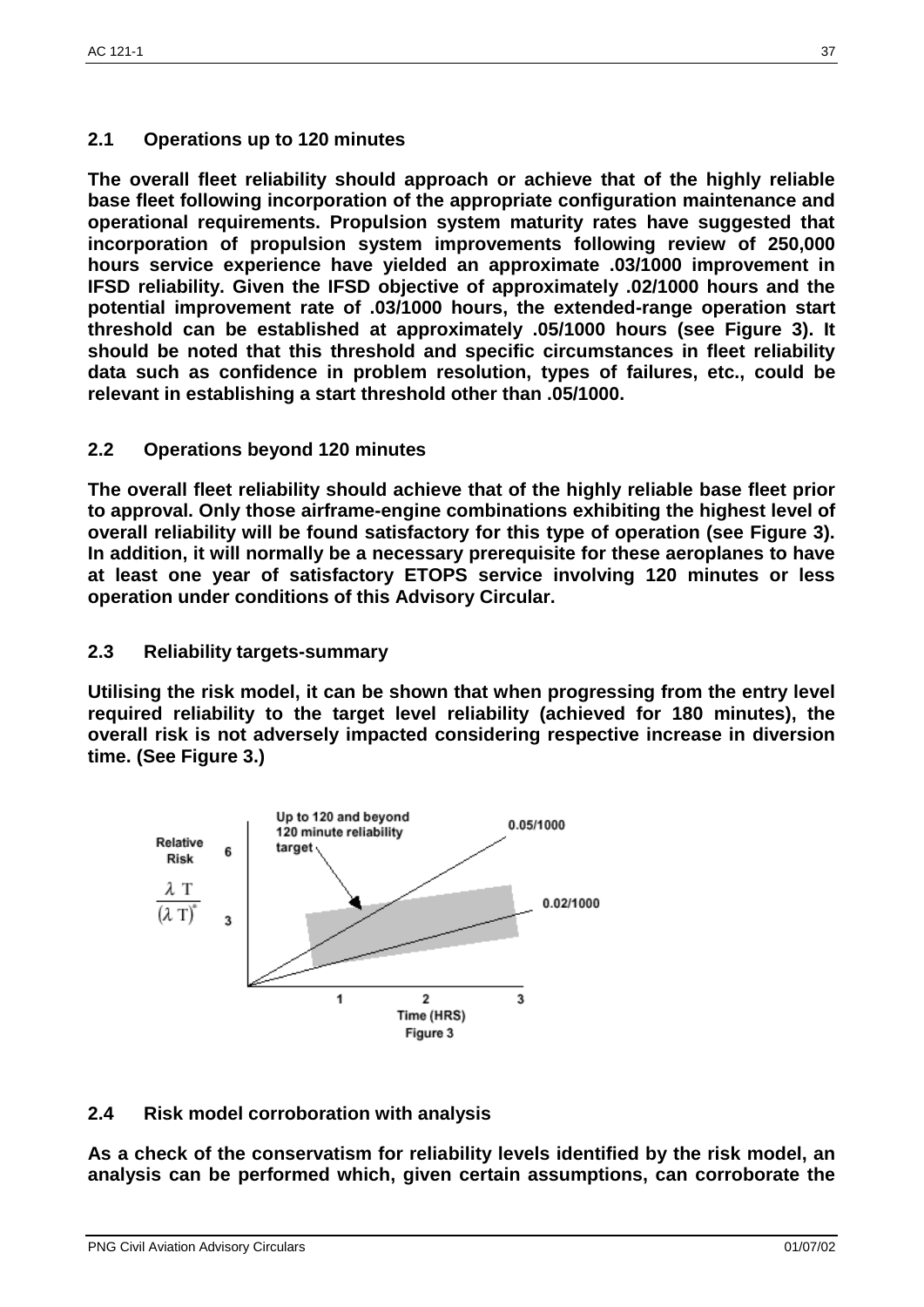## 2.1 Operations up to 120 minutes

**The overall fleet reliability should approach or achieve that of the highly reliable base fleet following incorporation of the appropriate configuration maintenance and operational requirements. Propulsion system maturity rates have suggested that incorporation of propulsion system improvements following review of 250,000 hours service experience have yielded an approximate .03/1000 improvement in IFSD reliability. Given the IFSD objective of approximately .02/1000 hours and the potential improvement rate of .03/1000 hours, the extended-range operation start threshold can be established at approximately .05/1000 hours (see Figure 3). It should be noted that this threshold and specific circumstances in fleet reliability data such as confidence in problem resolution, types of failures, etc., could be relevant in establishing a start threshold other than .05/1000.**

## 2.2 Operations beyond 120 minutes

**The overall fleet reliability should achieve that of the highly reliable base fleet prior to approval. Only those airframe-engine combinations exhibiting the highest level of overall reliability will be found satisfactory for this type of operation (see Figure 3). In addition, it will normally be a necessary prerequisite for these aeroplanes to have at least one year of satisfactory ETOPS service involving 120 minutes or less operation under conditions of this Advisory Circular.**

## 2.3 Reliability targets-summary

**Utilising the risk model, it can be shown that when progressing from the entry level required reliability to the target level reliability (achieved for 180 minutes), the overall risk is not adversely impacted considering respective increase in diversion time. (See Figure 3.)**

Relative Risk $\frac{\lambda T}{(\lambda T)^*}$; Up to 120 and beyond 120 minute reliability target; 0.05/1000; 0.02/1000; Time (HRS)

Figure 3

## 2.4 Risk model corroboration with analysis

**As a check of the conservatism for reliability levels identified by the risk model, an analysis can be performed which, given certain assumptions, can corroborate the**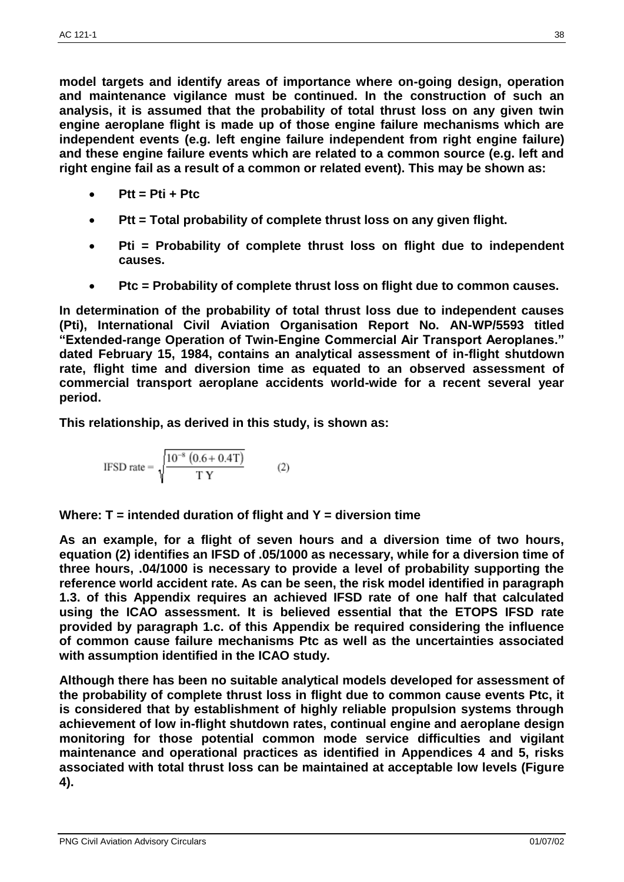**model targets and identify areas of importance where on-going design, operation and maintenance vigilance must be continued. In the construction of such an analysis, it is assumed that the probability of total thrust loss on any given twin engine aeroplane flight is made up of those engine failure mechanisms which are independent events (e.g. left engine failure independent from right engine failure) and these engine failure events which are related to a common source (e.g. left and right engine fail as a result of a common or related event). This may be shown as:**

- **Ptt = Pti + Ptc**
- **Ptt = Total probability of complete thrust loss on any given flight.**
- **Pti = Probability of complete thrust loss on flight due to independent causes.**
- **Ptc = Probability of complete thrust loss on flight due to common causes.**

**In determination of the probability of total thrust loss due to independent causes (Pti), International Civil Aviation Organisation Report No. AN-WP/5593 titled "Extended-range Operation of Twin-Engine Commercial Air Transport Aeroplanes." dated February 15, 1984, contains an analytical assessment of in-flight shutdown rate, flight time and diversion time as equated to an observed assessment of commercial transport aeroplane accidents world-wide for a recent several year period.**

**This relationship, as derived in this study, is shown as:**

$$\text{IFSD rate} = \sqrt{\frac{10^{-8}\,(0.6 + 0.4\text{T})}{\text{T Y}}} \qquad (2)$$

**Where: T = intended duration of flight and Y = diversion time**

**As an example, for a flight of seven hours and a diversion time of two hours, equation (2) identifies an IFSD of .05/1000 as necessary, while for a diversion time of three hours, .04/1000 is necessary to provide a level of probability supporting the reference world accident rate. As can be seen, the risk model identified in paragraph 1.3. of this Appendix requires an achieved IFSD rate of one half that calculated using the ICAO assessment. It is believed essential that the ETOPS IFSD rate provided by paragraph 1.c. of this Appendix be required considering the influence of common cause failure mechanisms Ptc as well as the uncertainties associated with assumption identified in the ICAO study.**

**Although there has been no suitable analytical models developed for assessment of the probability of complete thrust loss in flight due to common cause events Ptc, it is considered that by establishment of highly reliable propulsion systems through achievement of low in-flight shutdown rates, continual engine and aeroplane design monitoring for those potential common mode service difficulties and vigilant maintenance and operational practices as identified in Appendices 4 and 5, risks associated with total thrust loss can be maintained at acceptable low levels (Figure 4).**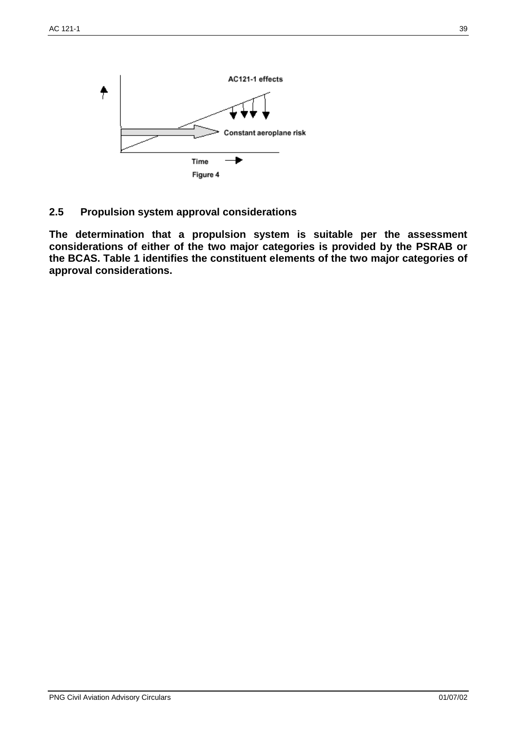AC121-1 effects

Constant aeroplane risk

Time

Figure 4

## 2.5 Propulsion system approval considerations

**The determination that a propulsion system is suitable per the assessment considerations of either of the two major categories is provided by the PSRAB or the BCAS. Table 1 identifies the constituent elements of the two major categories of approval considerations.**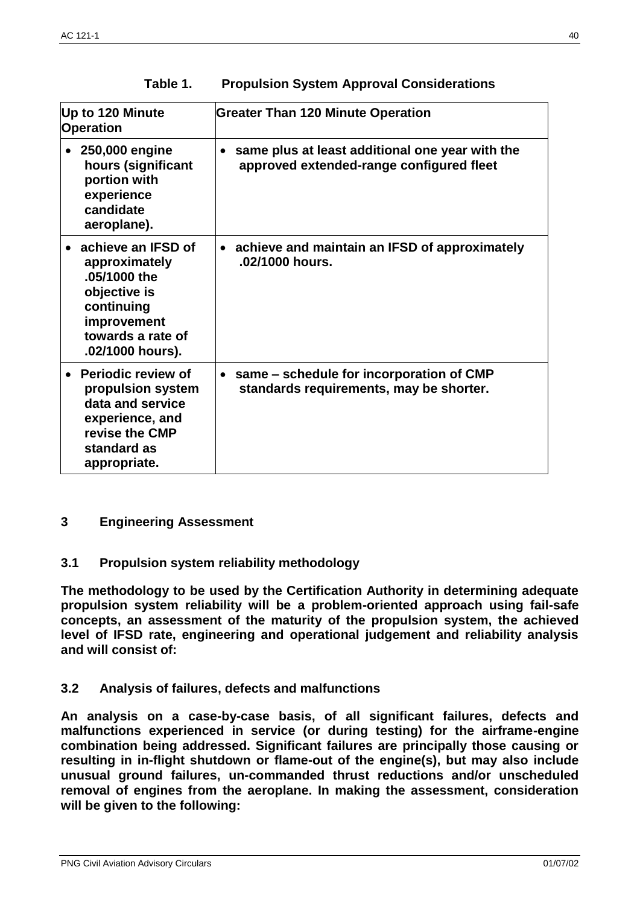**Table 1. Propulsion System Approval Considerations**

| Up to 120 Minute Operation | Greater Than 120 Minute Operation |
|---|---|
| • 250,000 engine hours (significant portion with experience candidate aeroplane). | • same plus at least additional one year with the approved extended-range configured fleet |
| • achieve an IFSD of approximately .05/1000 the objective is continuing improvement towards a rate of .02/1000 hours). | • achieve and maintain an IFSD of approximately .02/1000 hours. |
| • Periodic review of propulsion system data and service experience, and revise the CMP standard as appropriate. | • same – schedule for incorporation of CMP standards requirements, may be shorter. |

## 3 Engineering Assessment

### 3.1 Propulsion system reliability methodology

**The methodology to be used by the Certification Authority in determining adequate propulsion system reliability will be a problem-oriented approach using fail-safe concepts, an assessment of the maturity of the propulsion system, the achieved level of IFSD rate, engineering and operational judgement and reliability analysis and will consist of:**

### 3.2 Analysis of failures, defects and malfunctions

**An analysis on a case-by-case basis, of all significant failures, defects and malfunctions experienced in service (or during testing) for the airframe-engine combination being addressed. Significant failures are principally those causing or resulting in in-flight shutdown or flame-out of the engine(s), but may also include unusual ground failures, un-commanded thrust reductions and/or unscheduled removal of engines from the aeroplane. In making the assessment, consideration will be given to the following:**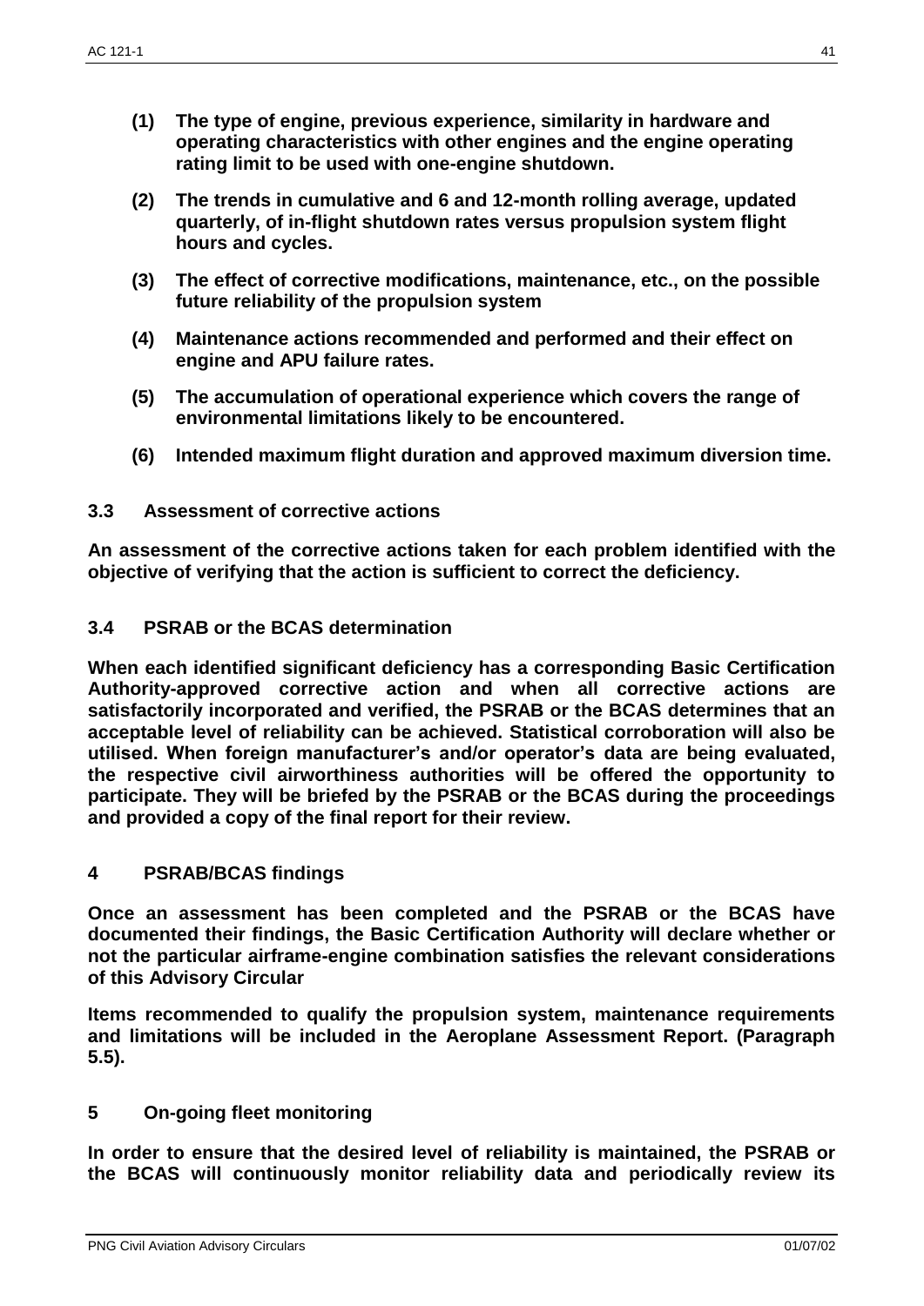**(1) The type of engine, previous experience, similarity in hardware and operating characteristics with other engines and the engine operating rating limit to be used with one-engine shutdown.**

**(2) The trends in cumulative and 6 and 12-month rolling average, updated quarterly, of in-flight shutdown rates versus propulsion system flight hours and cycles.**

**(3) The effect of corrective modifications, maintenance, etc., on the possible future reliability of the propulsion system**

**(4) Maintenance actions recommended and performed and their effect on engine and APU failure rates.**

**(5) The accumulation of operational experience which covers the range of environmental limitations likely to be encountered.**

**(6) Intended maximum flight duration and approved maximum diversion time.**

### 3.3 Assessment of corrective actions

**An assessment of the corrective actions taken for each problem identified with the objective of verifying that the action is sufficient to correct the deficiency.**

### 3.4 PSRAB or the BCAS determination

**When each identified significant deficiency has a corresponding Basic Certification Authority-approved corrective action and when all corrective actions are satisfactorily incorporated and verified, the PSRAB or the BCAS determines that an acceptable level of reliability can be achieved. Statistical corroboration will also be utilised. When foreign manufacturer's and/or operator's data are being evaluated, the respective civil airworthiness authorities will be offered the opportunity to participate. They will be briefed by the PSRAB or the BCAS during the proceedings and provided a copy of the final report for their review.**

## 4 PSRAB/BCAS findings

**Once an assessment has been completed and the PSRAB or the BCAS have documented their findings, the Basic Certification Authority will declare whether or not the particular airframe-engine combination satisfies the relevant considerations of this Advisory Circular**

**Items recommended to qualify the propulsion system, maintenance requirements and limitations will be included in the Aeroplane Assessment Report. (Paragraph 5.5).**

## 5 On-going fleet monitoring

**In order to ensure that the desired level of reliability is maintained, the PSRAB or the BCAS will continuously monitor reliability data and periodically review its**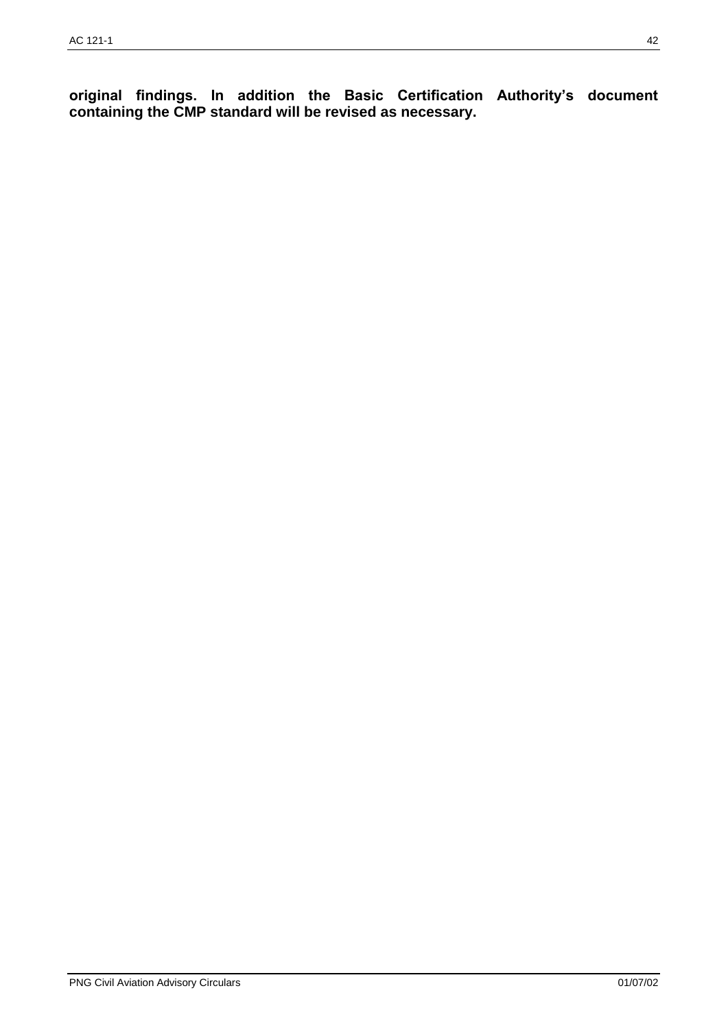**original findings. In addition the Basic Certification Authority's document containing the CMP standard will be revised as necessary.**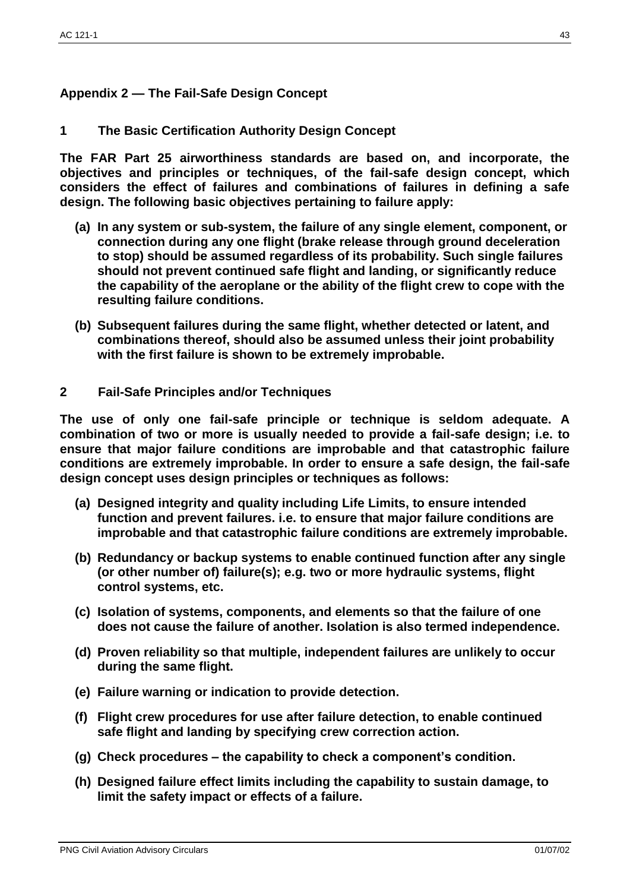## Appendix 2 — The Fail-Safe Design Concept

### 1 The Basic Certification Authority Design Concept

**The FAR Part 25 airworthiness standards are based on, and incorporate, the objectives and principles or techniques, of the fail-safe design concept, which considers the effect of failures and combinations of failures in defining a safe design. The following basic objectives pertaining to failure apply:**

- **(a) In any system or sub-system, the failure of any single element, component, or connection during any one flight (brake release through ground deceleration to stop) should be assumed regardless of its probability. Such single failures should not prevent continued safe flight and landing, or significantly reduce the capability of the aeroplane or the ability of the flight crew to cope with the resulting failure conditions.**
- **(b) Subsequent failures during the same flight, whether detected or latent, and combinations thereof, should also be assumed unless their joint probability with the first failure is shown to be extremely improbable.**

### 2 Fail-Safe Principles and/or Techniques

**The use of only one fail-safe principle or technique is seldom adequate. A combination of two or more is usually needed to provide a fail-safe design; i.e. to ensure that major failure conditions are improbable and that catastrophic failure conditions are extremely improbable. In order to ensure a safe design, the fail-safe design concept uses design principles or techniques as follows:**

- **(a) Designed integrity and quality including Life Limits, to ensure intended function and prevent failures. i.e. to ensure that major failure conditions are improbable and that catastrophic failure conditions are extremely improbable.**
- **(b) Redundancy or backup systems to enable continued function after any single (or other number of) failure(s); e.g. two or more hydraulic systems, flight control systems, etc.**
- **(c) Isolation of systems, components, and elements so that the failure of one does not cause the failure of another. Isolation is also termed independence.**
- **(d) Proven reliability so that multiple, independent failures are unlikely to occur during the same flight.**
- **(e) Failure warning or indication to provide detection.**
- **(f) Flight crew procedures for use after failure detection, to enable continued safe flight and landing by specifying crew correction action.**
- **(g) Check procedures – the capability to check a component's condition.**
- **(h) Designed failure effect limits including the capability to sustain damage, to limit the safety impact or effects of a failure.**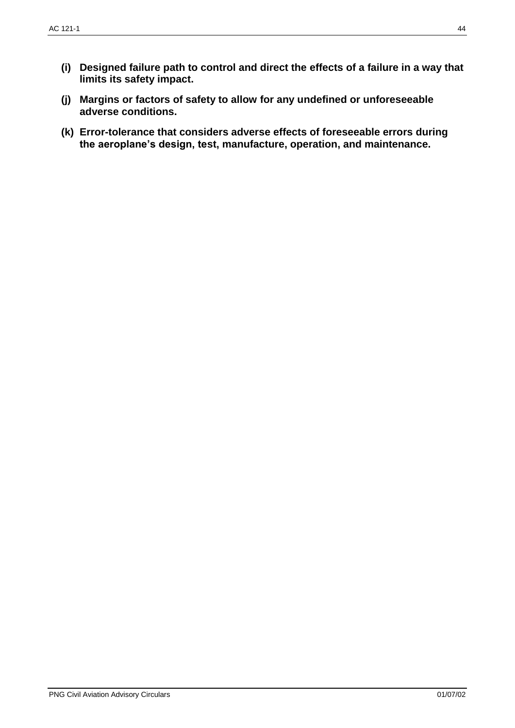**(i) Designed failure path to control and direct the effects of a failure in a way that limits its safety impact.**

**(j) Margins or factors of safety to allow for any undefined or unforeseeable adverse conditions.**

**(k) Error-tolerance that considers adverse effects of foreseeable errors during the aeroplane's design, test, manufacture, operation, and maintenance.**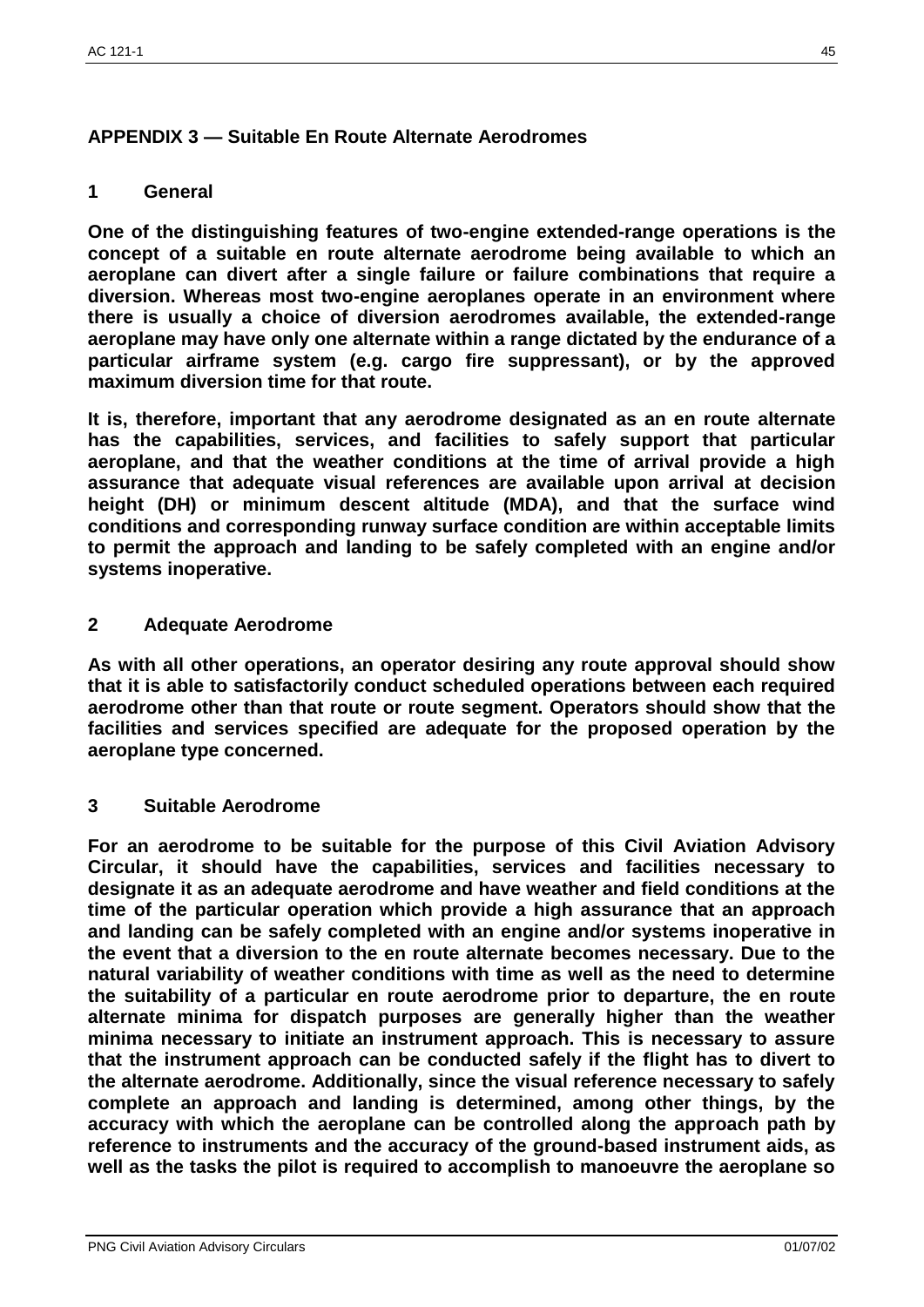## APPENDIX 3 — Suitable En Route Alternate Aerodromes

### 1 General

**One of the distinguishing features of two-engine extended-range operations is the concept of a suitable en route alternate aerodrome being available to which an aeroplane can divert after a single failure or failure combinations that require a diversion. Whereas most two-engine aeroplanes operate in an environment where there is usually a choice of diversion aerodromes available, the extended-range aeroplane may have only one alternate within a range dictated by the endurance of a particular airframe system (e.g. cargo fire suppressant), or by the approved maximum diversion time for that route.**

**It is, therefore, important that any aerodrome designated as an en route alternate has the capabilities, services, and facilities to safely support that particular aeroplane, and that the weather conditions at the time of arrival provide a high assurance that adequate visual references are available upon arrival at decision height (DH) or minimum descent altitude (MDA), and that the surface wind conditions and corresponding runway surface condition are within acceptable limits to permit the approach and landing to be safely completed with an engine and/or systems inoperative.**

### 2 Adequate Aerodrome

**As with all other operations, an operator desiring any route approval should show that it is able to satisfactorily conduct scheduled operations between each required aerodrome other than that route or route segment. Operators should show that the facilities and services specified are adequate for the proposed operation by the aeroplane type concerned.**

### 3 Suitable Aerodrome

**For an aerodrome to be suitable for the purpose of this Civil Aviation Advisory Circular, it should have the capabilities, services and facilities necessary to designate it as an adequate aerodrome and have weather and field conditions at the time of the particular operation which provide a high assurance that an approach and landing can be safely completed with an engine and/or systems inoperative in the event that a diversion to the en route alternate becomes necessary. Due to the natural variability of weather conditions with time as well as the need to determine the suitability of a particular en route aerodrome prior to departure, the en route alternate minima for dispatch purposes are generally higher than the weather minima necessary to initiate an instrument approach. This is necessary to assure that the instrument approach can be conducted safely if the flight has to divert to the alternate aerodrome. Additionally, since the visual reference necessary to safely complete an approach and landing is determined, among other things, by the accuracy with which the aeroplane can be controlled along the approach path by reference to instruments and the accuracy of the ground-based instrument aids, as well as the tasks the pilot is required to accomplish to manoeuvre the aeroplane so**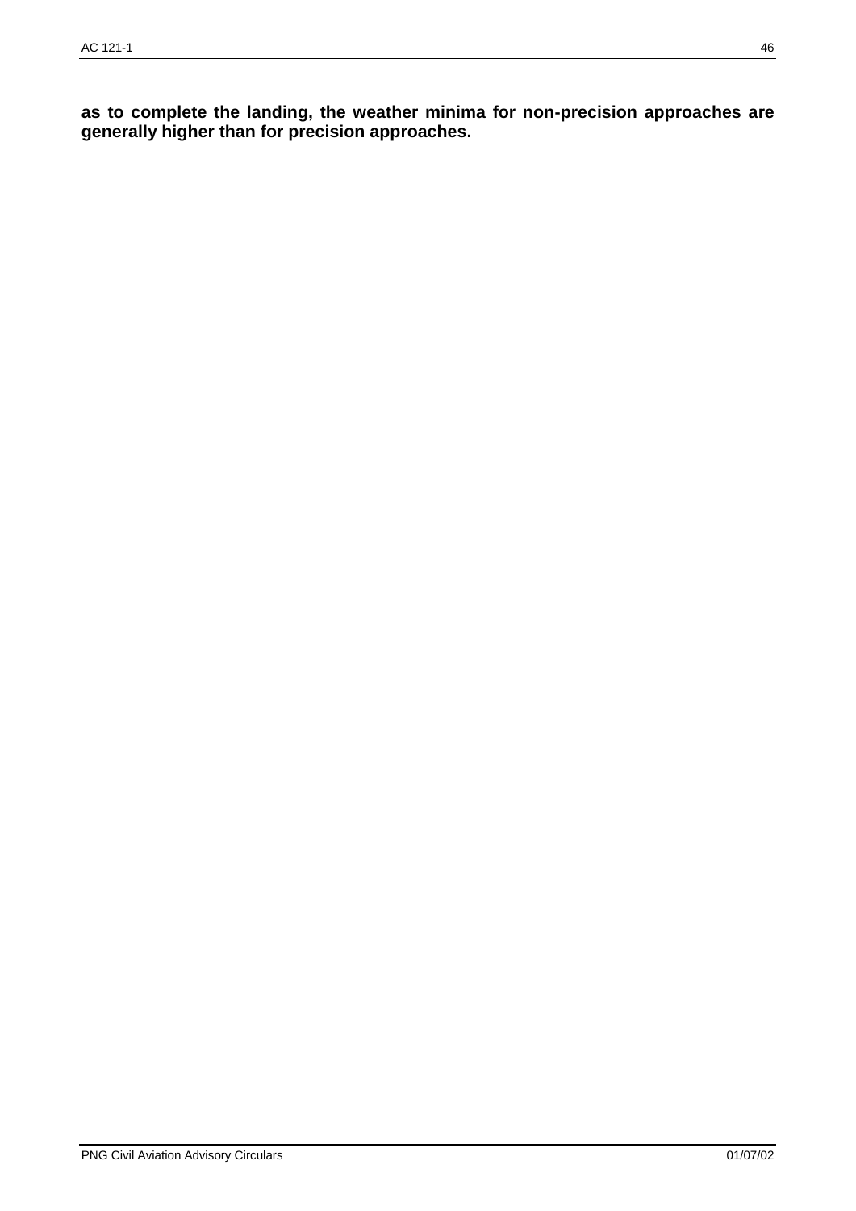**as to complete the landing, the weather minima for non-precision approaches are generally higher than for precision approaches.**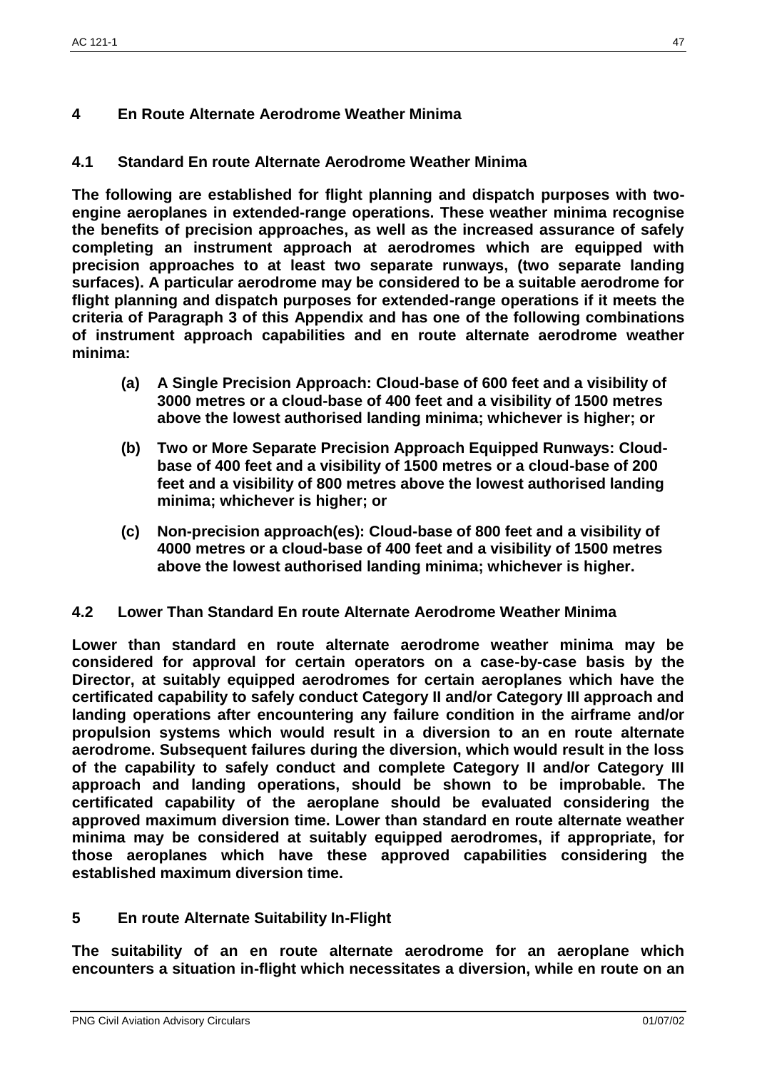## 4 En Route Alternate Aerodrome Weather Minima

### 4.1 Standard En route Alternate Aerodrome Weather Minima

**The following are established for flight planning and dispatch purposes with two-engine aeroplanes in extended-range operations. These weather minima recognise the benefits of precision approaches, as well as the increased assurance of safely completing an instrument approach at aerodromes which are equipped with precision approaches to at least two separate runways, (two separate landing surfaces). A particular aerodrome may be considered to be a suitable aerodrome for flight planning and dispatch purposes for extended-range operations if it meets the criteria of Paragraph 3 of this Appendix and has one of the following combinations of instrument approach capabilities and en route alternate aerodrome weather minima:**

- **(a) A Single Precision Approach: Cloud-base of 600 feet and a visibility of 3000 metres or a cloud-base of 400 feet and a visibility of 1500 metres above the lowest authorised landing minima; whichever is higher; or**
- **(b) Two or More Separate Precision Approach Equipped Runways: Cloud-base of 400 feet and a visibility of 1500 metres or a cloud-base of 200 feet and a visibility of 800 metres above the lowest authorised landing minima; whichever is higher; or**
- **(c) Non-precision approach(es): Cloud-base of 800 feet and a visibility of 4000 metres or a cloud-base of 400 feet and a visibility of 1500 metres above the lowest authorised landing minima; whichever is higher.**

### 4.2 Lower Than Standard En route Alternate Aerodrome Weather Minima

**Lower than standard en route alternate aerodrome weather minima may be considered for approval for certain operators on a case-by-case basis by the Director, at suitably equipped aerodromes for certain aeroplanes which have the certificated capability to safely conduct Category II and/or Category III approach and landing operations after encountering any failure condition in the airframe and/or propulsion systems which would result in a diversion to an en route alternate aerodrome. Subsequent failures during the diversion, which would result in the loss of the capability to safely conduct and complete Category II and/or Category III approach and landing operations, should be shown to be improbable. The certificated capability of the aeroplane should be evaluated considering the approved maximum diversion time. Lower than standard en route alternate weather minima may be considered at suitably equipped aerodromes, if appropriate, for those aeroplanes which have these approved capabilities considering the established maximum diversion time.**

## 5 En route Alternate Suitability In-Flight

**The suitability of an en route alternate aerodrome for an aeroplane which encounters a situation in-flight which necessitates a diversion, while en route on an**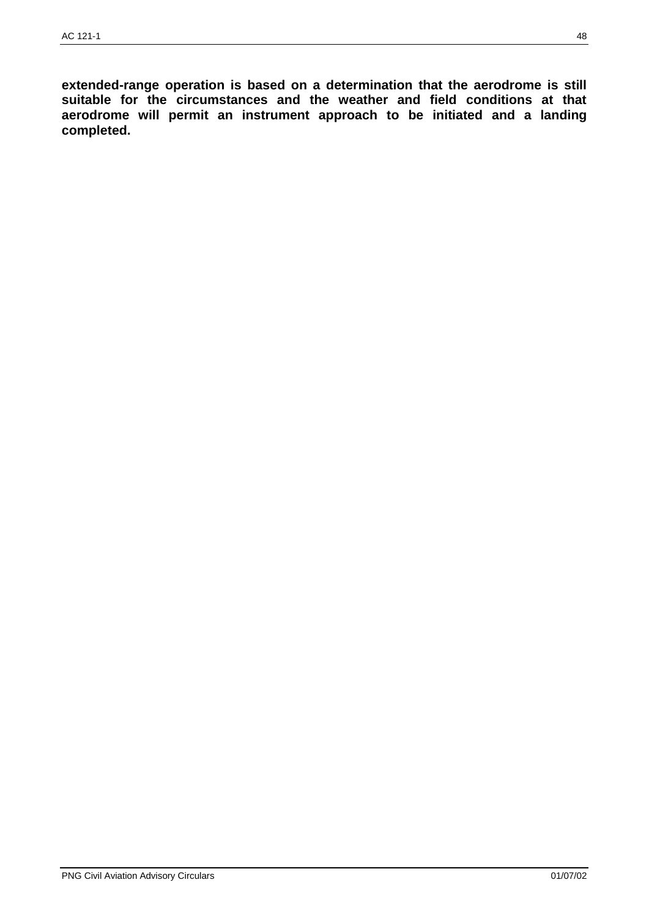**extended-range operation is based on a determination that the aerodrome is still suitable for the circumstances and the weather and field conditions at that aerodrome will permit an instrument approach to be initiated and a landing completed.**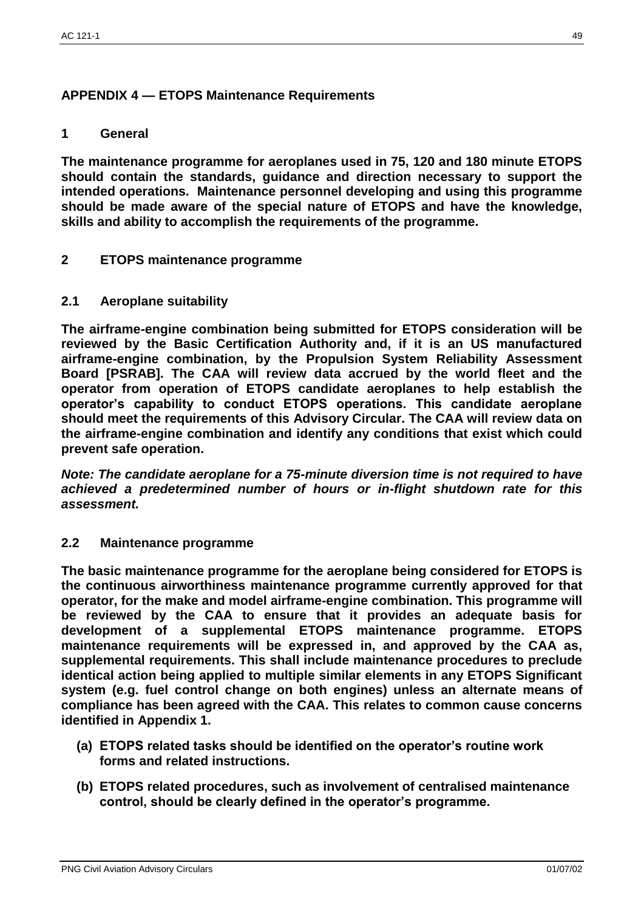## APPENDIX 4 — ETOPS Maintenance Requirements

### 1 General

**The maintenance programme for aeroplanes used in 75, 120 and 180 minute ETOPS should contain the standards, guidance and direction necessary to support the intended operations. Maintenance personnel developing and using this programme should be made aware of the special nature of ETOPS and have the knowledge, skills and ability to accomplish the requirements of the programme.**

### 2 ETOPS maintenance programme

#### 2.1 Aeroplane suitability

**The airframe-engine combination being submitted for ETOPS consideration will be reviewed by the Basic Certification Authority and, if it is an US manufactured airframe-engine combination, by the Propulsion System Reliability Assessment Board [PSRAB]. The CAA will review data accrued by the world fleet and the operator from operation of ETOPS candidate aeroplanes to help establish the operator's capability to conduct ETOPS operations. This candidate aeroplane should meet the requirements of this Advisory Circular. The CAA will review data on the airframe-engine combination and identify any conditions that exist which could prevent safe operation.**

***Note: The candidate aeroplane for a 75-minute diversion time is not required to have achieved a predetermined number of hours or in-flight shutdown rate for this assessment.***

#### 2.2 Maintenance programme

**The basic maintenance programme for the aeroplane being considered for ETOPS is the continuous airworthiness maintenance programme currently approved for that operator, for the make and model airframe-engine combination. This programme will be reviewed by the CAA to ensure that it provides an adequate basis for development of a supplemental ETOPS maintenance programme. ETOPS maintenance requirements will be expressed in, and approved by the CAA as, supplemental requirements. This shall include maintenance procedures to preclude identical action being applied to multiple similar elements in any ETOPS Significant system (e.g. fuel control change on both engines) unless an alternate means of compliance has been agreed with the CAA. This relates to common cause concerns identified in Appendix 1.**

- **(a) ETOPS related tasks should be identified on the operator's routine work forms and related instructions.**
- **(b) ETOPS related procedures, such as involvement of centralised maintenance control, should be clearly defined in the operator's programme.**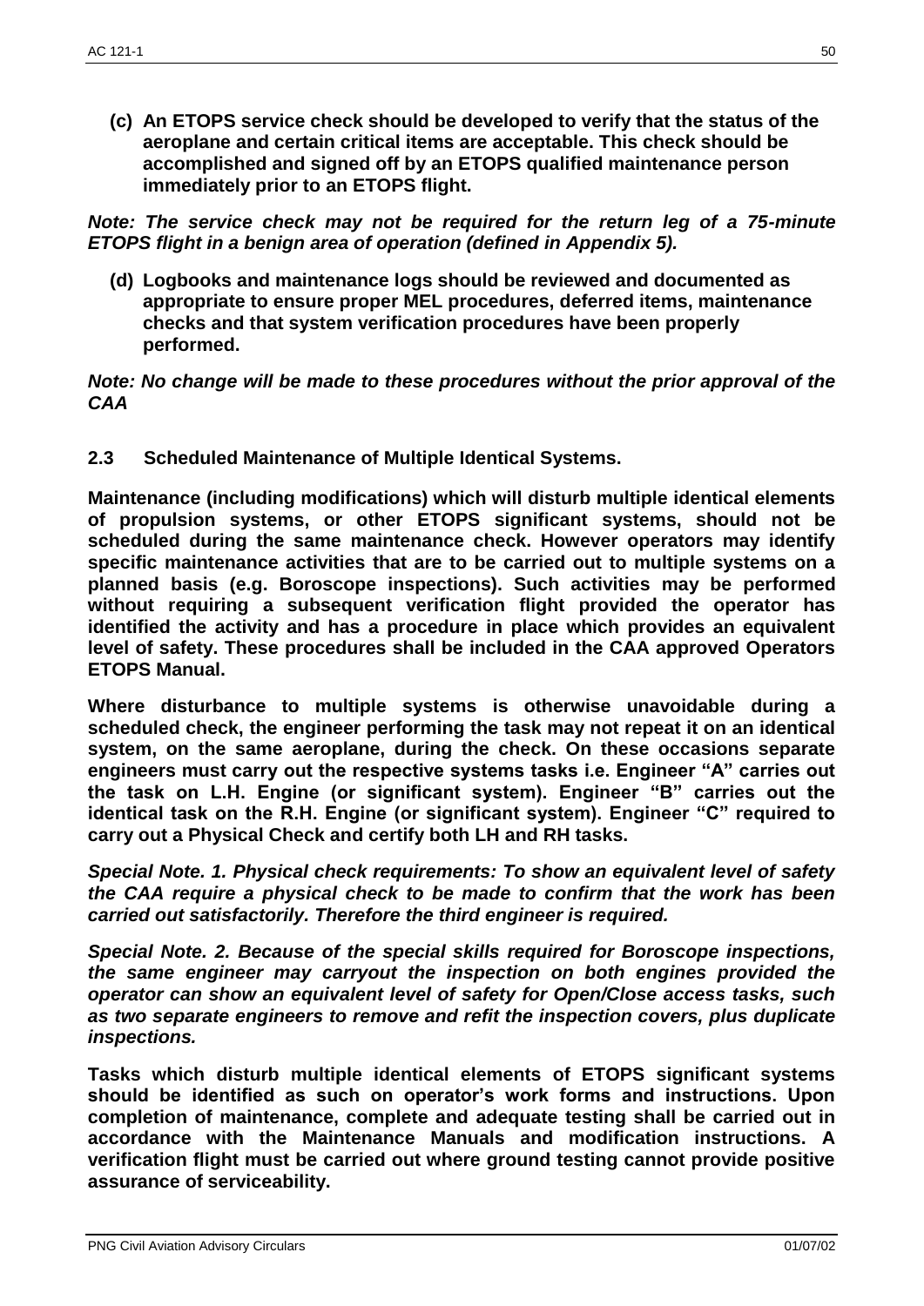**(c) An ETOPS service check should be developed to verify that the status of the aeroplane and certain critical items are acceptable. This check should be accomplished and signed off by an ETOPS qualified maintenance person immediately prior to an ETOPS flight.**

***Note: The service check may not be required for the return leg of a 75-minute ETOPS flight in a benign area of operation (defined in Appendix 5).***

**(d) Logbooks and maintenance logs should be reviewed and documented as appropriate to ensure proper MEL procedures, deferred items, maintenance checks and that system verification procedures have been properly performed.**

***Note: No change will be made to these procedures without the prior approval of the CAA***

## 2.3 Scheduled Maintenance of Multiple Identical Systems.

**Maintenance (including modifications) which will disturb multiple identical elements of propulsion systems, or other ETOPS significant systems, should not be scheduled during the same maintenance check. However operators may identify specific maintenance activities that are to be carried out to multiple systems on a planned basis (e.g. Boroscope inspections). Such activities may be performed without requiring a subsequent verification flight provided the operator has identified the activity and has a procedure in place which provides an equivalent level of safety. These procedures shall be included in the CAA approved Operators ETOPS Manual.**

**Where disturbance to multiple systems is otherwise unavoidable during a scheduled check, the engineer performing the task may not repeat it on an identical system, on the same aeroplane, during the check. On these occasions separate engineers must carry out the respective systems tasks i.e. Engineer "A" carries out the task on L.H. Engine (or significant system). Engineer "B" carries out the identical task on the R.H. Engine (or significant system). Engineer "C" required to carry out a Physical Check and certify both LH and RH tasks.**

***Special Note. 1. Physical check requirements: To show an equivalent level of safety the CAA require a physical check to be made to confirm that the work has been carried out satisfactorily. Therefore the third engineer is required.***

***Special Note. 2. Because of the special skills required for Boroscope inspections, the same engineer may carryout the inspection on both engines provided the operator can show an equivalent level of safety for Open/Close access tasks, such as two separate engineers to remove and refit the inspection covers, plus duplicate inspections.***

**Tasks which disturb multiple identical elements of ETOPS significant systems should be identified as such on operator's work forms and instructions. Upon completion of maintenance, complete and adequate testing shall be carried out in accordance with the Maintenance Manuals and modification instructions. A verification flight must be carried out where ground testing cannot provide positive assurance of serviceability.**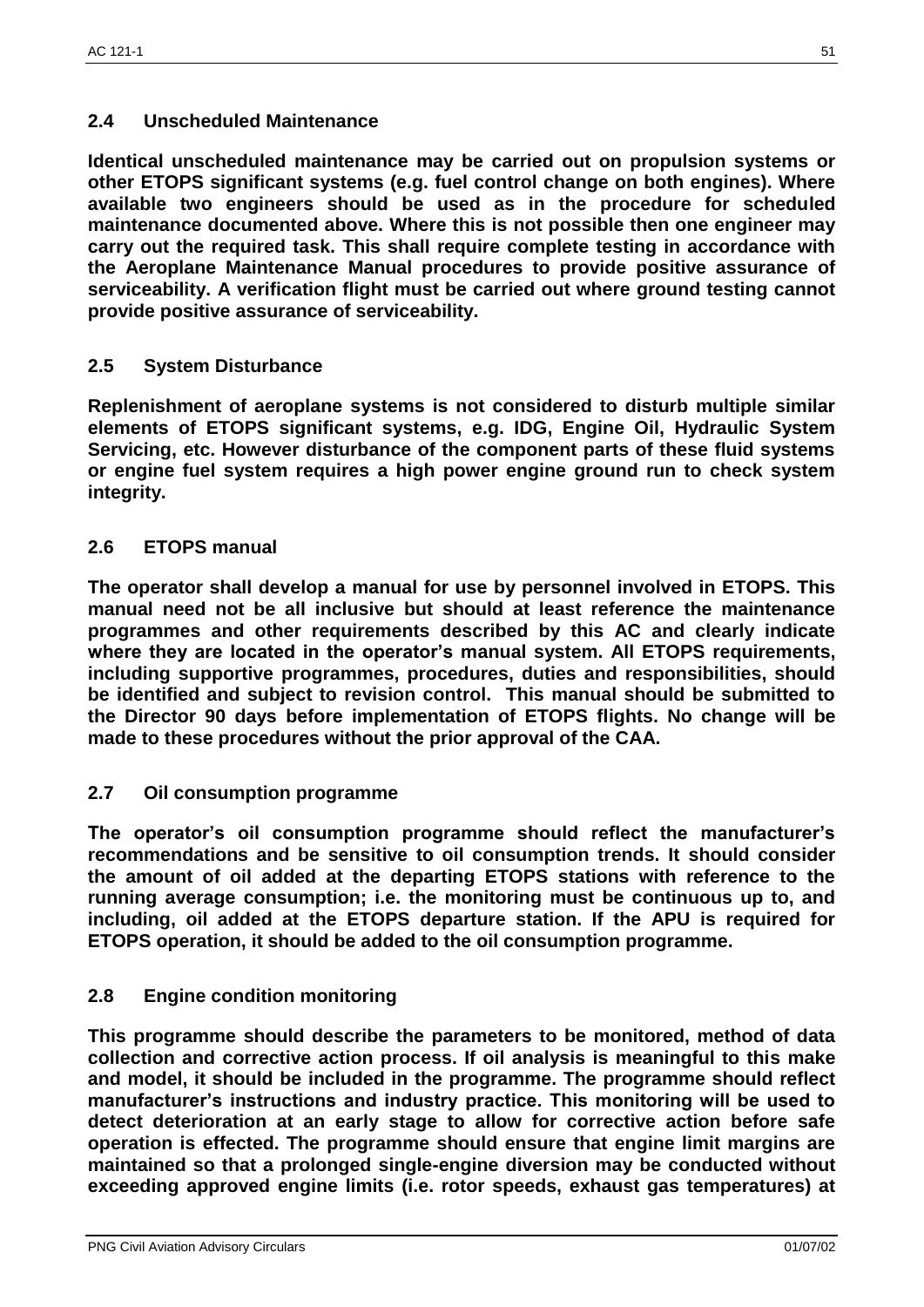### 2.4 Unscheduled Maintenance

**Identical unscheduled maintenance may be carried out on propulsion systems or other ETOPS significant systems (e.g. fuel control change on both engines). Where available two engineers should be used as in the procedure for scheduled maintenance documented above. Where this is not possible then one engineer may carry out the required task. This shall require complete testing in accordance with the Aeroplane Maintenance Manual procedures to provide positive assurance of serviceability. A verification flight must be carried out where ground testing cannot provide positive assurance of serviceability.**

### 2.5 System Disturbance

**Replenishment of aeroplane systems is not considered to disturb multiple similar elements of ETOPS significant systems, e.g. IDG, Engine Oil, Hydraulic System Servicing, etc. However disturbance of the component parts of these fluid systems or engine fuel system requires a high power engine ground run to check system integrity.**

### 2.6 ETOPS manual

**The operator shall develop a manual for use by personnel involved in ETOPS. This manual need not be all inclusive but should at least reference the maintenance programmes and other requirements described by this AC and clearly indicate where they are located in the operator's manual system. All ETOPS requirements, including supportive programmes, procedures, duties and responsibilities, should be identified and subject to revision control. This manual should be submitted to the Director 90 days before implementation of ETOPS flights. No change will be made to these procedures without the prior approval of the CAA.**

### 2.7 Oil consumption programme

**The operator's oil consumption programme should reflect the manufacturer's recommendations and be sensitive to oil consumption trends. It should consider the amount of oil added at the departing ETOPS stations with reference to the running average consumption; i.e. the monitoring must be continuous up to, and including, oil added at the ETOPS departure station. If the APU is required for ETOPS operation, it should be added to the oil consumption programme.**

### 2.8 Engine condition monitoring

**This programme should describe the parameters to be monitored, method of data collection and corrective action process. If oil analysis is meaningful to this make and model, it should be included in the programme. The programme should reflect manufacturer's instructions and industry practice. This monitoring will be used to detect deterioration at an early stage to allow for corrective action before safe operation is effected. The programme should ensure that engine limit margins are maintained so that a prolonged single-engine diversion may be conducted without exceeding approved engine limits (i.e. rotor speeds, exhaust gas temperatures) at**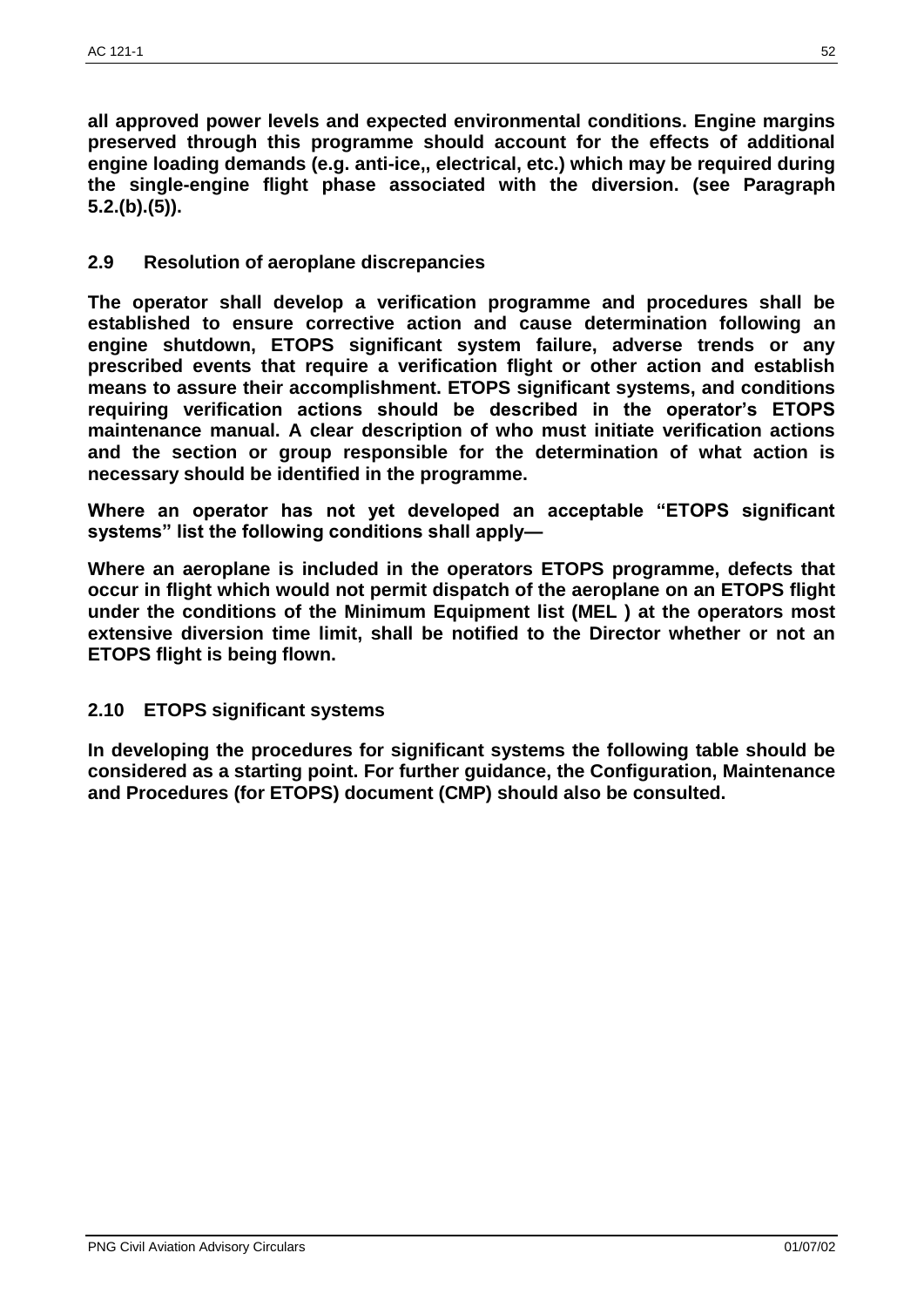**all approved power levels and expected environmental conditions. Engine margins preserved through this programme should account for the effects of additional engine loading demands (e.g. anti-ice,, electrical, etc.) which may be required during the single-engine flight phase associated with the diversion. (see Paragraph 5.2.(b).(5)).**

### 2.9 Resolution of aeroplane discrepancies

**The operator shall develop a verification programme and procedures shall be established to ensure corrective action and cause determination following an engine shutdown, ETOPS significant system failure, adverse trends or any prescribed events that require a verification flight or other action and establish means to assure their accomplishment. ETOPS significant systems, and conditions requiring verification actions should be described in the operator's ETOPS maintenance manual. A clear description of who must initiate verification actions and the section or group responsible for the determination of what action is necessary should be identified in the programme.**

**Where an operator has not yet developed an acceptable "ETOPS significant systems" list the following conditions shall apply—**

**Where an aeroplane is included in the operators ETOPS programme, defects that occur in flight which would not permit dispatch of the aeroplane on an ETOPS flight under the conditions of the Minimum Equipment list (MEL ) at the operators most extensive diversion time limit, shall be notified to the Director whether or not an ETOPS flight is being flown.**

### 2.10 ETOPS significant systems

**In developing the procedures for significant systems the following table should be considered as a starting point. For further guidance, the Configuration, Maintenance and Procedures (for ETOPS) document (CMP) should also be consulted.**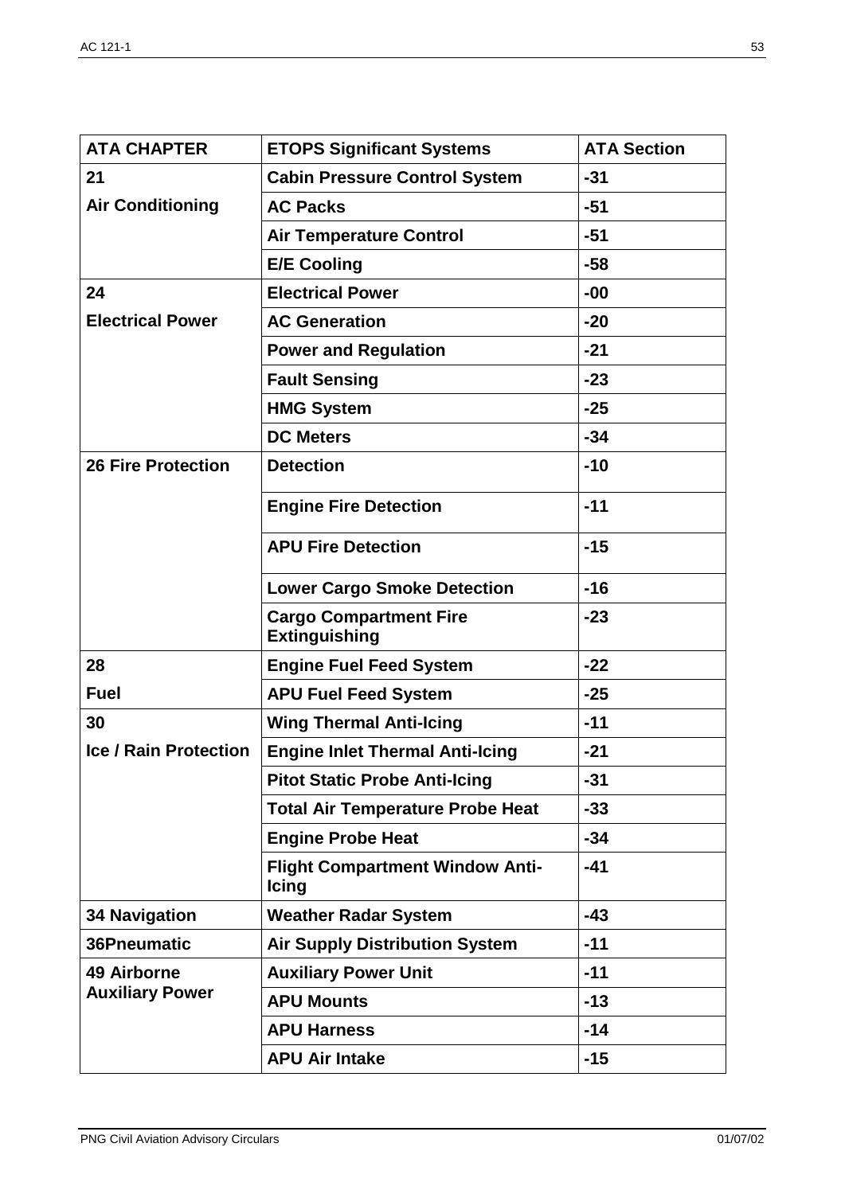| ATA CHAPTER | ETOPS Significant Systems | ATA Section |
|---|---|---|
| 21 | Cabin Pressure Control System | -31 |
| Air Conditioning | AC Packs | -51 |
| | Air Temperature Control | -51 |
| | E/E Cooling | -58 |
| 24 | Electrical Power | -00 |
| Electrical Power | AC Generation | -20 |
| | Power and Regulation | -21 |
| | Fault Sensing | -23 |
| | HMG System | -25 |
| | DC Meters | -34 |
| 26 Fire Protection | Detection | -10 |
| | Engine Fire Detection | -11 |
| | APU Fire Detection | -15 |
| | Lower Cargo Smoke Detection | -16 |
| | Cargo Compartment Fire Extinguishing | -23 |
| 28 | Engine Fuel Feed System | -22 |
| Fuel | APU Fuel Feed System | -25 |
| 30 | Wing Thermal Anti-Icing | -11 |
| Ice / Rain Protection | Engine Inlet Thermal Anti-Icing | -21 |
| | Pitot Static Probe Anti-Icing | -31 |
| | Total Air Temperature Probe Heat | -33 |
| | Engine Probe Heat | -34 |
| | Flight Compartment Window Anti-Icing | -41 |
| 34 Navigation | Weather Radar System | -43 |
| 36Pneumatic | Air Supply Distribution System | -11 |
| 49 Airborne Auxiliary Power | Auxiliary Power Unit | -11 |
| | APU Mounts | -13 |
| | APU Harness | -14 |
| | APU Air Intake | -15 |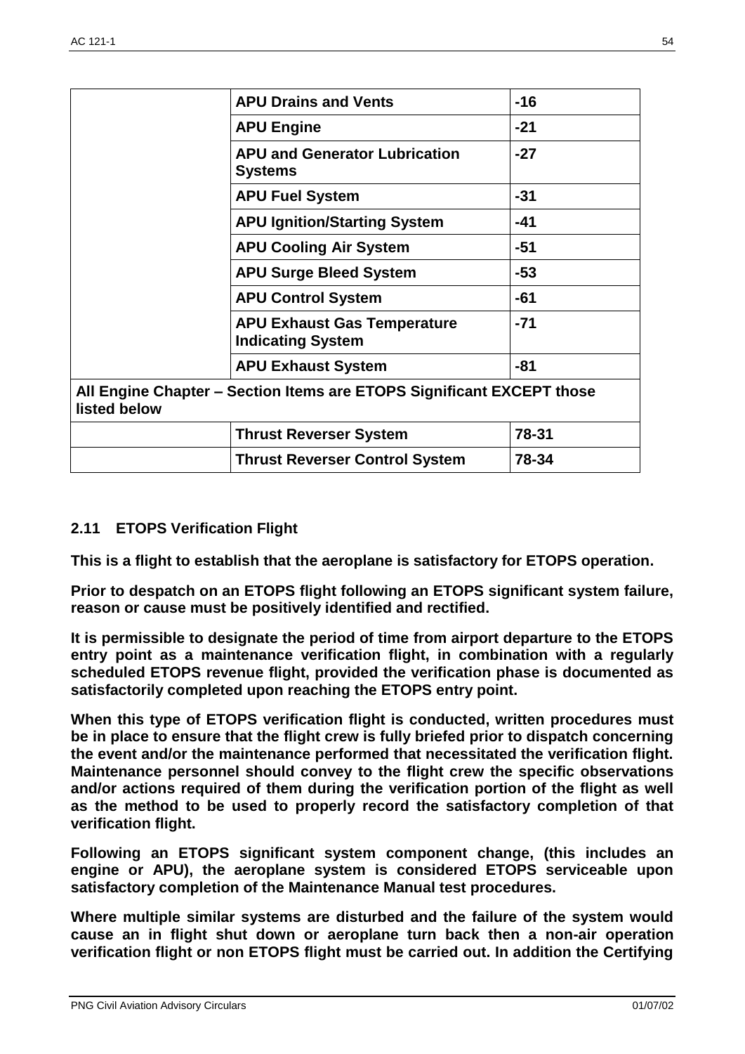| | | |
|---|---|---|
| | **APU Drains and Vents** | **-16** |
| | **APU Engine** | **-21** |
| | **APU and Generator Lubrication Systems** | **-27** |
| | **APU Fuel System** | **-31** |
| | **APU Ignition/Starting System** | **-41** |
| | **APU Cooling Air System** | **-51** |
| | **APU Surge Bleed System** | **-53** |
| | **APU Control System** | **-61** |
| | **APU Exhaust Gas Temperature Indicating System** | **-71** |
| | **APU Exhaust System** | **-81** |
| **All Engine Chapter – Section Items are ETOPS Significant EXCEPT those listed below** | | |
| | **Thrust Reverser System** | **78-31** |
| | **Thrust Reverser Control System** | **78-34** |

## 2.11 ETOPS Verification Flight

**This is a flight to establish that the aeroplane is satisfactory for ETOPS operation.**

**Prior to despatch on an ETOPS flight following an ETOPS significant system failure, reason or cause must be positively identified and rectified.**

**It is permissible to designate the period of time from airport departure to the ETOPS entry point as a maintenance verification flight, in combination with a regularly scheduled ETOPS revenue flight, provided the verification phase is documented as satisfactorily completed upon reaching the ETOPS entry point.**

**When this type of ETOPS verification flight is conducted, written procedures must be in place to ensure that the flight crew is fully briefed prior to dispatch concerning the event and/or the maintenance performed that necessitated the verification flight. Maintenance personnel should convey to the flight crew the specific observations and/or actions required of them during the verification portion of the flight as well as the method to be used to properly record the satisfactory completion of that verification flight.**

**Following an ETOPS significant system component change, (this includes an engine or APU), the aeroplane system is considered ETOPS serviceable upon satisfactory completion of the Maintenance Manual test procedures.**

**Where multiple similar systems are disturbed and the failure of the system would cause an in flight shut down or aeroplane turn back then a non-air operation verification flight or non ETOPS flight must be carried out. In addition the Certifying**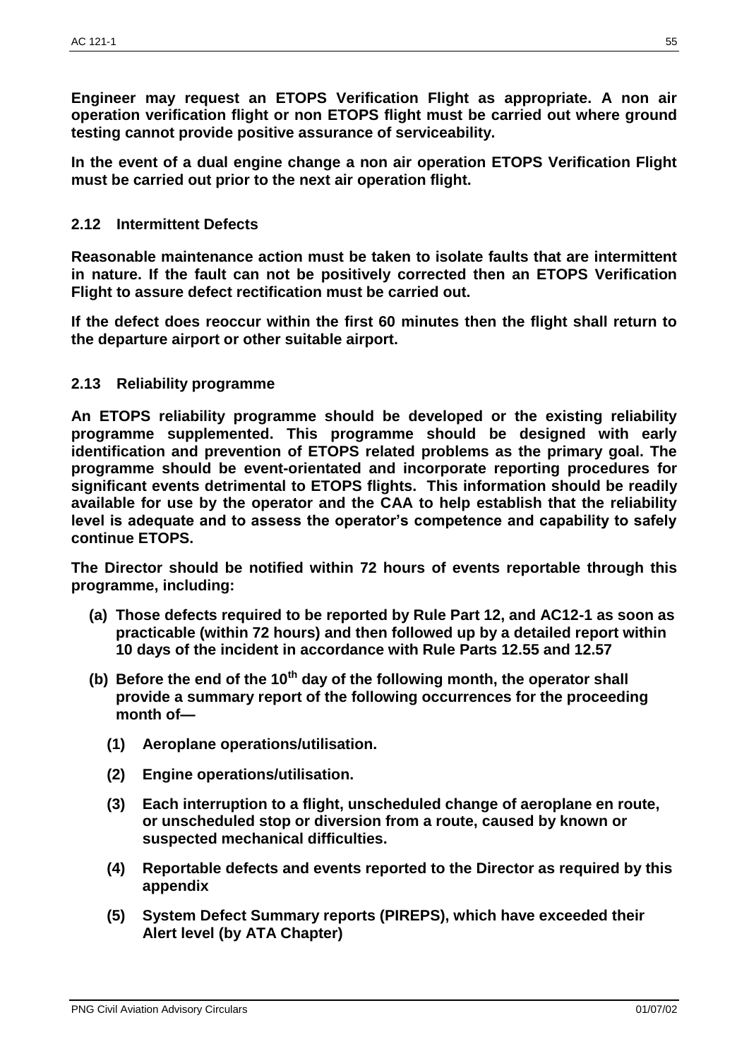**Engineer may request an ETOPS Verification Flight as appropriate. A non air operation verification flight or non ETOPS flight must be carried out where ground testing cannot provide positive assurance of serviceability.**

**In the event of a dual engine change a non air operation ETOPS Verification Flight must be carried out prior to the next air operation flight.**

### 2.12 Intermittent Defects

**Reasonable maintenance action must be taken to isolate faults that are intermittent in nature. If the fault can not be positively corrected then an ETOPS Verification Flight to assure defect rectification must be carried out.**

**If the defect does reoccur within the first 60 minutes then the flight shall return to the departure airport or other suitable airport.**

### 2.13 Reliability programme

**An ETOPS reliability programme should be developed or the existing reliability programme supplemented. This programme should be designed with early identification and prevention of ETOPS related problems as the primary goal. The programme should be event-orientated and incorporate reporting procedures for significant events detrimental to ETOPS flights. This information should be readily available for use by the operator and the CAA to help establish that the reliability level is adequate and to assess the operator's competence and capability to safely continue ETOPS.**

**The Director should be notified within 72 hours of events reportable through this programme, including:**

- **(a) Those defects required to be reported by Rule Part 12, and AC12-1 as soon as practicable (within 72 hours) and then followed up by a detailed report within 10 days of the incident in accordance with Rule Parts 12.55 and 12.57**
- **(b) Before the end of the 10th day of the following month, the operator shall provide a summary report of the following occurrences for the proceeding month of—**
  - **(1) Aeroplane operations/utilisation.**
  - **(2) Engine operations/utilisation.**
  - **(3) Each interruption to a flight, unscheduled change of aeroplane en route, or unscheduled stop or diversion from a route, caused by known or suspected mechanical difficulties.**
  - **(4) Reportable defects and events reported to the Director as required by this appendix**
  - **(5) System Defect Summary reports (PIREPS), which have exceeded their Alert level (by ATA Chapter)**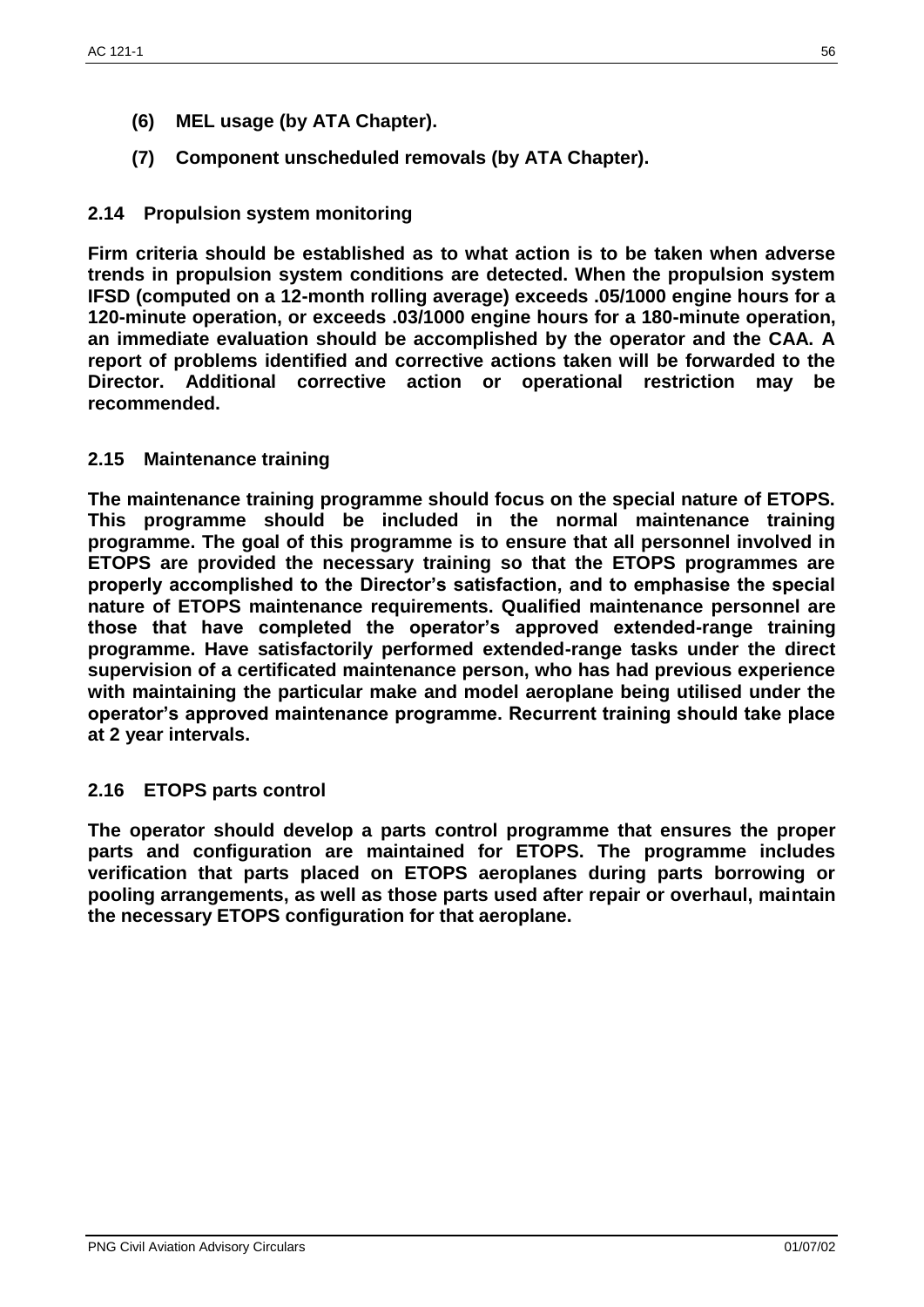**(6) MEL usage (by ATA Chapter).**

**(7) Component unscheduled removals (by ATA Chapter).**

### 2.14 Propulsion system monitoring

**Firm criteria should be established as to what action is to be taken when adverse trends in propulsion system conditions are detected. When the propulsion system IFSD (computed on a 12-month rolling average) exceeds .05/1000 engine hours for a 120-minute operation, or exceeds .03/1000 engine hours for a 180-minute operation, an immediate evaluation should be accomplished by the operator and the CAA. A report of problems identified and corrective actions taken will be forwarded to the Director. Additional corrective action or operational restriction may be recommended.**

### 2.15 Maintenance training

**The maintenance training programme should focus on the special nature of ETOPS. This programme should be included in the normal maintenance training programme. The goal of this programme is to ensure that all personnel involved in ETOPS are provided the necessary training so that the ETOPS programmes are properly accomplished to the Director's satisfaction, and to emphasise the special nature of ETOPS maintenance requirements. Qualified maintenance personnel are those that have completed the operator's approved extended-range training programme. Have satisfactorily performed extended-range tasks under the direct supervision of a certificated maintenance person, who has had previous experience with maintaining the particular make and model aeroplane being utilised under the operator's approved maintenance programme. Recurrent training should take place at 2 year intervals.**

### 2.16 ETOPS parts control

**The operator should develop a parts control programme that ensures the proper parts and configuration are maintained for ETOPS. The programme includes verification that parts placed on ETOPS aeroplanes during parts borrowing or pooling arrangements, as well as those parts used after repair or overhaul, maintain the necessary ETOPS configuration for that aeroplane.**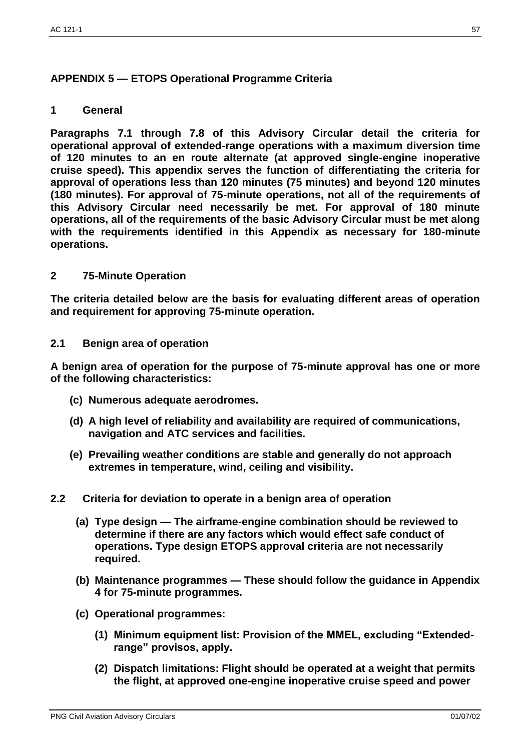## APPENDIX 5 — ETOPS Operational Programme Criteria

### 1 General

**Paragraphs 7.1 through 7.8 of this Advisory Circular detail the criteria for operational approval of extended-range operations with a maximum diversion time of 120 minutes to an en route alternate (at approved single-engine inoperative cruise speed). This appendix serves the function of differentiating the criteria for approval of operations less than 120 minutes (75 minutes) and beyond 120 minutes (180 minutes). For approval of 75-minute operations, not all of the requirements of this Advisory Circular need necessarily be met. For approval of 180 minute operations, all of the requirements of the basic Advisory Circular must be met along with the requirements identified in this Appendix as necessary for 180-minute operations.**

### 2 75-Minute Operation

**The criteria detailed below are the basis for evaluating different areas of operation and requirement for approving 75-minute operation.**

#### 2.1 Benign area of operation

**A benign area of operation for the purpose of 75-minute approval has one or more of the following characteristics:**

- **(c) Numerous adequate aerodromes.**
- **(d) A high level of reliability and availability are required of communications, navigation and ATC services and facilities.**
- **(e) Prevailing weather conditions are stable and generally do not approach extremes in temperature, wind, ceiling and visibility.**

#### 2.2 Criteria for deviation to operate in a benign area of operation

- **(a) Type design — The airframe-engine combination should be reviewed to determine if there are any factors which would effect safe conduct of operations. Type design ETOPS approval criteria are not necessarily required.**
- **(b) Maintenance programmes — These should follow the guidance in Appendix 4 for 75-minute programmes.**
- **(c) Operational programmes:**
  - **(1) Minimum equipment list: Provision of the MMEL, excluding "Extended-range" provisos, apply.**
  - **(2) Dispatch limitations: Flight should be operated at a weight that permits the flight, at approved one-engine inoperative cruise speed and power**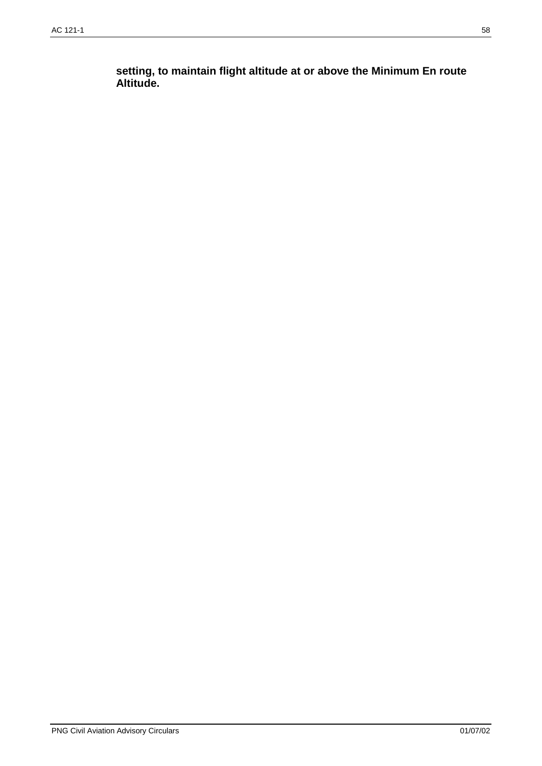**setting, to maintain flight altitude at or above the Minimum En route Altitude.**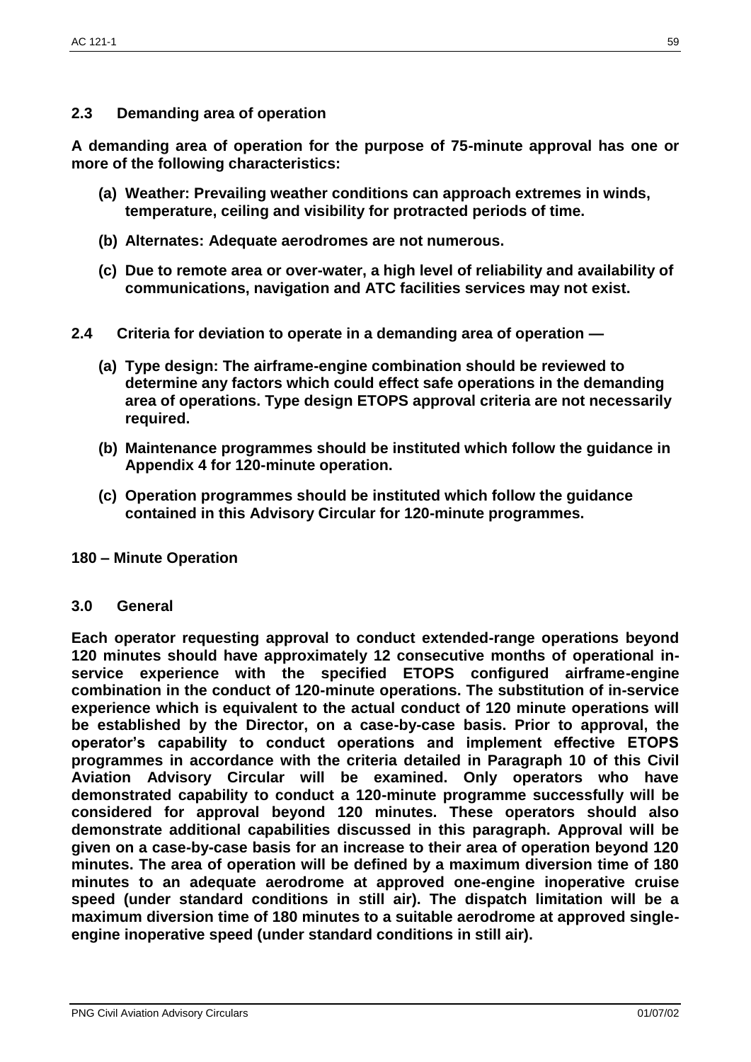### 2.3 Demanding area of operation

**A demanding area of operation for the purpose of 75-minute approval has one or more of the following characteristics:**

- **(a) Weather: Prevailing weather conditions can approach extremes in winds, temperature, ceiling and visibility for protracted periods of time.**
- **(b) Alternates: Adequate aerodromes are not numerous.**
- **(c) Due to remote area or over-water, a high level of reliability and availability of communications, navigation and ATC facilities services may not exist.**

### 2.4 Criteria for deviation to operate in a demanding area of operation —

- **(a) Type design: The airframe-engine combination should be reviewed to determine any factors which could effect safe operations in the demanding area of operations. Type design ETOPS approval criteria are not necessarily required.**
- **(b) Maintenance programmes should be instituted which follow the guidance in Appendix 4 for 120-minute operation.**
- **(c) Operation programmes should be instituted which follow the guidance contained in this Advisory Circular for 120-minute programmes.**

## 180 – Minute Operation

### 3.0 General

**Each operator requesting approval to conduct extended-range operations beyond 120 minutes should have approximately 12 consecutive months of operational in-service experience with the specified ETOPS configured airframe-engine combination in the conduct of 120-minute operations. The substitution of in-service experience which is equivalent to the actual conduct of 120 minute operations will be established by the Director, on a case-by-case basis. Prior to approval, the operator's capability to conduct operations and implement effective ETOPS programmes in accordance with the criteria detailed in Paragraph 10 of this Civil Aviation Advisory Circular will be examined. Only operators who have demonstrated capability to conduct a 120-minute programme successfully will be considered for approval beyond 120 minutes. These operators should also demonstrate additional capabilities discussed in this paragraph. Approval will be given on a case-by-case basis for an increase to their area of operation beyond 120 minutes. The area of operation will be defined by a maximum diversion time of 180 minutes to an adequate aerodrome at approved one-engine inoperative cruise speed (under standard conditions in still air). The dispatch limitation will be a maximum diversion time of 180 minutes to a suitable aerodrome at approved single-engine inoperative speed (under standard conditions in still air).**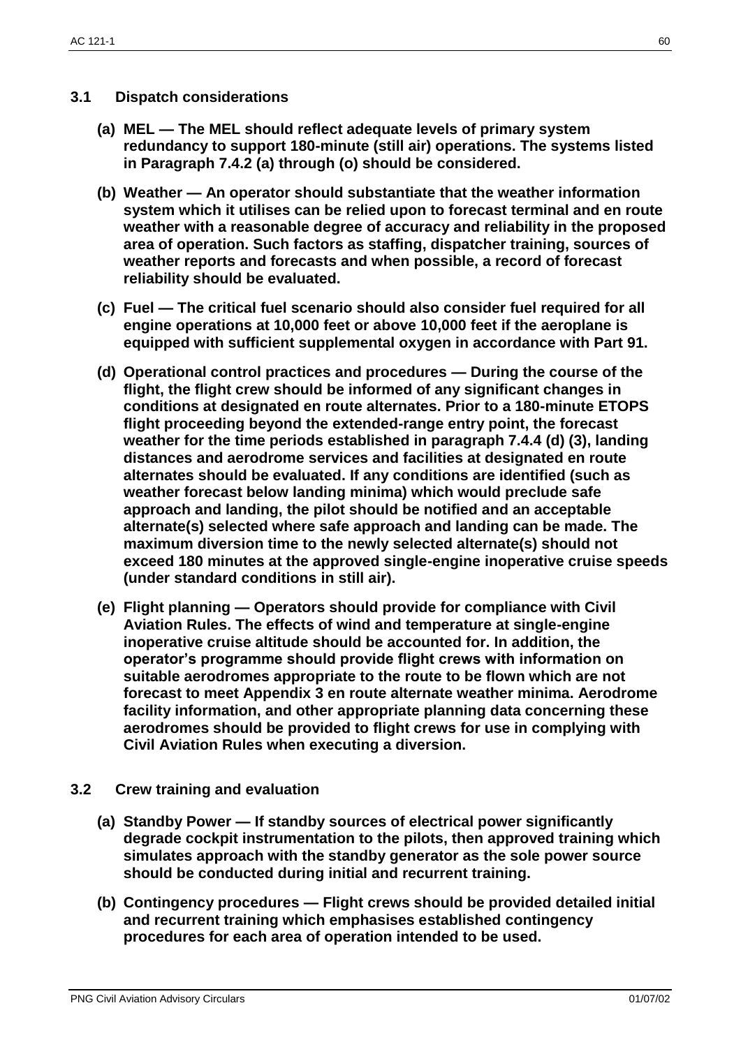### 3.1 Dispatch considerations

**(a) MEL — The MEL should reflect adequate levels of primary system redundancy to support 180-minute (still air) operations. The systems listed in Paragraph 7.4.2 (a) through (o) should be considered.**

**(b) Weather — An operator should substantiate that the weather information system which it utilises can be relied upon to forecast terminal and en route weather with a reasonable degree of accuracy and reliability in the proposed area of operation. Such factors as staffing, dispatcher training, sources of weather reports and forecasts and when possible, a record of forecast reliability should be evaluated.**

**(c) Fuel — The critical fuel scenario should also consider fuel required for all engine operations at 10,000 feet or above 10,000 feet if the aeroplane is equipped with sufficient supplemental oxygen in accordance with Part 91.**

**(d) Operational control practices and procedures — During the course of the flight, the flight crew should be informed of any significant changes in conditions at designated en route alternates. Prior to a 180-minute ETOPS flight proceeding beyond the extended-range entry point, the forecast weather for the time periods established in paragraph 7.4.4 (d) (3), landing distances and aerodrome services and facilities at designated en route alternates should be evaluated. If any conditions are identified (such as weather forecast below landing minima) which would preclude safe approach and landing, the pilot should be notified and an acceptable alternate(s) selected where safe approach and landing can be made. The maximum diversion time to the newly selected alternate(s) should not exceed 180 minutes at the approved single-engine inoperative cruise speeds (under standard conditions in still air).**

**(e) Flight planning — Operators should provide for compliance with Civil Aviation Rules. The effects of wind and temperature at single-engine inoperative cruise altitude should be accounted for. In addition, the operator's programme should provide flight crews with information on suitable aerodromes appropriate to the route to be flown which are not forecast to meet Appendix 3 en route alternate weather minima. Aerodrome facility information, and other appropriate planning data concerning these aerodromes should be provided to flight crews for use in complying with Civil Aviation Rules when executing a diversion.**

### 3.2 Crew training and evaluation

**(a) Standby Power — If standby sources of electrical power significantly degrade cockpit instrumentation to the pilots, then approved training which simulates approach with the standby generator as the sole power source should be conducted during initial and recurrent training.**

**(b) Contingency procedures — Flight crews should be provided detailed initial and recurrent training which emphasises established contingency procedures for each area of operation intended to be used.**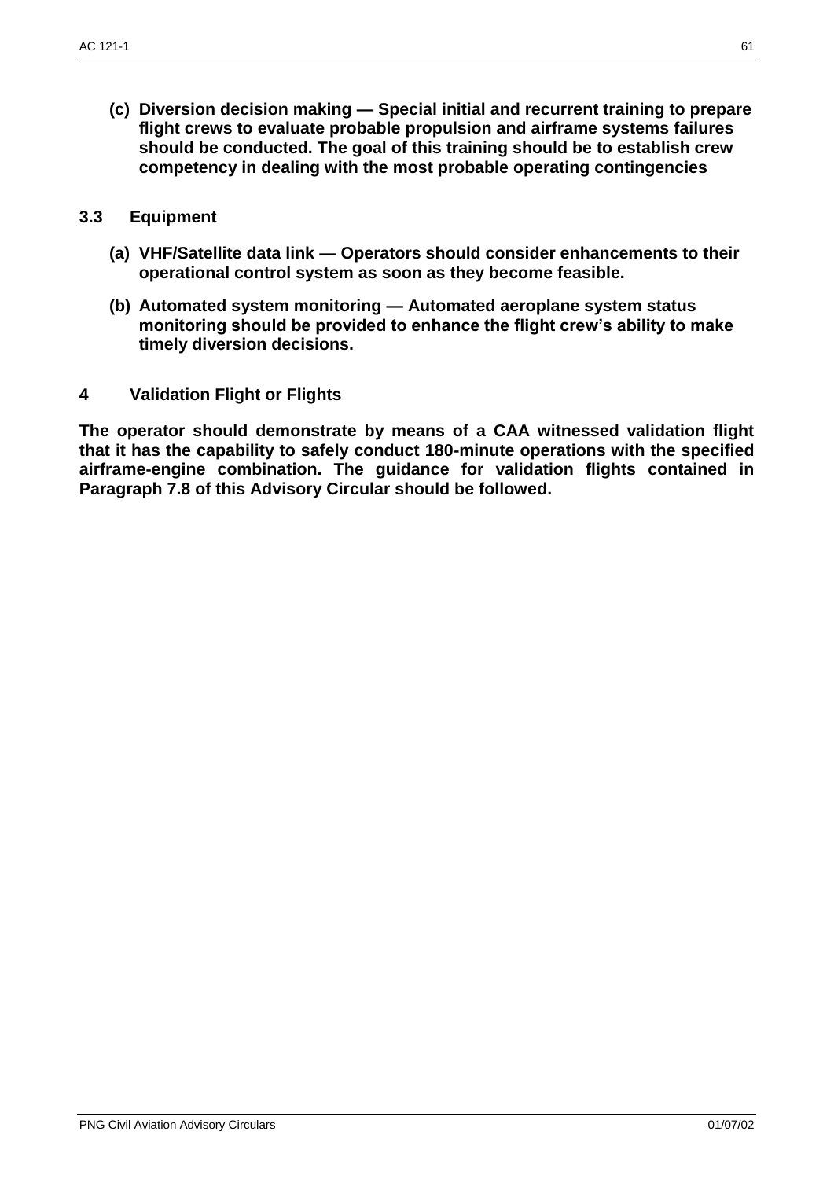**(c) Diversion decision making — Special initial and recurrent training to prepare flight crews to evaluate probable propulsion and airframe systems failures should be conducted. The goal of this training should be to establish crew competency in dealing with the most probable operating contingencies**

## 3.3 Equipment

**(a) VHF/Satellite data link — Operators should consider enhancements to their operational control system as soon as they become feasible.**

**(b) Automated system monitoring — Automated aeroplane system status monitoring should be provided to enhance the flight crew's ability to make timely diversion decisions.**

## 4 Validation Flight or Flights

**The operator should demonstrate by means of a CAA witnessed validation flight that it has the capability to safely conduct 180-minute operations with the specified airframe-engine combination. The guidance for validation flights contained in Paragraph 7.8 of this Advisory Circular should be followed.**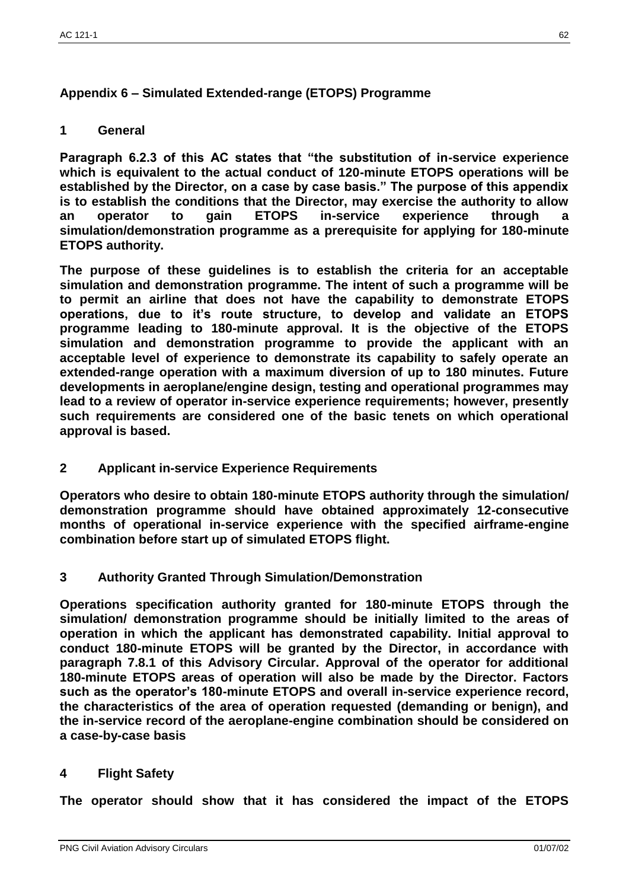## Appendix 6 – Simulated Extended-range (ETOPS) Programme

### 1 General

**Paragraph 6.2.3 of this AC states that “the substitution of in-service experience which is equivalent to the actual conduct of 120-minute ETOPS operations will be established by the Director, on a case by case basis.” The purpose of this appendix is to establish the conditions that the Director, may exercise the authority to allow an operator to gain ETOPS in-service experience through a simulation/demonstration programme as a prerequisite for applying for 180-minute ETOPS authority.**

**The purpose of these guidelines is to establish the criteria for an acceptable simulation and demonstration programme. The intent of such a programme will be to permit an airline that does not have the capability to demonstrate ETOPS operations, due to it’s route structure, to develop and validate an ETOPS programme leading to 180-minute approval. It is the objective of the ETOPS simulation and demonstration programme to provide the applicant with an acceptable level of experience to demonstrate its capability to safely operate an extended-range operation with a maximum diversion of up to 180 minutes. Future developments in aeroplane/engine design, testing and operational programmes may lead to a review of operator in-service experience requirements; however, presently such requirements are considered one of the basic tenets on which operational approval is based.**

### 2 Applicant in-service Experience Requirements

**Operators who desire to obtain 180-minute ETOPS authority through the simulation/ demonstration programme should have obtained approximately 12-consecutive months of operational in-service experience with the specified airframe-engine combination before start up of simulated ETOPS flight.**

### 3 Authority Granted Through Simulation/Demonstration

**Operations specification authority granted for 180-minute ETOPS through the simulation/ demonstration programme should be initially limited to the areas of operation in which the applicant has demonstrated capability. Initial approval to conduct 180-minute ETOPS will be granted by the Director, in accordance with paragraph 7.8.1 of this Advisory Circular. Approval of the operator for additional 180-minute ETOPS areas of operation will also be made by the Director. Factors such as the operator’s 180-minute ETOPS and overall in-service experience record, the characteristics of the area of operation requested (demanding or benign), and the in-service record of the aeroplane-engine combination should be considered on a case-by-case basis**

### 4 Flight Safety

**The operator should show that it has considered the impact of the ETOPS**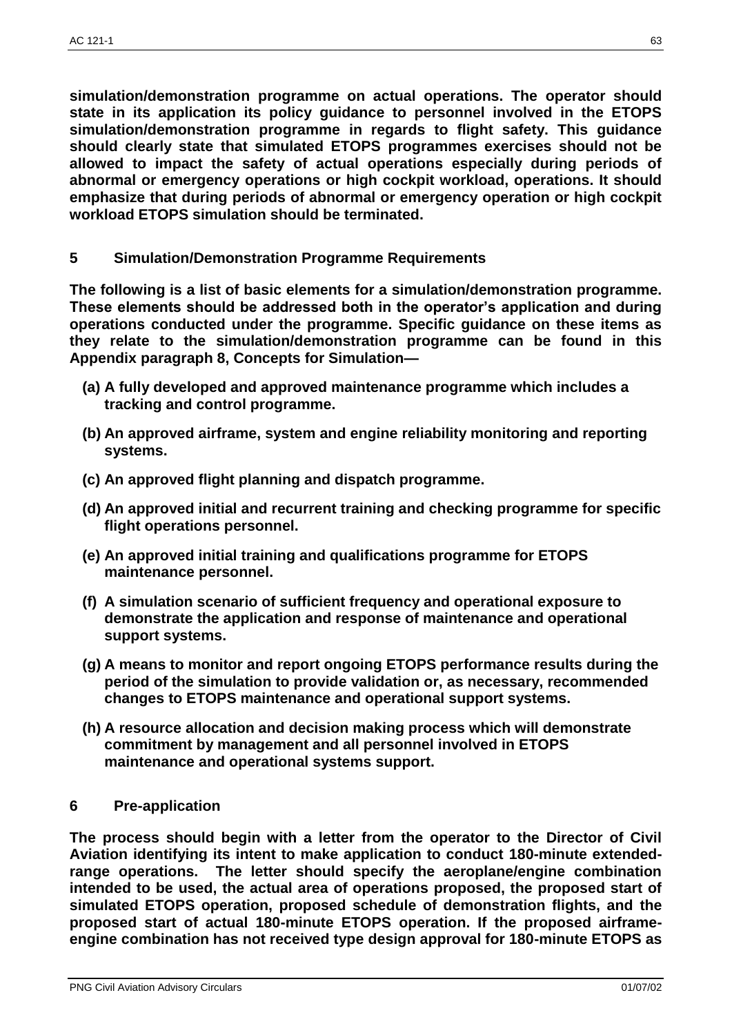**simulation/demonstration programme on actual operations. The operator should state in its application its policy guidance to personnel involved in the ETOPS simulation/demonstration programme in regards to flight safety. This guidance should clearly state that simulated ETOPS programmes exercises should not be allowed to impact the safety of actual operations especially during periods of abnormal or emergency operations or high cockpit workload, operations. It should emphasize that during periods of abnormal or emergency operation or high cockpit workload ETOPS simulation should be terminated.**

## 5 Simulation/Demonstration Programme Requirements

**The following is a list of basic elements for a simulation/demonstration programme. These elements should be addressed both in the operator's application and during operations conducted under the programme. Specific guidance on these items as they relate to the simulation/demonstration programme can be found in this Appendix paragraph 8, Concepts for Simulation—**

**(a) A fully developed and approved maintenance programme which includes a tracking and control programme.**

**(b) An approved airframe, system and engine reliability monitoring and reporting systems.**

**(c) An approved flight planning and dispatch programme.**

**(d) An approved initial and recurrent training and checking programme for specific flight operations personnel.**

**(e) An approved initial training and qualifications programme for ETOPS maintenance personnel.**

**(f) A simulation scenario of sufficient frequency and operational exposure to demonstrate the application and response of maintenance and operational support systems.**

**(g) A means to monitor and report ongoing ETOPS performance results during the period of the simulation to provide validation or, as necessary, recommended changes to ETOPS maintenance and operational support systems.**

**(h) A resource allocation and decision making process which will demonstrate commitment by management and all personnel involved in ETOPS maintenance and operational systems support.**

## 6 Pre-application

**The process should begin with a letter from the operator to the Director of Civil Aviation identifying its intent to make application to conduct 180-minute extended-range operations. The letter should specify the aeroplane/engine combination intended to be used, the actual area of operations proposed, the proposed start of simulated ETOPS operation, proposed schedule of demonstration flights, and the proposed start of actual 180-minute ETOPS operation. If the proposed airframe-engine combination has not received type design approval for 180-minute ETOPS as**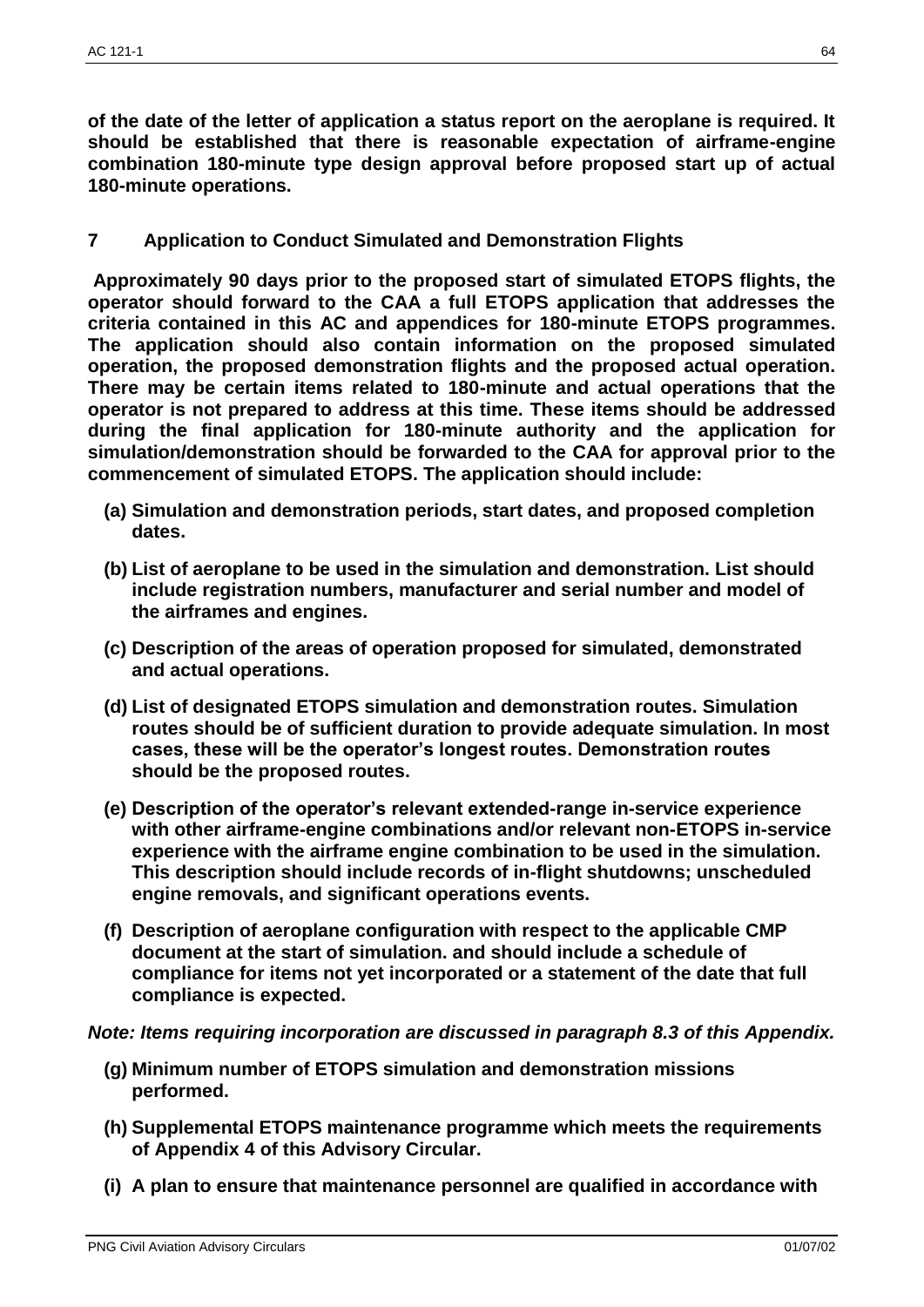**of the date of the letter of application a status report on the aeroplane is required. It should be established that there is reasonable expectation of airframe-engine combination 180-minute type design approval before proposed start up of actual 180-minute operations.**

## 7 Application to Conduct Simulated and Demonstration Flights

**Approximately 90 days prior to the proposed start of simulated ETOPS flights, the operator should forward to the CAA a full ETOPS application that addresses the criteria contained in this AC and appendices for 180-minute ETOPS programmes. The application should also contain information on the proposed simulated operation, the proposed demonstration flights and the proposed actual operation. There may be certain items related to 180-minute and actual operations that the operator is not prepared to address at this time. These items should be addressed during the final application for 180-minute authority and the application for simulation/demonstration should be forwarded to the CAA for approval prior to the commencement of simulated ETOPS. The application should include:**

**(a) Simulation and demonstration periods, start dates, and proposed completion dates.**

**(b) List of aeroplane to be used in the simulation and demonstration. List should include registration numbers, manufacturer and serial number and model of the airframes and engines.**

**(c) Description of the areas of operation proposed for simulated, demonstrated and actual operations.**

**(d) List of designated ETOPS simulation and demonstration routes. Simulation routes should be of sufficient duration to provide adequate simulation. In most cases, these will be the operator's longest routes. Demonstration routes should be the proposed routes.**

**(e) Description of the operator's relevant extended-range in-service experience with other airframe-engine combinations and/or relevant non-ETOPS in-service experience with the airframe engine combination to be used in the simulation. This description should include records of in-flight shutdowns; unscheduled engine removals, and significant operations events.**

**(f) Description of aeroplane configuration with respect to the applicable CMP document at the start of simulation. and should include a schedule of compliance for items not yet incorporated or a statement of the date that full compliance is expected.**

***Note: Items requiring incorporation are discussed in paragraph 8.3 of this Appendix.***

**(g) Minimum number of ETOPS simulation and demonstration missions performed.**

**(h) Supplemental ETOPS maintenance programme which meets the requirements of Appendix 4 of this Advisory Circular.**

**(i) A plan to ensure that maintenance personnel are qualified in accordance with**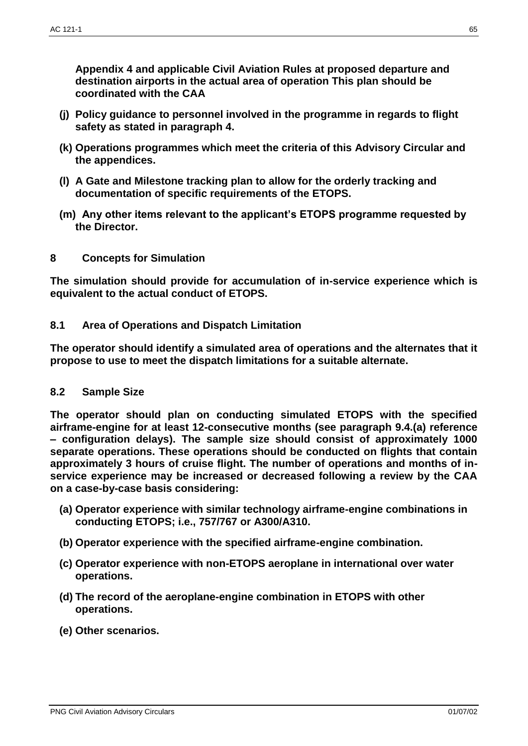**Appendix 4 and applicable Civil Aviation Rules at proposed departure and destination airports in the actual area of operation This plan should be coordinated with the CAA**

- **(j) Policy guidance to personnel involved in the programme in regards to flight safety as stated in paragraph 4.**
- **(k) Operations programmes which meet the criteria of this Advisory Circular and the appendices.**
- **(l) A Gate and Milestone tracking plan to allow for the orderly tracking and documentation of specific requirements of the ETOPS.**
- **(m) Any other items relevant to the applicant's ETOPS programme requested by the Director.**

## 8 Concepts for Simulation

**The simulation should provide for accumulation of in-service experience which is equivalent to the actual conduct of ETOPS.**

### 8.1 Area of Operations and Dispatch Limitation

**The operator should identify a simulated area of operations and the alternates that it propose to use to meet the dispatch limitations for a suitable alternate.**

### 8.2 Sample Size

**The operator should plan on conducting simulated ETOPS with the specified airframe-engine for at least 12-consecutive months (see paragraph 9.4.(a) reference – configuration delays). The sample size should consist of approximately 1000 separate operations. These operations should be conducted on flights that contain approximately 3 hours of cruise flight. The number of operations and months of in-service experience may be increased or decreased following a review by the CAA on a case-by-case basis considering:**

- **(a) Operator experience with similar technology airframe-engine combinations in conducting ETOPS; i.e., 757/767 or A300/A310.**
- **(b) Operator experience with the specified airframe-engine combination.**
- **(c) Operator experience with non-ETOPS aeroplane in international over water operations.**
- **(d) The record of the aeroplane-engine combination in ETOPS with other operations.**
- **(e) Other scenarios.**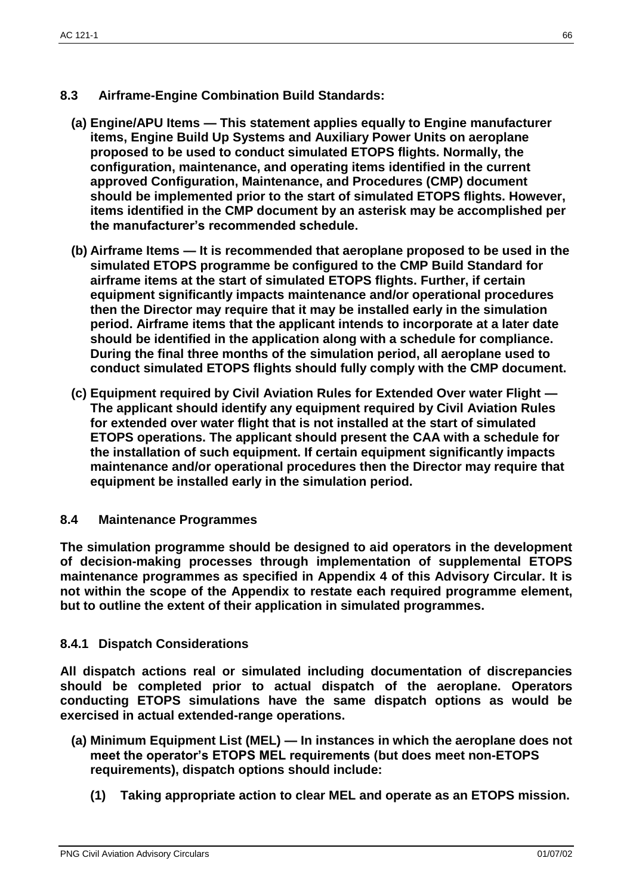## 8.3 Airframe-Engine Combination Build Standards:

**(a) Engine/APU Items — This statement applies equally to Engine manufacturer items, Engine Build Up Systems and Auxiliary Power Units on aeroplane proposed to be used to conduct simulated ETOPS flights. Normally, the configuration, maintenance, and operating items identified in the current approved Configuration, Maintenance, and Procedures (CMP) document should be implemented prior to the start of simulated ETOPS flights. However, items identified in the CMP document by an asterisk may be accomplished per the manufacturer's recommended schedule.**

**(b) Airframe Items — It is recommended that aeroplane proposed to be used in the simulated ETOPS programme be configured to the CMP Build Standard for airframe items at the start of simulated ETOPS flights. Further, if certain equipment significantly impacts maintenance and/or operational procedures then the Director may require that it may be installed early in the simulation period. Airframe items that the applicant intends to incorporate at a later date should be identified in the application along with a schedule for compliance. During the final three months of the simulation period, all aeroplane used to conduct simulated ETOPS flights should fully comply with the CMP document.**

**(c) Equipment required by Civil Aviation Rules for Extended Over water Flight — The applicant should identify any equipment required by Civil Aviation Rules for extended over water flight that is not installed at the start of simulated ETOPS operations. The applicant should present the CAA with a schedule for the installation of such equipment. If certain equipment significantly impacts maintenance and/or operational procedures then the Director may require that equipment be installed early in the simulation period.**

## 8.4 Maintenance Programmes

**The simulation programme should be designed to aid operators in the development of decision-making processes through implementation of supplemental ETOPS maintenance programmes as specified in Appendix 4 of this Advisory Circular. It is not within the scope of the Appendix to restate each required programme element, but to outline the extent of their application in simulated programmes.**

### 8.4.1 Dispatch Considerations

**All dispatch actions real or simulated including documentation of discrepancies should be completed prior to actual dispatch of the aeroplane. Operators conducting ETOPS simulations have the same dispatch options as would be exercised in actual extended-range operations.**

**(a) Minimum Equipment List (MEL) — In instances in which the aeroplane does not meet the operator's ETOPS MEL requirements (but does meet non-ETOPS requirements), dispatch options should include:**

**(1) Taking appropriate action to clear MEL and operate as an ETOPS mission.**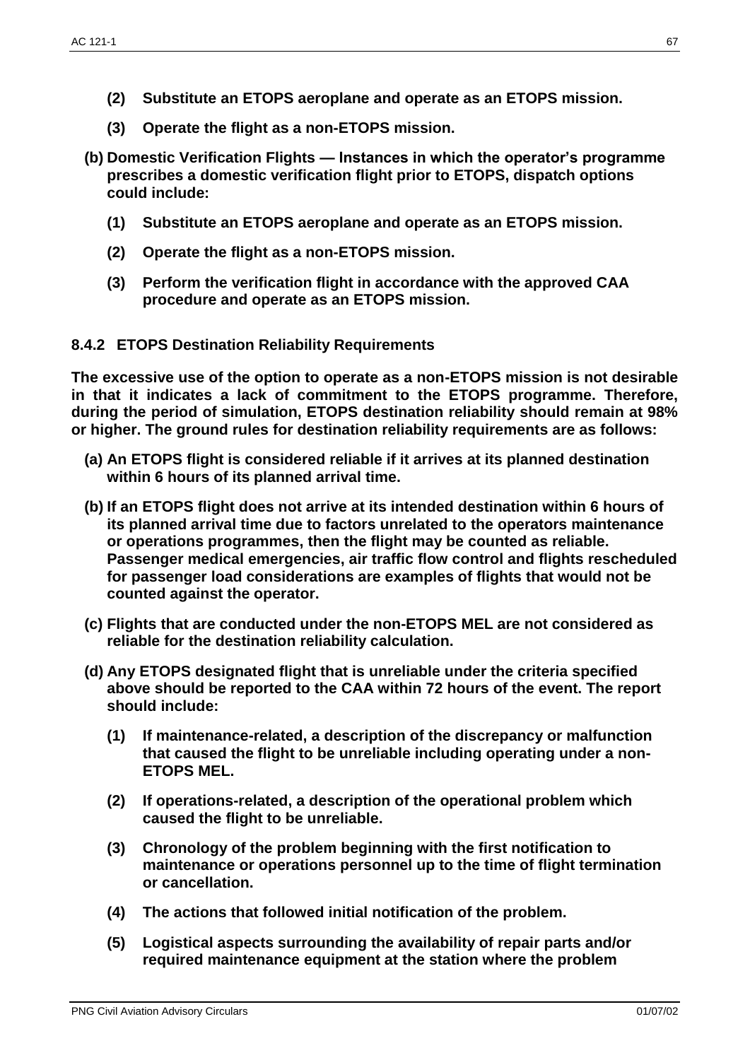**(2) Substitute an ETOPS aeroplane and operate as an ETOPS mission.**

**(3) Operate the flight as a non-ETOPS mission.**

**(b) Domestic Verification Flights — Instances in which the operator's programme prescribes a domestic verification flight prior to ETOPS, dispatch options could include:**

**(1) Substitute an ETOPS aeroplane and operate as an ETOPS mission.**

**(2) Operate the flight as a non-ETOPS mission.**

**(3) Perform the verification flight in accordance with the approved CAA procedure and operate as an ETOPS mission.**

### 8.4.2 ETOPS Destination Reliability Requirements

**The excessive use of the option to operate as a non-ETOPS mission is not desirable in that it indicates a lack of commitment to the ETOPS programme. Therefore, during the period of simulation, ETOPS destination reliability should remain at 98% or higher. The ground rules for destination reliability requirements are as follows:**

**(a) An ETOPS flight is considered reliable if it arrives at its planned destination within 6 hours of its planned arrival time.**

**(b) If an ETOPS flight does not arrive at its intended destination within 6 hours of its planned arrival time due to factors unrelated to the operators maintenance or operations programmes, then the flight may be counted as reliable. Passenger medical emergencies, air traffic flow control and flights rescheduled for passenger load considerations are examples of flights that would not be counted against the operator.**

**(c) Flights that are conducted under the non-ETOPS MEL are not considered as reliable for the destination reliability calculation.**

**(d) Any ETOPS designated flight that is unreliable under the criteria specified above should be reported to the CAA within 72 hours of the event. The report should include:**

**(1) If maintenance-related, a description of the discrepancy or malfunction that caused the flight to be unreliable including operating under a non-ETOPS MEL.**

**(2) If operations-related, a description of the operational problem which caused the flight to be unreliable.**

**(3) Chronology of the problem beginning with the first notification to maintenance or operations personnel up to the time of flight termination or cancellation.**

**(4) The actions that followed initial notification of the problem.**

**(5) Logistical aspects surrounding the availability of repair parts and/or required maintenance equipment at the station where the problem**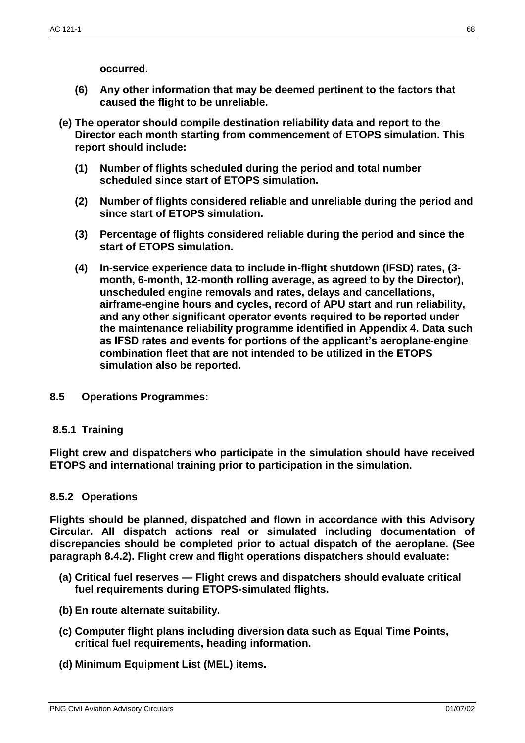**occurred.**

**(6) Any other information that may be deemed pertinent to the factors that caused the flight to be unreliable.**

**(e) The operator should compile destination reliability data and report to the Director each month starting from commencement of ETOPS simulation. This report should include:**

**(1) Number of flights scheduled during the period and total number scheduled since start of ETOPS simulation.**

**(2) Number of flights considered reliable and unreliable during the period and since start of ETOPS simulation.**

**(3) Percentage of flights considered reliable during the period and since the start of ETOPS simulation.**

**(4) In-service experience data to include in-flight shutdown (IFSD) rates, (3-month, 6-month, 12-month rolling average, as agreed to by the Director), unscheduled engine removals and rates, delays and cancellations, airframe-engine hours and cycles, record of APU start and run reliability, and any other significant operator events required to be reported under the maintenance reliability programme identified in Appendix 4. Data such as IFSD rates and events for portions of the applicant's aeroplane-engine combination fleet that are not intended to be utilized in the ETOPS simulation also be reported.**

## 8.5 Operations Programmes:

### 8.5.1 Training

**Flight crew and dispatchers who participate in the simulation should have received ETOPS and international training prior to participation in the simulation.**

### 8.5.2 Operations

**Flights should be planned, dispatched and flown in accordance with this Advisory Circular. All dispatch actions real or simulated including documentation of discrepancies should be completed prior to actual dispatch of the aeroplane. (See paragraph 8.4.2). Flight crew and flight operations dispatchers should evaluate:**

**(a) Critical fuel reserves — Flight crews and dispatchers should evaluate critical fuel requirements during ETOPS-simulated flights.**

**(b) En route alternate suitability.**

**(c) Computer flight plans including diversion data such as Equal Time Points, critical fuel requirements, heading information.**

**(d) Minimum Equipment List (MEL) items.**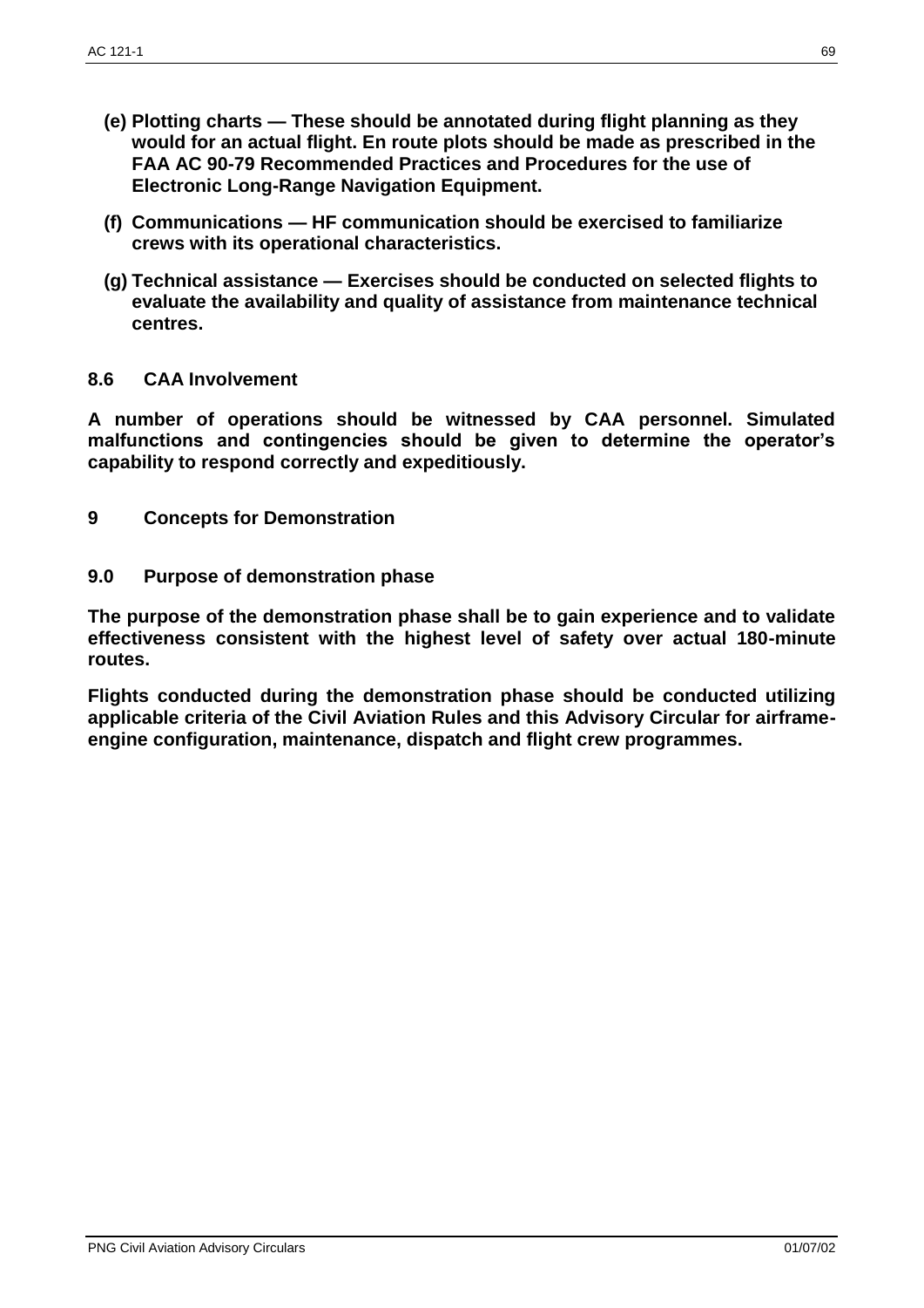**(e) Plotting charts — These should be annotated during flight planning as they would for an actual flight. En route plots should be made as prescribed in the FAA AC 90-79 Recommended Practices and Procedures for the use of Electronic Long-Range Navigation Equipment.**

**(f) Communications — HF communication should be exercised to familiarize crews with its operational characteristics.**

**(g) Technical assistance — Exercises should be conducted on selected flights to evaluate the availability and quality of assistance from maintenance technical centres.**

### 8.6 CAA Involvement

**A number of operations should be witnessed by CAA personnel. Simulated malfunctions and contingencies should be given to determine the operator's capability to respond correctly and expeditiously.**

## 9 Concepts for Demonstration

### 9.0 Purpose of demonstration phase

**The purpose of the demonstration phase shall be to gain experience and to validate effectiveness consistent with the highest level of safety over actual 180-minute routes.**

**Flights conducted during the demonstration phase should be conducted utilizing applicable criteria of the Civil Aviation Rules and this Advisory Circular for airframe-engine configuration, maintenance, dispatch and flight crew programmes.**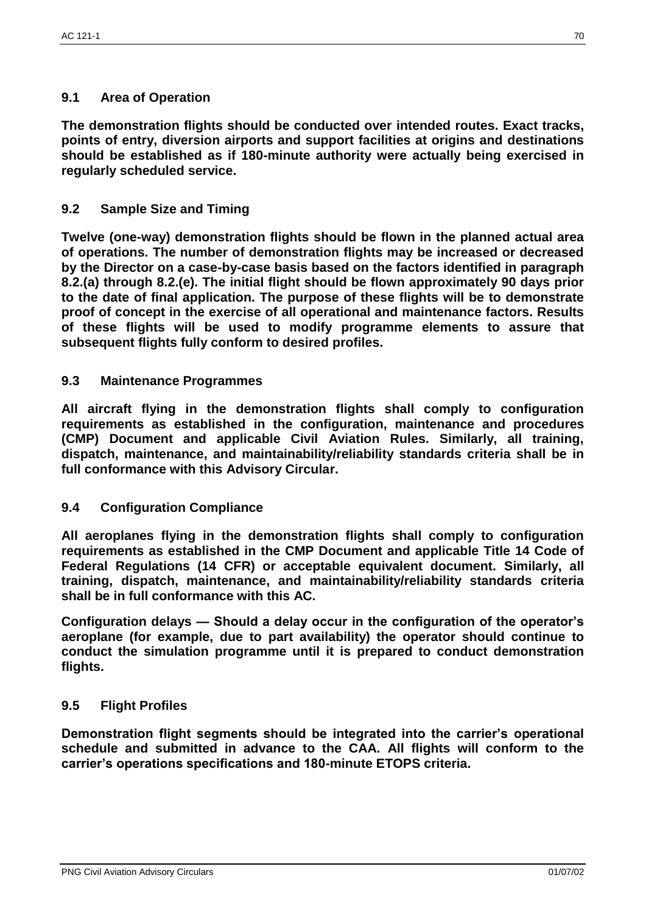## 9.1 Area of Operation

**The demonstration flights should be conducted over intended routes. Exact tracks, points of entry, diversion airports and support facilities at origins and destinations should be established as if 180-minute authority were actually being exercised in regularly scheduled service.**

## 9.2 Sample Size and Timing

**Twelve (one-way) demonstration flights should be flown in the planned actual area of operations. The number of demonstration flights may be increased or decreased by the Director on a case-by-case basis based on the factors identified in paragraph 8.2.(a) through 8.2.(e). The initial flight should be flown approximately 90 days prior to the date of final application. The purpose of these flights will be to demonstrate proof of concept in the exercise of all operational and maintenance factors. Results of these flights will be used to modify programme elements to assure that subsequent flights fully conform to desired profiles.**

## 9.3 Maintenance Programmes

**All aircraft flying in the demonstration flights shall comply to configuration requirements as established in the configuration, maintenance and procedures (CMP) Document and applicable Civil Aviation Rules. Similarly, all training, dispatch, maintenance, and maintainability/reliability standards criteria shall be in full conformance with this Advisory Circular.**

## 9.4 Configuration Compliance

**All aeroplanes flying in the demonstration flights shall comply to configuration requirements as established in the CMP Document and applicable Title 14 Code of Federal Regulations (14 CFR) or acceptable equivalent document. Similarly, all training, dispatch, maintenance, and maintainability/reliability standards criteria shall be in full conformance with this AC.**

**Configuration delays — Should a delay occur in the configuration of the operator's aeroplane (for example, due to part availability) the operator should continue to conduct the simulation programme until it is prepared to conduct demonstration flights.**

## 9.5 Flight Profiles

**Demonstration flight segments should be integrated into the carrier's operational schedule and submitted in advance to the CAA. All flights will conform to the carrier's operations specifications and 180-minute ETOPS criteria.**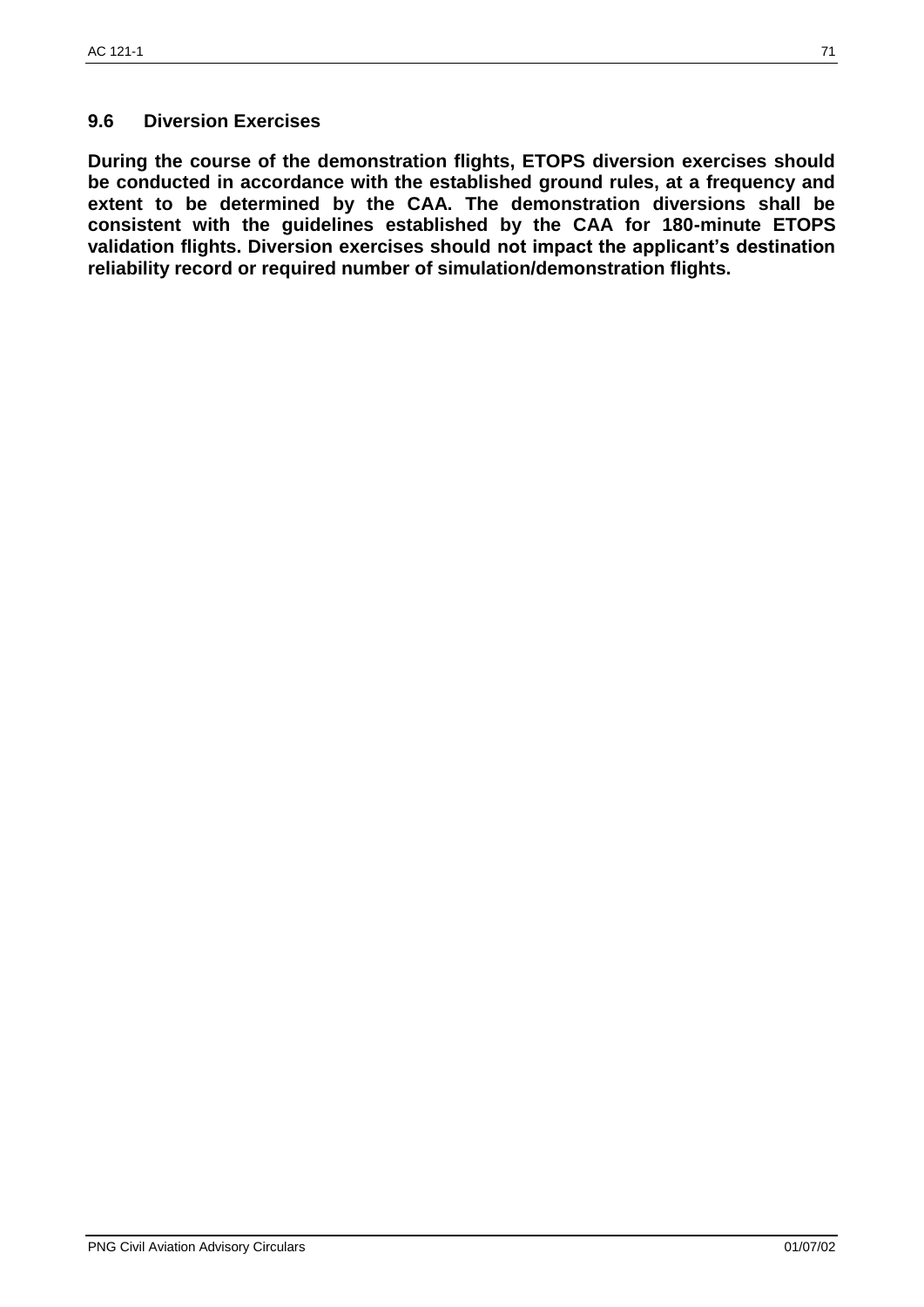### 9.6 Diversion Exercises

**During the course of the demonstration flights, ETOPS diversion exercises should be conducted in accordance with the established ground rules, at a frequency and extent to be determined by the CAA. The demonstration diversions shall be consistent with the guidelines established by the CAA for 180-minute ETOPS validation flights. Diversion exercises should not impact the applicant's destination reliability record or required number of simulation/demonstration flights.**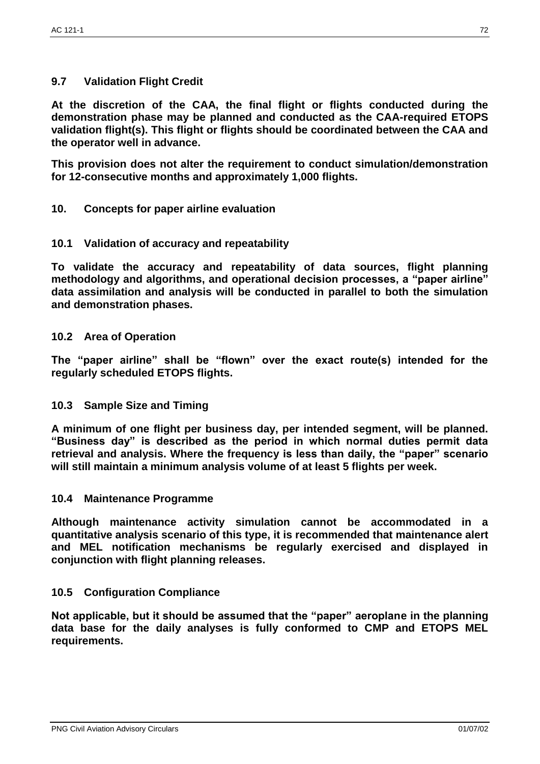### 9.7 Validation Flight Credit

**At the discretion of the CAA, the final flight or flights conducted during the demonstration phase may be planned and conducted as the CAA-required ETOPS validation flight(s). This flight or flights should be coordinated between the CAA and the operator well in advance.**

**This provision does not alter the requirement to conduct simulation/demonstration for 12-consecutive months and approximately 1,000 flights.**

## 10. Concepts for paper airline evaluation

### 10.1 Validation of accuracy and repeatability

**To validate the accuracy and repeatability of data sources, flight planning methodology and algorithms, and operational decision processes, a "paper airline" data assimilation and analysis will be conducted in parallel to both the simulation and demonstration phases.**

### 10.2 Area of Operation

**The "paper airline" shall be "flown" over the exact route(s) intended for the regularly scheduled ETOPS flights.**

### 10.3 Sample Size and Timing

**A minimum of one flight per business day, per intended segment, will be planned. "Business day" is described as the period in which normal duties permit data retrieval and analysis. Where the frequency is less than daily, the "paper" scenario will still maintain a minimum analysis volume of at least 5 flights per week.**

### 10.4 Maintenance Programme

**Although maintenance activity simulation cannot be accommodated in a quantitative analysis scenario of this type, it is recommended that maintenance alert and MEL notification mechanisms be regularly exercised and displayed in conjunction with flight planning releases.**

### 10.5 Configuration Compliance

**Not applicable, but it should be assumed that the "paper" aeroplane in the planning data base for the daily analyses is fully conformed to CMP and ETOPS MEL requirements.**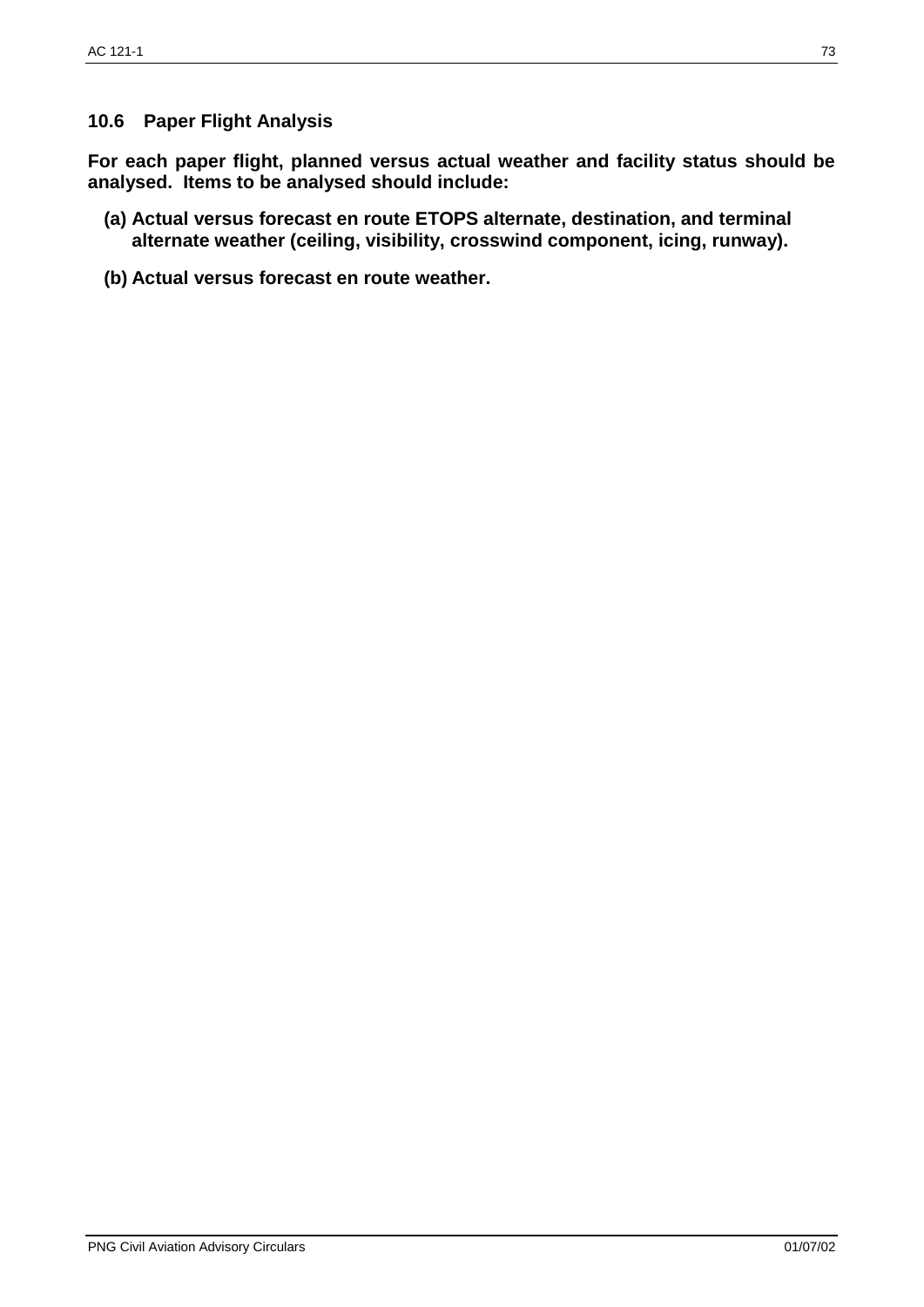## 10.6 Paper Flight Analysis

**For each paper flight, planned versus actual weather and facility status should be analysed. Items to be analysed should include:**

**(a) Actual versus forecast en route ETOPS alternate, destination, and terminal alternate weather (ceiling, visibility, crosswind component, icing, runway).**

**(b) Actual versus forecast en route weather.**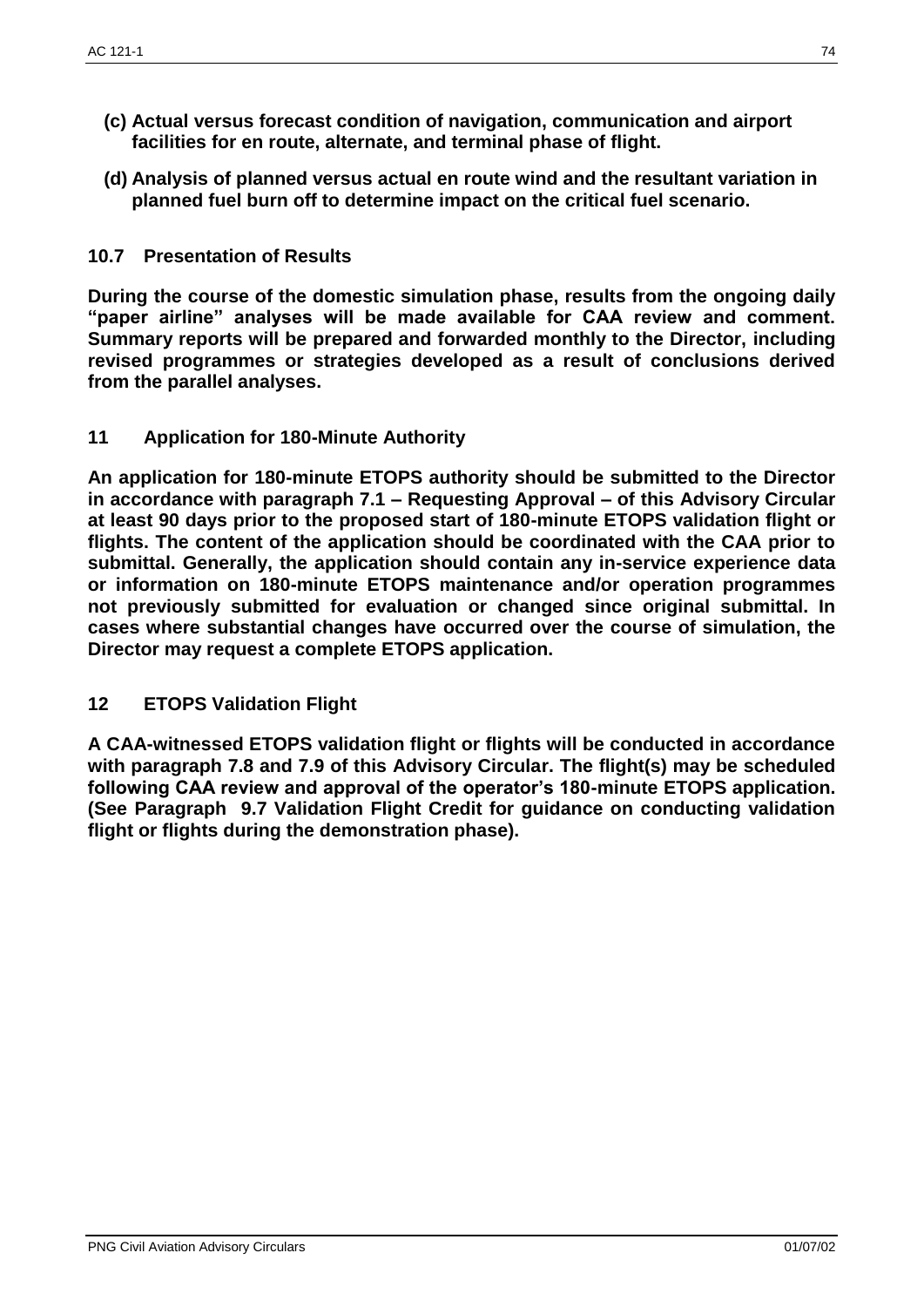**(c) Actual versus forecast condition of navigation, communication and airport facilities for en route, alternate, and terminal phase of flight.**

**(d) Analysis of planned versus actual en route wind and the resultant variation in planned fuel burn off to determine impact on the critical fuel scenario.**

## 10.7 Presentation of Results

**During the course of the domestic simulation phase, results from the ongoing daily "paper airline" analyses will be made available for CAA review and comment. Summary reports will be prepared and forwarded monthly to the Director, including revised programmes or strategies developed as a result of conclusions derived from the parallel analyses.**

## 11 Application for 180-Minute Authority

**An application for 180-minute ETOPS authority should be submitted to the Director in accordance with paragraph 7.1 – Requesting Approval – of this Advisory Circular at least 90 days prior to the proposed start of 180-minute ETOPS validation flight or flights. The content of the application should be coordinated with the CAA prior to submittal. Generally, the application should contain any in-service experience data or information on 180-minute ETOPS maintenance and/or operation programmes not previously submitted for evaluation or changed since original submittal. In cases where substantial changes have occurred over the course of simulation, the Director may request a complete ETOPS application.**

## 12 ETOPS Validation Flight

**A CAA-witnessed ETOPS validation flight or flights will be conducted in accordance with paragraph 7.8 and 7.9 of this Advisory Circular. The flight(s) may be scheduled following CAA review and approval of the operator's 180-minute ETOPS application. (See Paragraph 9.7 Validation Flight Credit for guidance on conducting validation flight or flights during the demonstration phase).**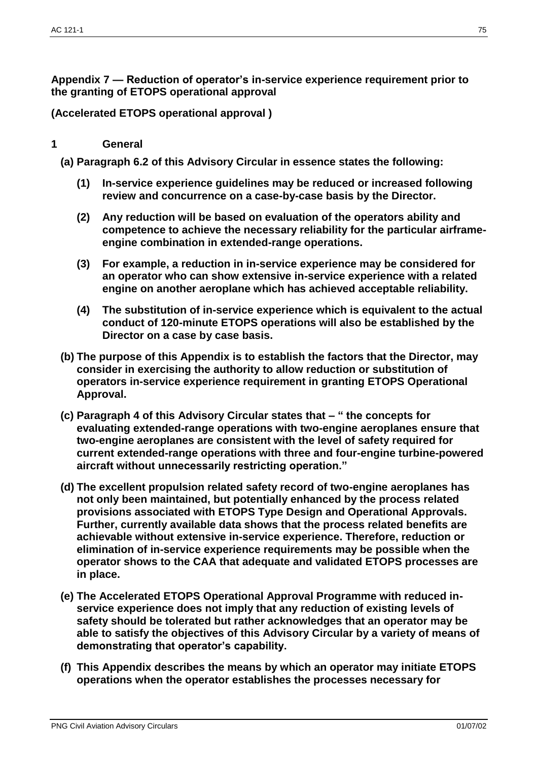**Appendix 7 — Reduction of operator's in-service experience requirement prior to the granting of ETOPS operational approval**

**(Accelerated ETOPS operational approval )**

**1 General**

**(a) Paragraph 6.2 of this Advisory Circular in essence states the following:**

**(1) In-service experience guidelines may be reduced or increased following review and concurrence on a case-by-case basis by the Director.**

**(2) Any reduction will be based on evaluation of the operators ability and competence to achieve the necessary reliability for the particular airframe-engine combination in extended-range operations.**

**(3) For example, a reduction in in-service experience may be considered for an operator who can show extensive in-service experience with a related engine on another aeroplane which has achieved acceptable reliability.**

**(4) The substitution of in-service experience which is equivalent to the actual conduct of 120-minute ETOPS operations will also be established by the Director on a case by case basis.**

**(b) The purpose of this Appendix is to establish the factors that the Director, may consider in exercising the authority to allow reduction or substitution of operators in-service experience requirement in granting ETOPS Operational Approval.**

**(c) Paragraph 4 of this Advisory Circular states that – " the concepts for evaluating extended-range operations with two-engine aeroplanes ensure that two-engine aeroplanes are consistent with the level of safety required for current extended-range operations with three and four-engine turbine-powered aircraft without unnecessarily restricting operation."**

**(d) The excellent propulsion related safety record of two-engine aeroplanes has not only been maintained, but potentially enhanced by the process related provisions associated with ETOPS Type Design and Operational Approvals. Further, currently available data shows that the process related benefits are achievable without extensive in-service experience. Therefore, reduction or elimination of in-service experience requirements may be possible when the operator shows to the CAA that adequate and validated ETOPS processes are in place.**

**(e) The Accelerated ETOPS Operational Approval Programme with reduced in-service experience does not imply that any reduction of existing levels of safety should be tolerated but rather acknowledges that an operator may be able to satisfy the objectives of this Advisory Circular by a variety of means of demonstrating that operator's capability.**

**(f) This Appendix describes the means by which an operator may initiate ETOPS operations when the operator establishes the processes necessary for**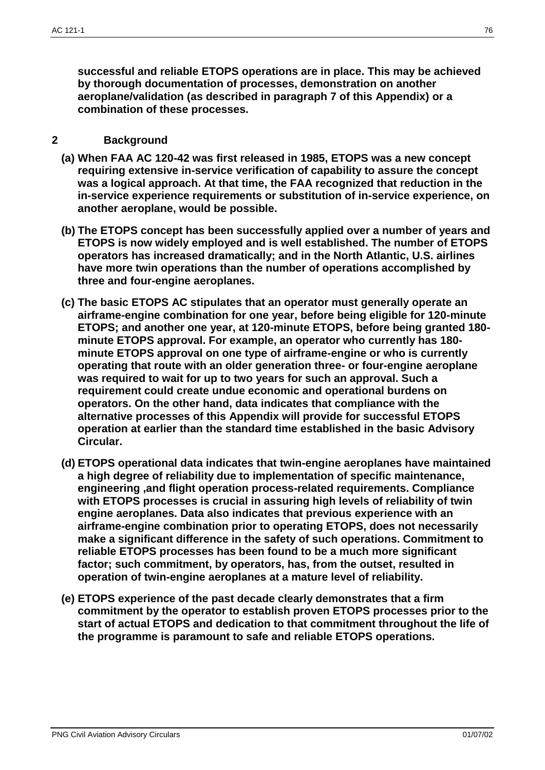**successful and reliable ETOPS operations are in place. This may be achieved by thorough documentation of processes, demonstration on another aeroplane/validation (as described in paragraph 7 of this Appendix) or a combination of these processes.**

## 2 Background

**(a) When FAA AC 120-42 was first released in 1985, ETOPS was a new concept requiring extensive in-service verification of capability to assure the concept was a logical approach. At that time, the FAA recognized that reduction in the in-service experience requirements or substitution of in-service experience, on another aeroplane, would be possible.**

**(b) The ETOPS concept has been successfully applied over a number of years and ETOPS is now widely employed and is well established. The number of ETOPS operators has increased dramatically; and in the North Atlantic, U.S. airlines have more twin operations than the number of operations accomplished by three and four-engine aeroplanes.**

**(c) The basic ETOPS AC stipulates that an operator must generally operate an airframe-engine combination for one year, before being eligible for 120-minute ETOPS; and another one year, at 120-minute ETOPS, before being granted 180-minute ETOPS approval. For example, an operator who currently has 180-minute ETOPS approval on one type of airframe-engine or who is currently operating that route with an older generation three- or four-engine aeroplane was required to wait for up to two years for such an approval. Such a requirement could create undue economic and operational burdens on operators. On the other hand, data indicates that compliance with the alternative processes of this Appendix will provide for successful ETOPS operation at earlier than the standard time established in the basic Advisory Circular.**

**(d) ETOPS operational data indicates that twin-engine aeroplanes have maintained a high degree of reliability due to implementation of specific maintenance, engineering ,and flight operation process-related requirements. Compliance with ETOPS processes is crucial in assuring high levels of reliability of twin engine aeroplanes. Data also indicates that previous experience with an airframe-engine combination prior to operating ETOPS, does not necessarily make a significant difference in the safety of such operations. Commitment to reliable ETOPS processes has been found to be a much more significant factor; such commitment, by operators, has, from the outset, resulted in operation of twin-engine aeroplanes at a mature level of reliability.**

**(e) ETOPS experience of the past decade clearly demonstrates that a firm commitment by the operator to establish proven ETOPS processes prior to the start of actual ETOPS and dedication to that commitment throughout the life of the programme is paramount to safe and reliable ETOPS operations.**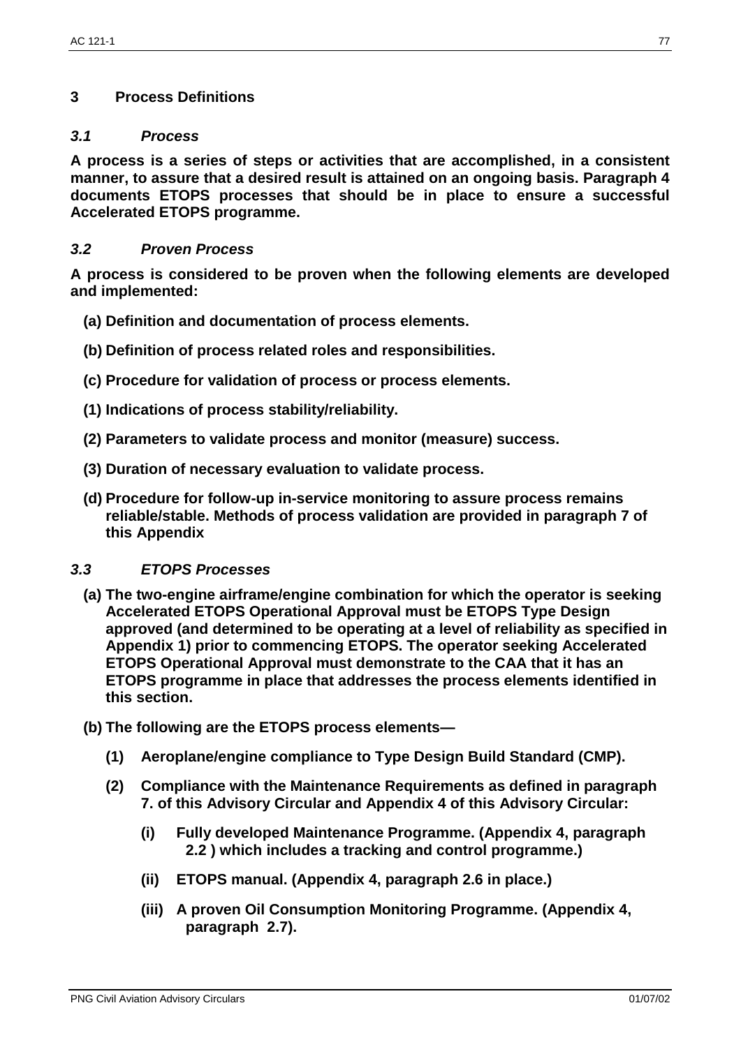## 3 Process Definitions

### *3.1 Process*

**A process is a series of steps or activities that are accomplished, in a consistent manner, to assure that a desired result is attained on an ongoing basis. Paragraph 4 documents ETOPS processes that should be in place to ensure a successful Accelerated ETOPS programme.**

### *3.2 Proven Process*

**A process is considered to be proven when the following elements are developed and implemented:**

**(a) Definition and documentation of process elements.**

**(b) Definition of process related roles and responsibilities.**

**(c) Procedure for validation of process or process elements.**

**(1) Indications of process stability/reliability.**

**(2) Parameters to validate process and monitor (measure) success.**

**(3) Duration of necessary evaluation to validate process.**

**(d) Procedure for follow-up in-service monitoring to assure process remains reliable/stable. Methods of process validation are provided in paragraph 7 of this Appendix**

### *3.3 ETOPS Processes*

**(a) The two-engine airframe/engine combination for which the operator is seeking Accelerated ETOPS Operational Approval must be ETOPS Type Design approved (and determined to be operating at a level of reliability as specified in Appendix 1) prior to commencing ETOPS. The operator seeking Accelerated ETOPS Operational Approval must demonstrate to the CAA that it has an ETOPS programme in place that addresses the process elements identified in this section.**

**(b) The following are the ETOPS process elements—**

**(1) Aeroplane/engine compliance to Type Design Build Standard (CMP).**

**(2) Compliance with the Maintenance Requirements as defined in paragraph 7. of this Advisory Circular and Appendix 4 of this Advisory Circular:**

**(i) Fully developed Maintenance Programme. (Appendix 4, paragraph 2.2 ) which includes a tracking and control programme.)**

**(ii) ETOPS manual. (Appendix 4, paragraph 2.6 in place.)**

**(iii) A proven Oil Consumption Monitoring Programme. (Appendix 4, paragraph 2.7).**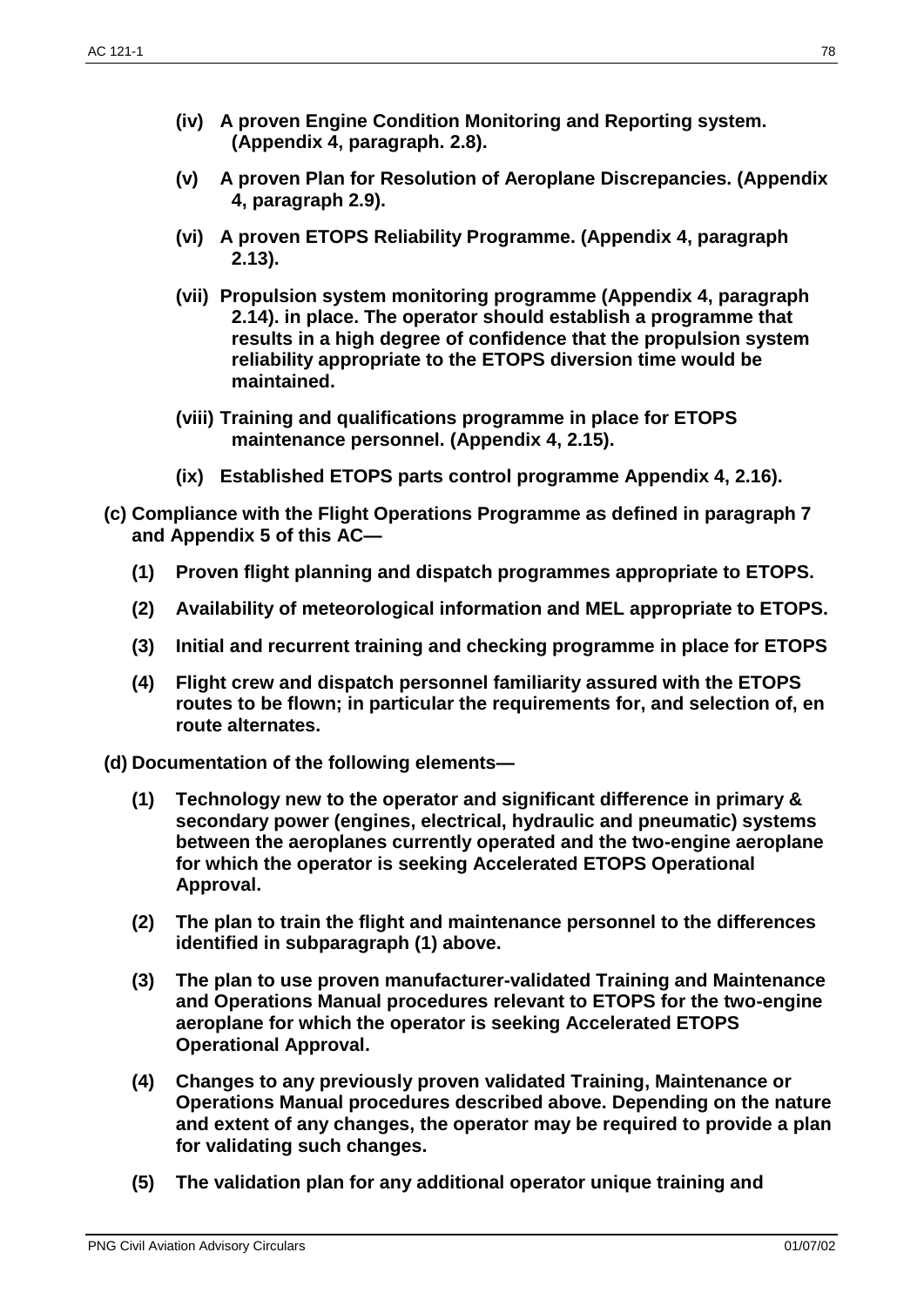**(iv) A proven Engine Condition Monitoring and Reporting system. (Appendix 4, paragraph. 2.8).**

**(v) A proven Plan for Resolution of Aeroplane Discrepancies. (Appendix 4, paragraph 2.9).**

**(vi) A proven ETOPS Reliability Programme. (Appendix 4, paragraph 2.13).**

**(vii) Propulsion system monitoring programme (Appendix 4, paragraph 2.14). in place. The operator should establish a programme that results in a high degree of confidence that the propulsion system reliability appropriate to the ETOPS diversion time would be maintained.**

**(viii) Training and qualifications programme in place for ETOPS maintenance personnel. (Appendix 4, 2.15).**

**(ix) Established ETOPS parts control programme Appendix 4, 2.16).**

**(c) Compliance with the Flight Operations Programme as defined in paragraph 7 and Appendix 5 of this AC—**

**(1) Proven flight planning and dispatch programmes appropriate to ETOPS.**

**(2) Availability of meteorological information and MEL appropriate to ETOPS.**

**(3) Initial and recurrent training and checking programme in place for ETOPS**

**(4) Flight crew and dispatch personnel familiarity assured with the ETOPS routes to be flown; in particular the requirements for, and selection of, en route alternates.**

**(d) Documentation of the following elements—**

**(1) Technology new to the operator and significant difference in primary & secondary power (engines, electrical, hydraulic and pneumatic) systems between the aeroplanes currently operated and the two-engine aeroplane for which the operator is seeking Accelerated ETOPS Operational Approval.**

**(2) The plan to train the flight and maintenance personnel to the differences identified in subparagraph (1) above.**

**(3) The plan to use proven manufacturer-validated Training and Maintenance and Operations Manual procedures relevant to ETOPS for the two-engine aeroplane for which the operator is seeking Accelerated ETOPS Operational Approval.**

**(4) Changes to any previously proven validated Training, Maintenance or Operations Manual procedures described above. Depending on the nature and extent of any changes, the operator may be required to provide a plan for validating such changes.**

**(5) The validation plan for any additional operator unique training and**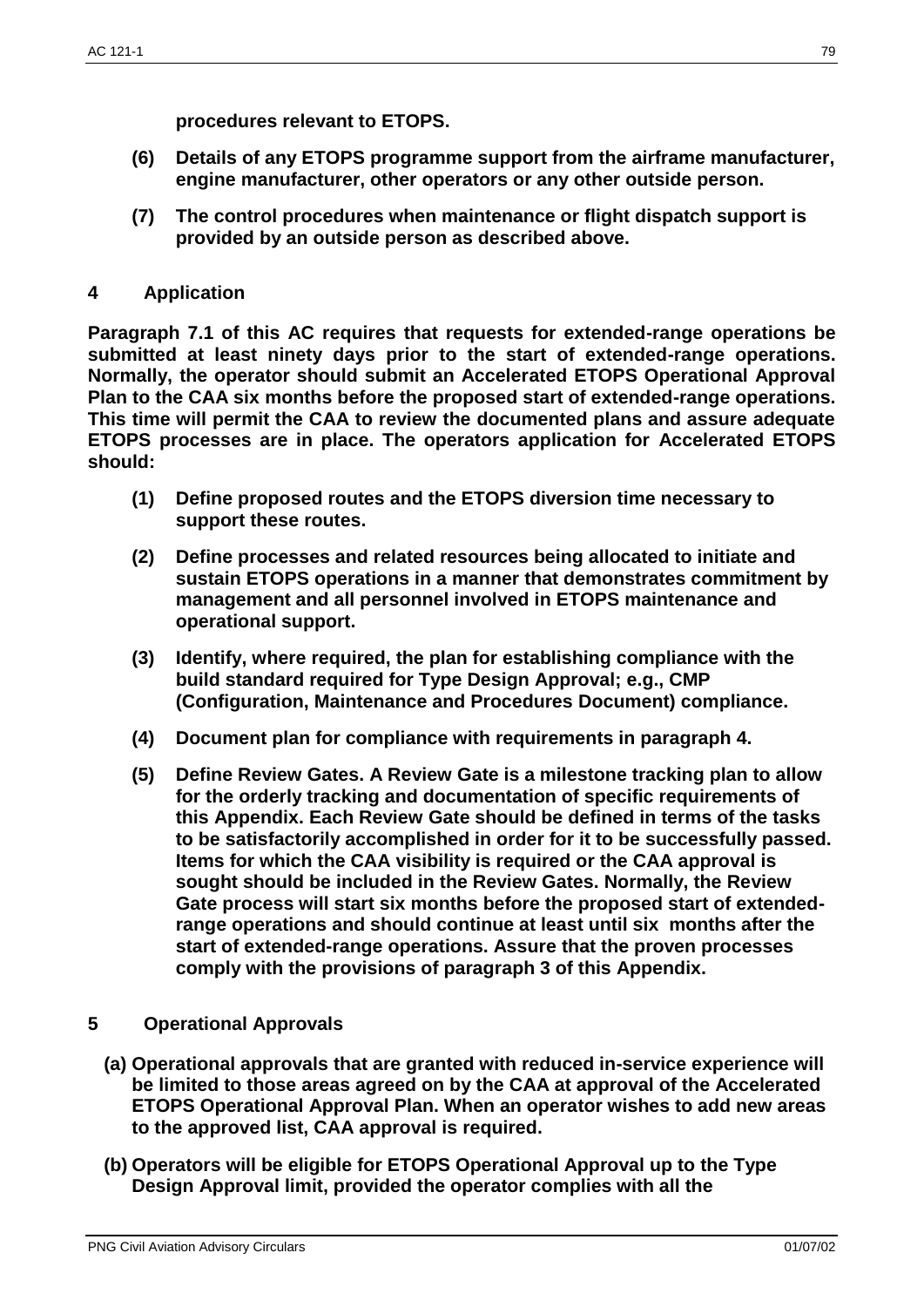**procedures relevant to ETOPS.**

**(6) Details of any ETOPS programme support from the airframe manufacturer, engine manufacturer, other operators or any other outside person.**

**(7) The control procedures when maintenance or flight dispatch support is provided by an outside person as described above.**

## 4 Application

**Paragraph 7.1 of this AC requires that requests for extended-range operations be submitted at least ninety days prior to the start of extended-range operations. Normally, the operator should submit an Accelerated ETOPS Operational Approval Plan to the CAA six months before the proposed start of extended-range operations. This time will permit the CAA to review the documented plans and assure adequate ETOPS processes are in place. The operators application for Accelerated ETOPS should:**

**(1) Define proposed routes and the ETOPS diversion time necessary to support these routes.**

**(2) Define processes and related resources being allocated to initiate and sustain ETOPS operations in a manner that demonstrates commitment by management and all personnel involved in ETOPS maintenance and operational support.**

**(3) Identify, where required, the plan for establishing compliance with the build standard required for Type Design Approval; e.g., CMP (Configuration, Maintenance and Procedures Document) compliance.**

**(4) Document plan for compliance with requirements in paragraph 4.**

**(5) Define Review Gates. A Review Gate is a milestone tracking plan to allow for the orderly tracking and documentation of specific requirements of this Appendix. Each Review Gate should be defined in terms of the tasks to be satisfactorily accomplished in order for it to be successfully passed. Items for which the CAA visibility is required or the CAA approval is sought should be included in the Review Gates. Normally, the Review Gate process will start six months before the proposed start of extended-range operations and should continue at least until six months after the start of extended-range operations. Assure that the proven processes comply with the provisions of paragraph 3 of this Appendix.**

## 5 Operational Approvals

**(a) Operational approvals that are granted with reduced in-service experience will be limited to those areas agreed on by the CAA at approval of the Accelerated ETOPS Operational Approval Plan. When an operator wishes to add new areas to the approved list, CAA approval is required.**

**(b) Operators will be eligible for ETOPS Operational Approval up to the Type Design Approval limit, provided the operator complies with all the**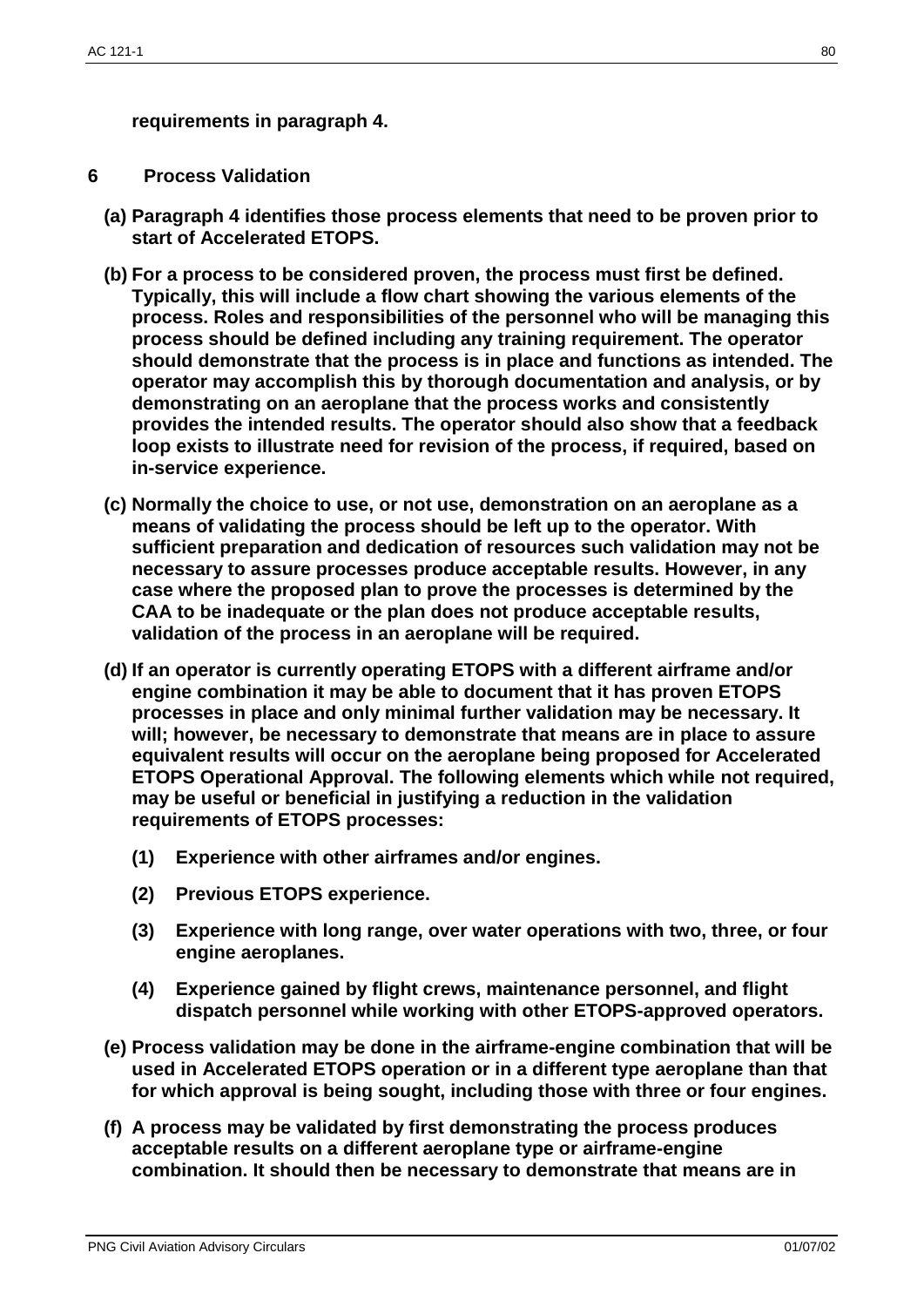**requirements in paragraph 4.**

## 6 Process Validation

**(a) Paragraph 4 identifies those process elements that need to be proven prior to start of Accelerated ETOPS.**

**(b) For a process to be considered proven, the process must first be defined. Typically, this will include a flow chart showing the various elements of the process. Roles and responsibilities of the personnel who will be managing this process should be defined including any training requirement. The operator should demonstrate that the process is in place and functions as intended. The operator may accomplish this by thorough documentation and analysis, or by demonstrating on an aeroplane that the process works and consistently provides the intended results. The operator should also show that a feedback loop exists to illustrate need for revision of the process, if required, based on in-service experience.**

**(c) Normally the choice to use, or not use, demonstration on an aeroplane as a means of validating the process should be left up to the operator. With sufficient preparation and dedication of resources such validation may not be necessary to assure processes produce acceptable results. However, in any case where the proposed plan to prove the processes is determined by the CAA to be inadequate or the plan does not produce acceptable results, validation of the process in an aeroplane will be required.**

**(d) If an operator is currently operating ETOPS with a different airframe and/or engine combination it may be able to document that it has proven ETOPS processes in place and only minimal further validation may be necessary. It will; however, be necessary to demonstrate that means are in place to assure equivalent results will occur on the aeroplane being proposed for Accelerated ETOPS Operational Approval. The following elements which while not required, may be useful or beneficial in justifying a reduction in the validation requirements of ETOPS processes:**

**(1) Experience with other airframes and/or engines.**

**(2) Previous ETOPS experience.**

**(3) Experience with long range, over water operations with two, three, or four engine aeroplanes.**

**(4) Experience gained by flight crews, maintenance personnel, and flight dispatch personnel while working with other ETOPS-approved operators.**

**(e) Process validation may be done in the airframe-engine combination that will be used in Accelerated ETOPS operation or in a different type aeroplane than that for which approval is being sought, including those with three or four engines.**

**(f) A process may be validated by first demonstrating the process produces acceptable results on a different aeroplane type or airframe-engine combination. It should then be necessary to demonstrate that means are in**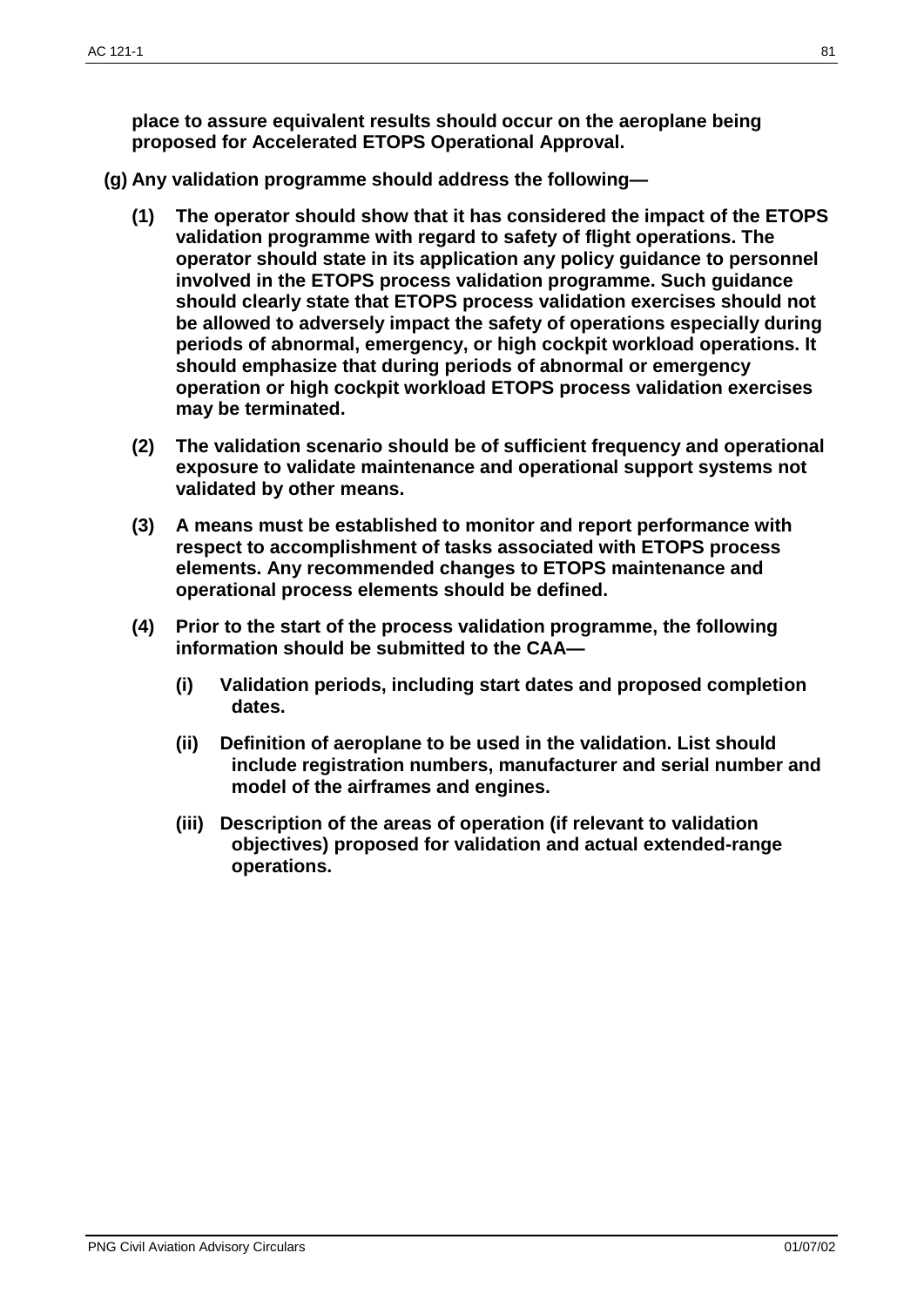**place to assure equivalent results should occur on the aeroplane being proposed for Accelerated ETOPS Operational Approval.**

**(g) Any validation programme should address the following—**

**(1) The operator should show that it has considered the impact of the ETOPS validation programme with regard to safety of flight operations. The operator should state in its application any policy guidance to personnel involved in the ETOPS process validation programme. Such guidance should clearly state that ETOPS process validation exercises should not be allowed to adversely impact the safety of operations especially during periods of abnormal, emergency, or high cockpit workload operations. It should emphasize that during periods of abnormal or emergency operation or high cockpit workload ETOPS process validation exercises may be terminated.**

**(2) The validation scenario should be of sufficient frequency and operational exposure to validate maintenance and operational support systems not validated by other means.**

**(3) A means must be established to monitor and report performance with respect to accomplishment of tasks associated with ETOPS process elements. Any recommended changes to ETOPS maintenance and operational process elements should be defined.**

**(4) Prior to the start of the process validation programme, the following information should be submitted to the CAA—**

**(i) Validation periods, including start dates and proposed completion dates.**

**(ii) Definition of aeroplane to be used in the validation. List should include registration numbers, manufacturer and serial number and model of the airframes and engines.**

**(iii) Description of the areas of operation (if relevant to validation objectives) proposed for validation and actual extended-range operations.**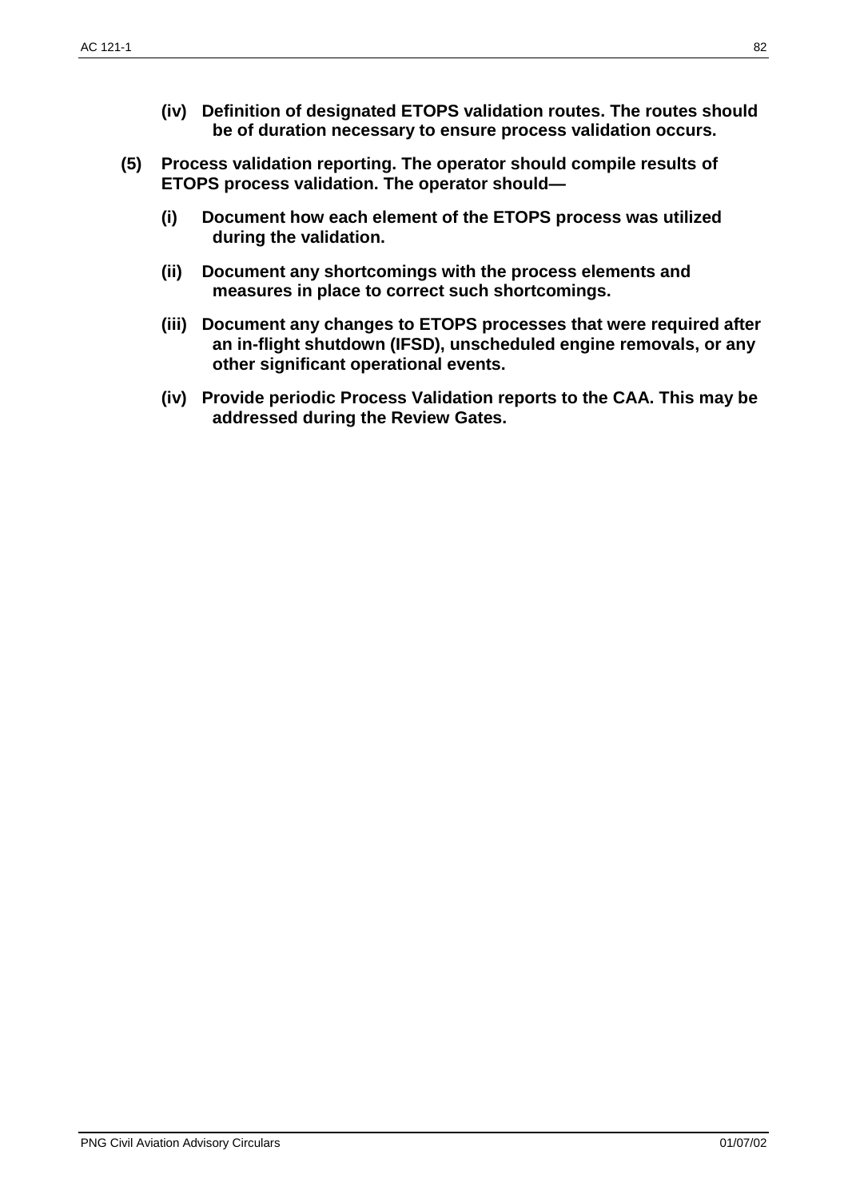**(iv) Definition of designated ETOPS validation routes. The routes should be of duration necessary to ensure process validation occurs.**

**(5) Process validation reporting. The operator should compile results of ETOPS process validation. The operator should—**

**(i) Document how each element of the ETOPS process was utilized during the validation.**

**(ii) Document any shortcomings with the process elements and measures in place to correct such shortcomings.**

**(iii) Document any changes to ETOPS processes that were required after an in-flight shutdown (IFSD), unscheduled engine removals, or any other significant operational events.**

**(iv) Provide periodic Process Validation reports to the CAA. This may be addressed during the Review Gates.**